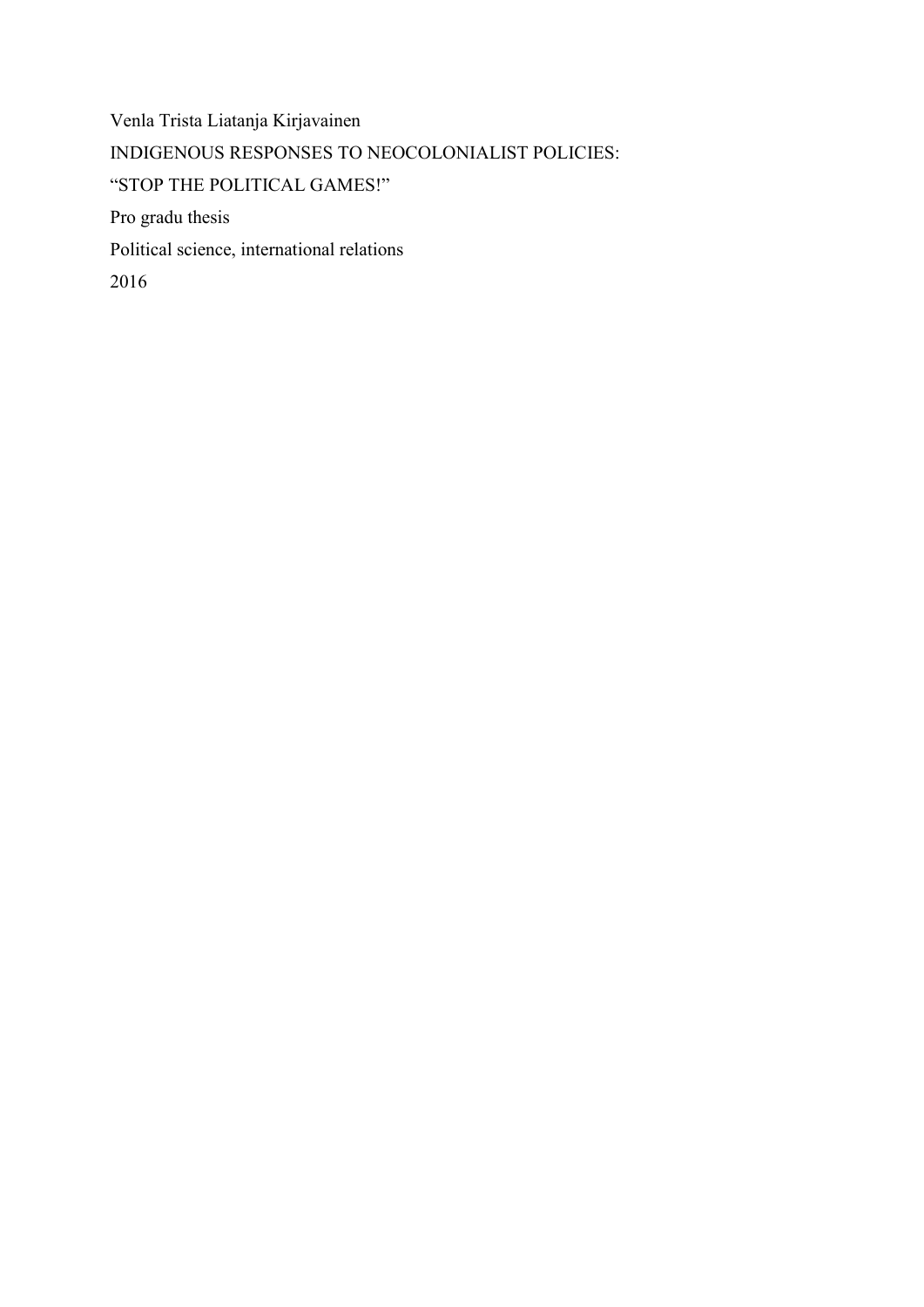Venla Trista Liatanja Kirjavainen

INDIGENOUS RESPONSES TO NEOCOLONIALIST POLICIES:

“STOP THE POLITICAL GAMES!”

Pro gradu thesis

Political science, international relations

2016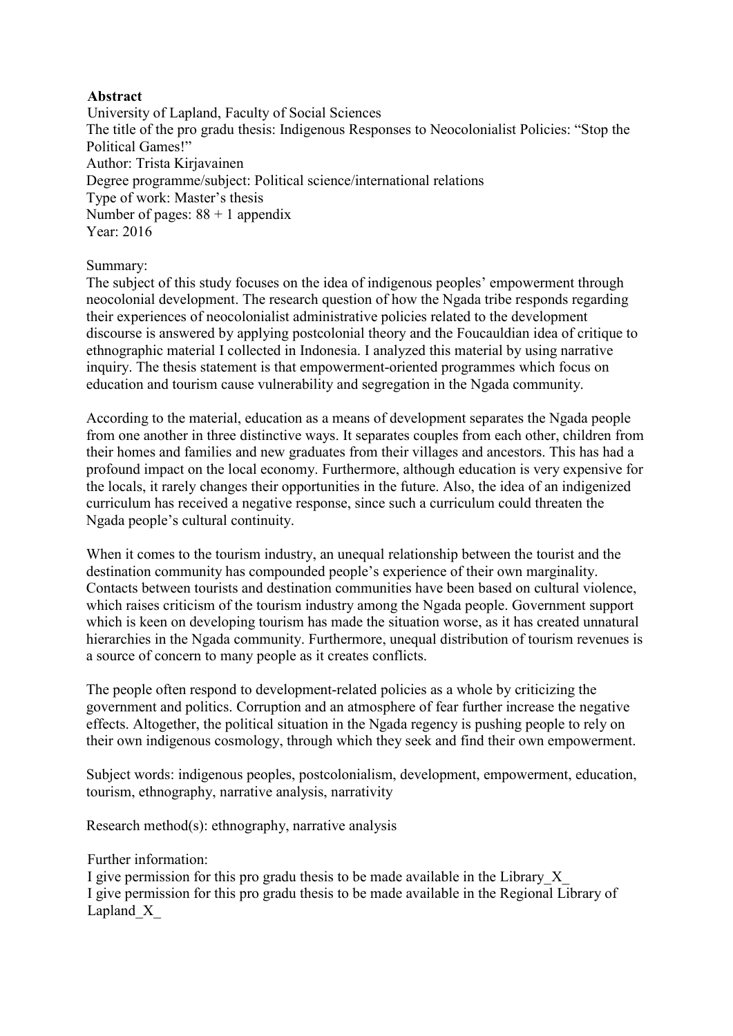## Abstract

University of Lapland, Faculty of Social Sciences
The title of the pro gradu thesis: Indigenous Responses to Neocolonialist Policies: "Stop the Political Games!"
Author: Trista Kirjavainen
Degree programme/subject: Political science/international relations
Type of work: Master's thesis
Number of pages: 88 + 1 appendix
Year: 2016

Summary:
The subject of this study focuses on the idea of indigenous peoples' empowerment through neocolonial development. The research question of how the Ngada tribe responds regarding their experiences of neocolonialist administrative policies related to the development discourse is answered by applying postcolonial theory and the Foucauldian idea of critique to ethnographic material I collected in Indonesia. I analyzed this material by using narrative inquiry. The thesis statement is that empowerment-oriented programmes which focus on education and tourism cause vulnerability and segregation in the Ngada community.

According to the material, education as a means of development separates the Ngada people from one another in three distinctive ways. It separates couples from each other, children from their homes and families and new graduates from their villages and ancestors. This has had a profound impact on the local economy. Furthermore, although education is very expensive for the locals, it rarely changes their opportunities in the future. Also, the idea of an indigenized curriculum has received a negative response, since such a curriculum could threaten the Ngada people's cultural continuity.

When it comes to the tourism industry, an unequal relationship between the tourist and the destination community has compounded people's experience of their own marginality. Contacts between tourists and destination communities have been based on cultural violence, which raises criticism of the tourism industry among the Ngada people. Government support which is keen on developing tourism has made the situation worse, as it has created unnatural hierarchies in the Ngada community. Furthermore, unequal distribution of tourism revenues is a source of concern to many people as it creates conflicts.

The people often respond to development-related policies as a whole by criticizing the government and politics. Corruption and an atmosphere of fear further increase the negative effects. Altogether, the political situation in the Ngada regency is pushing people to rely on their own indigenous cosmology, through which they seek and find their own empowerment.

Subject words: indigenous peoples, postcolonialism, development, empowerment, education, tourism, ethnography, narrative analysis, narrativity

Research method(s): ethnography, narrative analysis

Further information:
I give permission for this pro gradu thesis to be made available in the Library_X_
I give permission for this pro gradu thesis to be made available in the Regional Library of Lapland_X_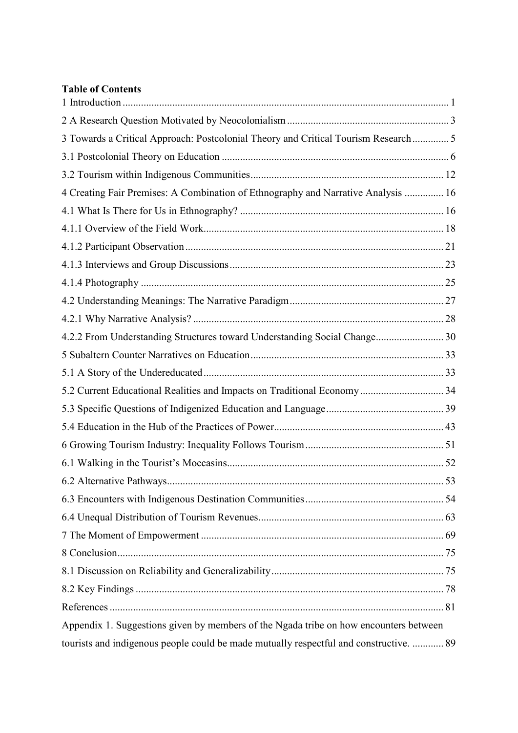**Table of Contents**

1 Introduction ............................................................................................................................ 1

2 A Research Question Motivated by Neocolonialism ............................................................. 3

3 Towards a Critical Approach: Postcolonial Theory and Critical Tourism Research .............. 5

3.1 Postcolonial Theory on Education ...................................................................................... 6

3.2 Tourism within Indigenous Communities ......................................................................... 12

4 Creating Fair Premises: A Combination of Ethnography and Narrative Analysis ............... 16

4.1 What Is There for Us in Ethnography? ............................................................................. 16

4.1.1 Overview of the Field Work ........................................................................................... 18

4.1.2 Participant Observation .................................................................................................. 21

4.1.3 Interviews and Group Discussions ................................................................................. 23

4.1.4 Photography ................................................................................................................... 25

4.2 Understanding Meanings: The Narrative Paradigm ........................................................... 27

4.2.1 Why Narrative Analysis? ............................................................................................... 28

4.2.2 From Understanding Structures toward Understanding Social Change .......................... 30

5 Subaltern Counter Narratives on Education ......................................................................... 33

5.1 A Story of the Undereducated ........................................................................................... 33

5.2 Current Educational Realities and Impacts on Traditional Economy ................................ 34

5.3 Specific Questions of Indigenized Education and Language ............................................ 39

5.4 Education in the Hub of the Practices of Power ................................................................ 43

6 Growing Tourism Industry: Inequality Follows Tourism ..................................................... 51

6.1 Walking in the Tourist's Moccasins .................................................................................. 52

6.2 Alternative Pathways ......................................................................................................... 53

6.3 Encounters with Indigenous Destination Communities ..................................................... 54

6.4 Unequal Distribution of Tourism Revenues ....................................................................... 63

7 The Moment of Empowerment ............................................................................................ 69

8 Conclusion ........................................................................................................................... 75

8.1 Discussion on Reliability and Generalizability ................................................................. 75

8.2 Key Findings ..................................................................................................................... 78

References ............................................................................................................................... 81

Appendix 1. Suggestions given by members of the Ngada tribe on how encounters between tourists and indigenous people could be made mutually respectful and constructive. ............ 89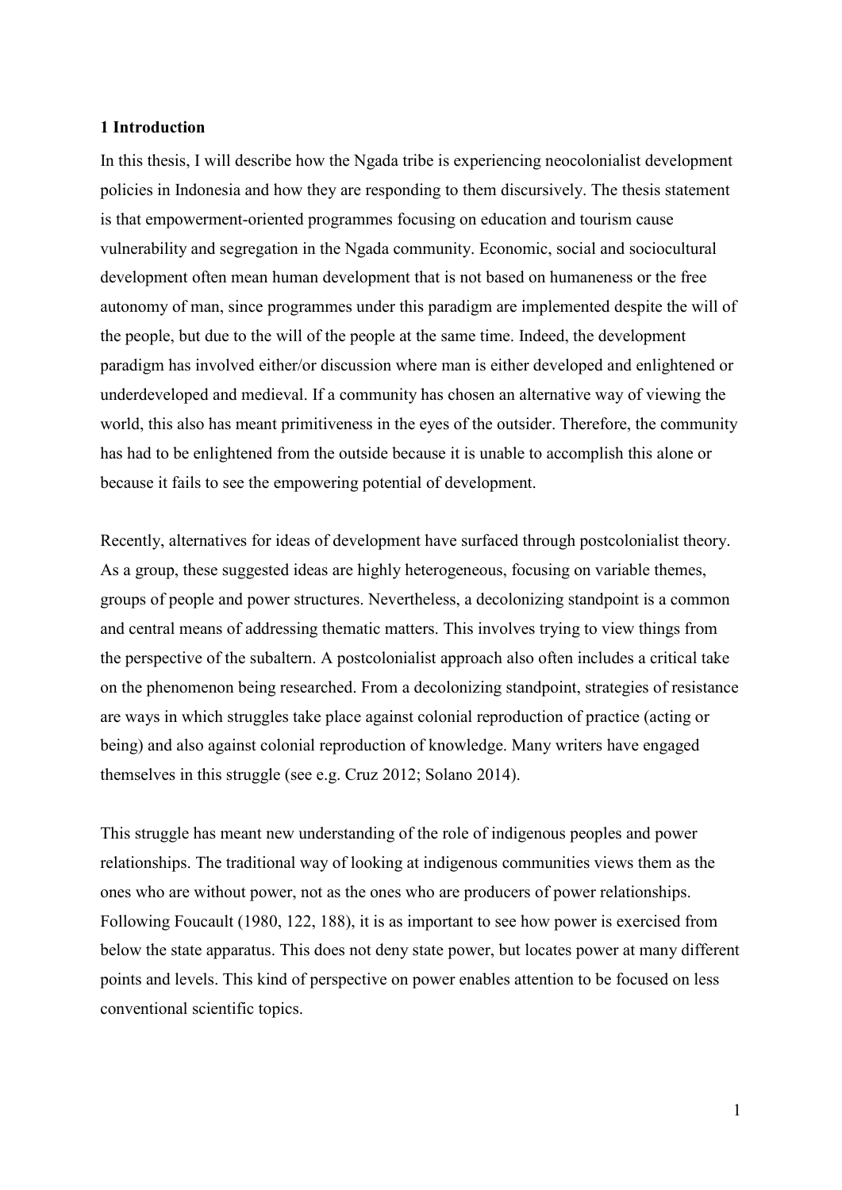# 1 Introduction

In this thesis, I will describe how the Ngada tribe is experiencing neocolonialist development policies in Indonesia and how they are responding to them discursively. The thesis statement is that empowerment-oriented programmes focusing on education and tourism cause vulnerability and segregation in the Ngada community. Economic, social and sociocultural development often mean human development that is not based on humaneness or the free autonomy of man, since programmes under this paradigm are implemented despite the will of the people, but due to the will of the people at the same time. Indeed, the development paradigm has involved either/or discussion where man is either developed and enlightened or underdeveloped and medieval. If a community has chosen an alternative way of viewing the world, this also has meant primitiveness in the eyes of the outsider. Therefore, the community has had to be enlightened from the outside because it is unable to accomplish this alone or because it fails to see the empowering potential of development.

Recently, alternatives for ideas of development have surfaced through postcolonialist theory. As a group, these suggested ideas are highly heterogeneous, focusing on variable themes, groups of people and power structures. Nevertheless, a decolonizing standpoint is a common and central means of addressing thematic matters. This involves trying to view things from the perspective of the subaltern. A postcolonialist approach also often includes a critical take on the phenomenon being researched. From a decolonizing standpoint, strategies of resistance are ways in which struggles take place against colonial reproduction of practice (acting or being) and also against colonial reproduction of knowledge. Many writers have engaged themselves in this struggle (see e.g. Cruz 2012; Solano 2014).

This struggle has meant new understanding of the role of indigenous peoples and power relationships. The traditional way of looking at indigenous communities views them as the ones who are without power, not as the ones who are producers of power relationships. Following Foucault (1980, 122, 188), it is as important to see how power is exercised from below the state apparatus. This does not deny state power, but locates power at many different points and levels. This kind of perspective on power enables attention to be focused on less conventional scientific topics.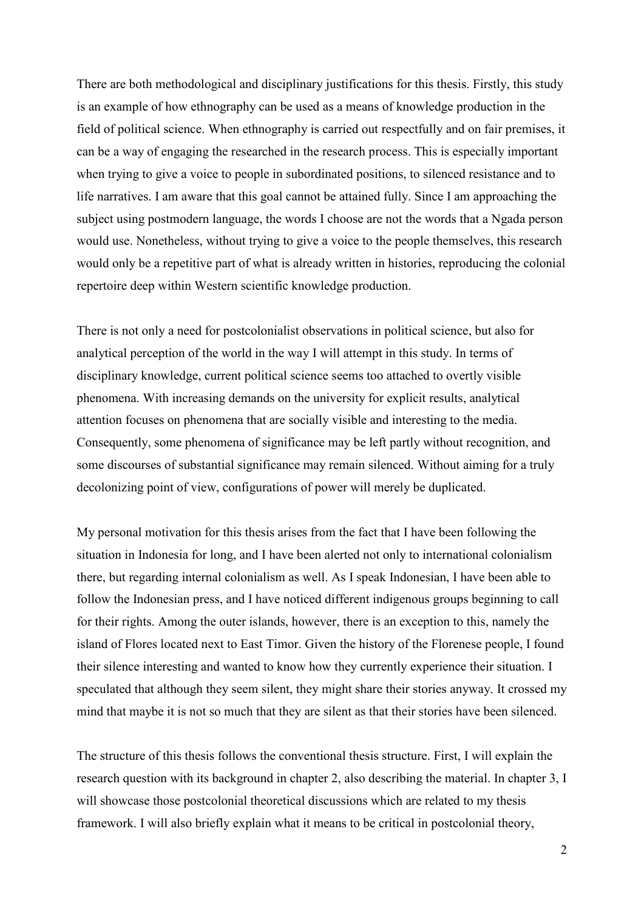There are both methodological and disciplinary justifications for this thesis. Firstly, this study is an example of how ethnography can be used as a means of knowledge production in the field of political science. When ethnography is carried out respectfully and on fair premises, it can be a way of engaging the researched in the research process. This is especially important when trying to give a voice to people in subordinated positions, to silenced resistance and to life narratives. I am aware that this goal cannot be attained fully. Since I am approaching the subject using postmodern language, the words I choose are not the words that a Ngada person would use. Nonetheless, without trying to give a voice to the people themselves, this research would only be a repetitive part of what is already written in histories, reproducing the colonial repertoire deep within Western scientific knowledge production.

There is not only a need for postcolonialist observations in political science, but also for analytical perception of the world in the way I will attempt in this study. In terms of disciplinary knowledge, current political science seems too attached to overtly visible phenomena. With increasing demands on the university for explicit results, analytical attention focuses on phenomena that are socially visible and interesting to the media. Consequently, some phenomena of significance may be left partly without recognition, and some discourses of substantial significance may remain silenced. Without aiming for a truly decolonizing point of view, configurations of power will merely be duplicated.

My personal motivation for this thesis arises from the fact that I have been following the situation in Indonesia for long, and I have been alerted not only to international colonialism there, but regarding internal colonialism as well. As I speak Indonesian, I have been able to follow the Indonesian press, and I have noticed different indigenous groups beginning to call for their rights. Among the outer islands, however, there is an exception to this, namely the island of Flores located next to East Timor. Given the history of the Florenese people, I found their silence interesting and wanted to know how they currently experience their situation. I speculated that although they seem silent, they might share their stories anyway. It crossed my mind that maybe it is not so much that they are silent as that their stories have been silenced.

The structure of this thesis follows the conventional thesis structure. First, I will explain the research question with its background in chapter 2, also describing the material. In chapter 3, I will showcase those postcolonial theoretical discussions which are related to my thesis framework. I will also briefly explain what it means to be critical in postcolonial theory,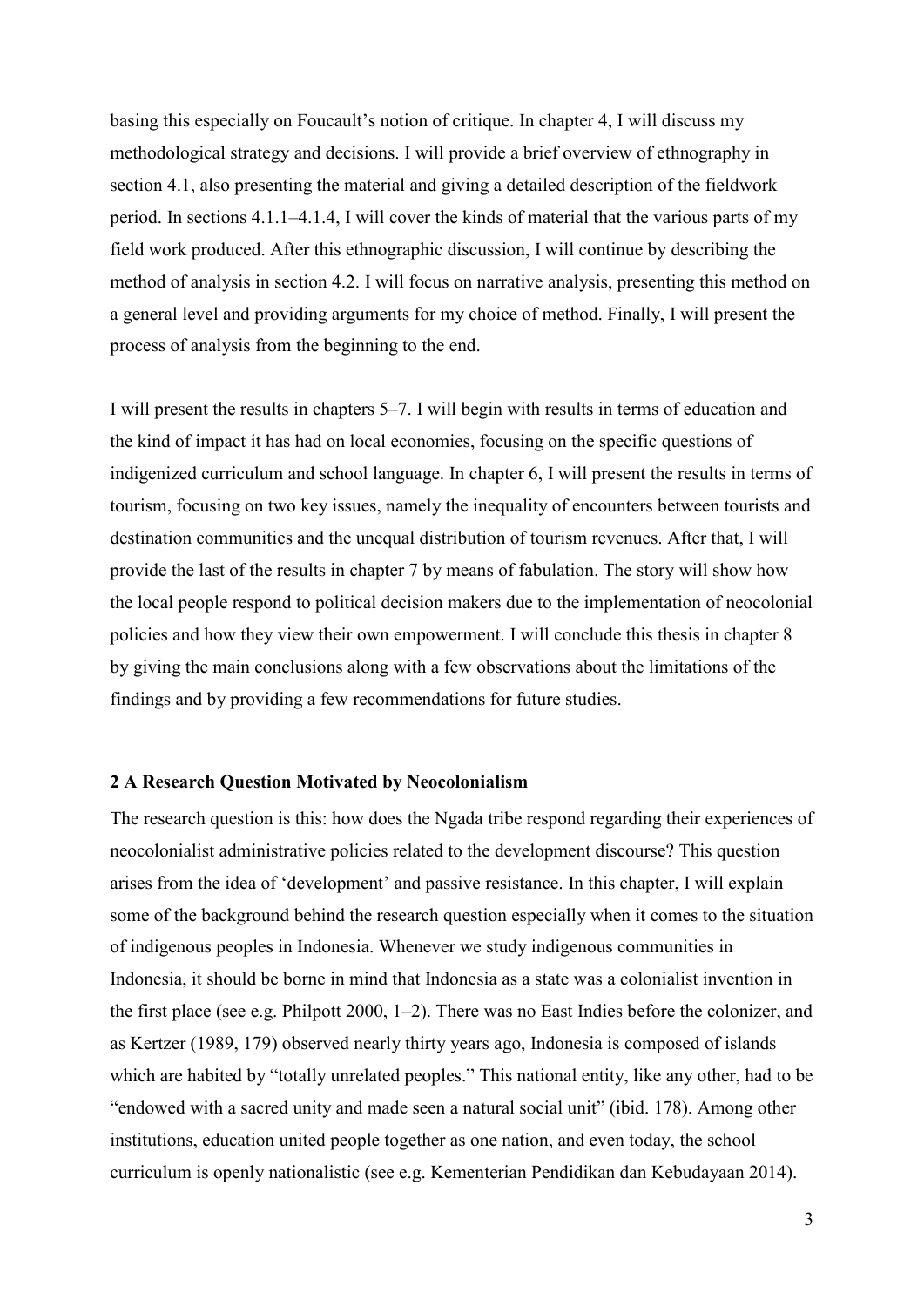basing this especially on Foucault's notion of critique. In chapter 4, I will discuss my methodological strategy and decisions. I will provide a brief overview of ethnography in section 4.1, also presenting the material and giving a detailed description of the fieldwork period. In sections 4.1.1–4.1.4, I will cover the kinds of material that the various parts of my field work produced. After this ethnographic discussion, I will continue by describing the method of analysis in section 4.2. I will focus on narrative analysis, presenting this method on a general level and providing arguments for my choice of method. Finally, I will present the process of analysis from the beginning to the end.

I will present the results in chapters 5–7. I will begin with results in terms of education and the kind of impact it has had on local economies, focusing on the specific questions of indigenized curriculum and school language. In chapter 6, I will present the results in terms of tourism, focusing on two key issues, namely the inequality of encounters between tourists and destination communities and the unequal distribution of tourism revenues. After that, I will provide the last of the results in chapter 7 by means of fabulation. The story will show how the local people respond to political decision makers due to the implementation of neocolonial policies and how they view their own empowerment. I will conclude this thesis in chapter 8 by giving the main conclusions along with a few observations about the limitations of the findings and by providing a few recommendations for future studies.

## 2 A Research Question Motivated by Neocolonialism

The research question is this: how does the Ngada tribe respond regarding their experiences of neocolonialist administrative policies related to the development discourse? This question arises from the idea of 'development' and passive resistance. In this chapter, I will explain some of the background behind the research question especially when it comes to the situation of indigenous peoples in Indonesia. Whenever we study indigenous communities in Indonesia, it should be borne in mind that Indonesia as a state was a colonialist invention in the first place (see e.g. Philpott 2000, 1–2). There was no East Indies before the colonizer, and as Kertzer (1989, 179) observed nearly thirty years ago, Indonesia is composed of islands which are habited by "totally unrelated peoples." This national entity, like any other, had to be "endowed with a sacred unity and made seen a natural social unit" (ibid. 178). Among other institutions, education united people together as one nation, and even today, the school curriculum is openly nationalistic (see e.g. Kementerian Pendidikan dan Kebudayaan 2014).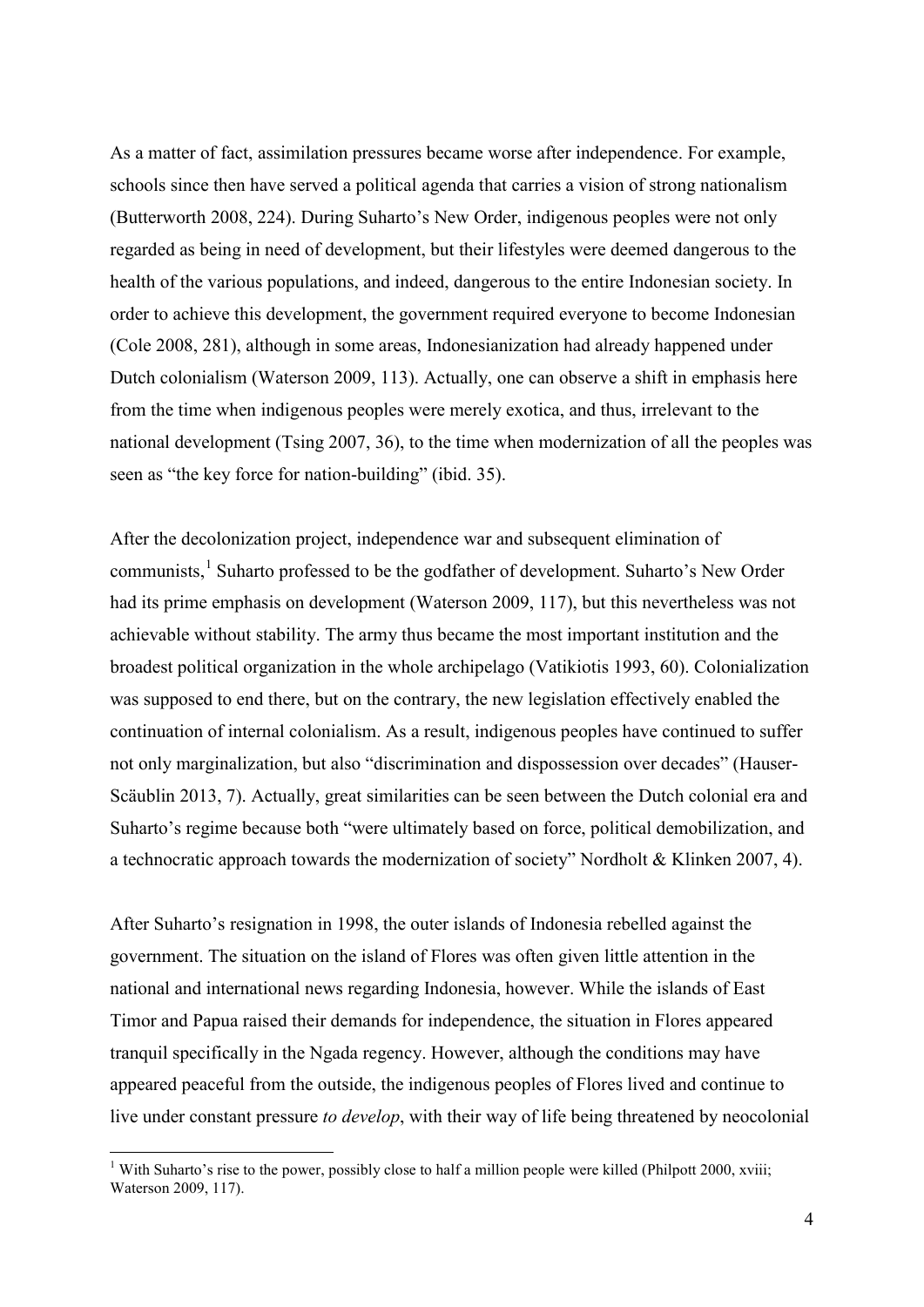As a matter of fact, assimilation pressures became worse after independence. For example, schools since then have served a political agenda that carries a vision of strong nationalism (Butterworth 2008, 224). During Suharto's New Order, indigenous peoples were not only regarded as being in need of development, but their lifestyles were deemed dangerous to the health of the various populations, and indeed, dangerous to the entire Indonesian society. In order to achieve this development, the government required everyone to become Indonesian (Cole 2008, 281), although in some areas, Indonesianization had already happened under Dutch colonialism (Waterson 2009, 113). Actually, one can observe a shift in emphasis here from the time when indigenous peoples were merely exotica, and thus, irrelevant to the national development (Tsing 2007, 36), to the time when modernization of all the peoples was seen as "the key force for nation-building" (ibid. 35).

After the decolonization project, independence war and subsequent elimination of communists,[1] Suharto professed to be the godfather of development. Suharto's New Order had its prime emphasis on development (Waterson 2009, 117), but this nevertheless was not achievable without stability. The army thus became the most important institution and the broadest political organization in the whole archipelago (Vatikiotis 1993, 60). Colonialization was supposed to end there, but on the contrary, the new legislation effectively enabled the continuation of internal colonialism. As a result, indigenous peoples have continued to suffer not only marginalization, but also "discrimination and dispossession over decades" (Hauser-Scäublin 2013, 7). Actually, great similarities can be seen between the Dutch colonial era and Suharto's regime because both "were ultimately based on force, political demobilization, and a technocratic approach towards the modernization of society" Nordholt & Klinken 2007, 4).

After Suharto's resignation in 1998, the outer islands of Indonesia rebelled against the government. The situation on the island of Flores was often given little attention in the national and international news regarding Indonesia, however. While the islands of East Timor and Papua raised their demands for independence, the situation in Flores appeared tranquil specifically in the Ngada regency. However, although the conditions may have appeared peaceful from the outside, the indigenous peoples of Flores lived and continue to live under constant pressure *to develop*, with their way of life being threatened by neocolonial

[1] With Suharto's rise to the power, possibly close to half a million people were killed (Philpott 2000, xviii; Waterson 2009, 117).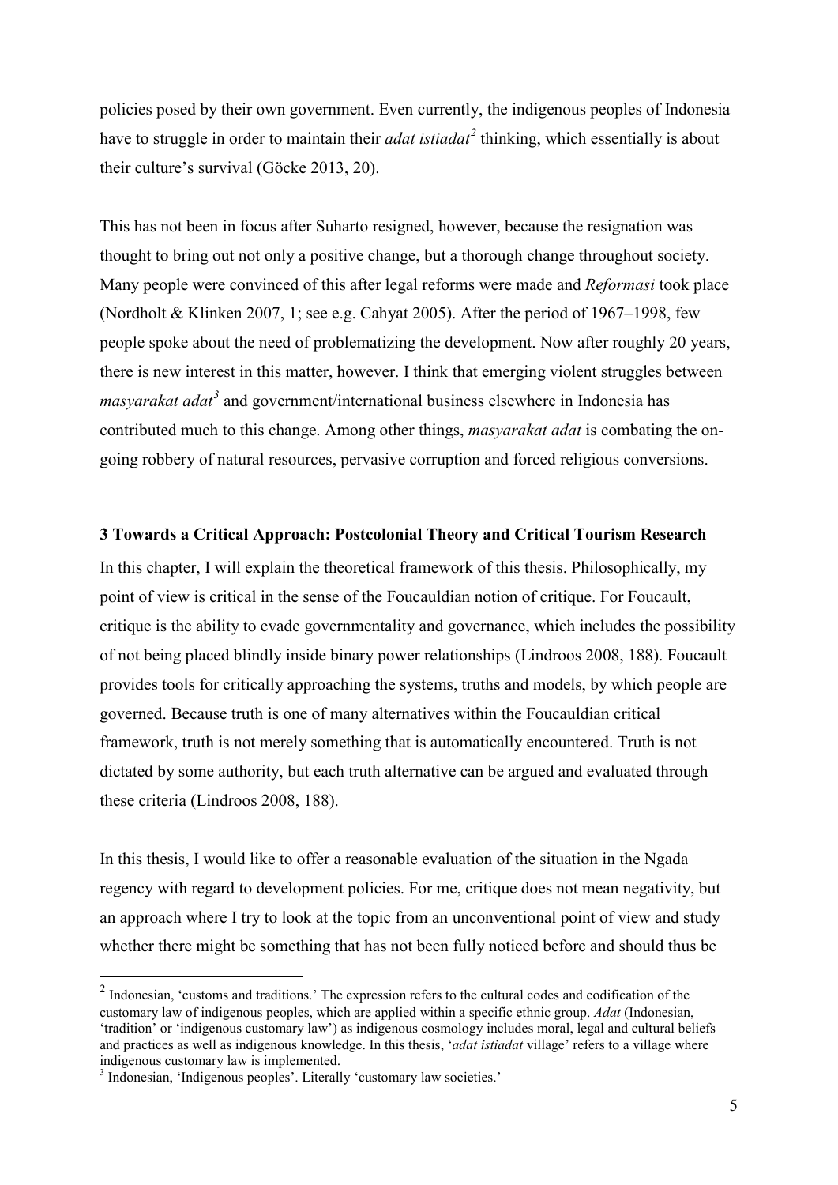policies posed by their own government. Even currently, the indigenous peoples of Indonesia have to struggle in order to maintain their *adat istiadat*[2] thinking, which essentially is about their culture's survival (Göcke 2013, 20).

This has not been in focus after Suharto resigned, however, because the resignation was thought to bring out not only a positive change, but a thorough change throughout society. Many people were convinced of this after legal reforms were made and *Reformasi* took place (Nordholt & Klinken 2007, 1; see e.g. Cahyat 2005). After the period of 1967–1998, few people spoke about the need of problematizing the development. Now after roughly 20 years, there is new interest in this matter, however. I think that emerging violent struggles between *masyarakat adat*[3] and government/international business elsewhere in Indonesia has contributed much to this change. Among other things, *masyarakat adat* is combating the on-going robbery of natural resources, pervasive corruption and forced religious conversions.

## 3 Towards a Critical Approach: Postcolonial Theory and Critical Tourism Research

In this chapter, I will explain the theoretical framework of this thesis. Philosophically, my point of view is critical in the sense of the Foucauldian notion of critique. For Foucault, critique is the ability to evade governmentality and governance, which includes the possibility of not being placed blindly inside binary power relationships (Lindroos 2008, 188). Foucault provides tools for critically approaching the systems, truths and models, by which people are governed. Because truth is one of many alternatives within the Foucauldian critical framework, truth is not merely something that is automatically encountered. Truth is not dictated by some authority, but each truth alternative can be argued and evaluated through these criteria (Lindroos 2008, 188).

In this thesis, I would like to offer a reasonable evaluation of the situation in the Ngada regency with regard to development policies. For me, critique does not mean negativity, but an approach where I try to look at the topic from an unconventional point of view and study whether there might be something that has not been fully noticed before and should thus be

---

[2] Indonesian, 'customs and traditions.' The expression refers to the cultural codes and codification of the customary law of indigenous peoples, which are applied within a specific ethnic group. *Adat* (Indonesian, 'tradition' or 'indigenous customary law') as indigenous cosmology includes moral, legal and cultural beliefs and practices as well as indigenous knowledge. In this thesis, '*adat istiadat* village' refers to a village where indigenous customary law is implemented.

[3] Indonesian, 'Indigenous peoples'. Literally 'customary law societies.'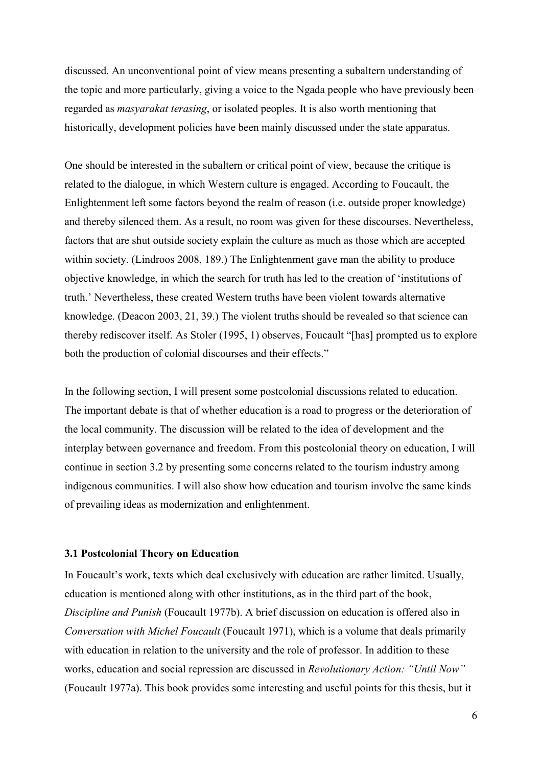discussed. An unconventional point of view means presenting a subaltern understanding of the topic and more particularly, giving a voice to the Ngada people who have previously been regarded as *masyarakat terasing*, or isolated peoples. It is also worth mentioning that historically, development policies have been mainly discussed under the state apparatus.

One should be interested in the subaltern or critical point of view, because the critique is related to the dialogue, in which Western culture is engaged. According to Foucault, the Enlightenment left some factors beyond the realm of reason (i.e. outside proper knowledge) and thereby silenced them. As a result, no room was given for these discourses. Nevertheless, factors that are shut outside society explain the culture as much as those which are accepted within society. (Lindroos 2008, 189.) The Enlightenment gave man the ability to produce objective knowledge, in which the search for truth has led to the creation of 'institutions of truth.' Nevertheless, these created Western truths have been violent towards alternative knowledge. (Deacon 2003, 21, 39.) The violent truths should be revealed so that science can thereby rediscover itself. As Stoler (1995, 1) observes, Foucault "[has] prompted us to explore both the production of colonial discourses and their effects."

In the following section, I will present some postcolonial discussions related to education. The important debate is that of whether education is a road to progress or the deterioration of the local community. The discussion will be related to the idea of development and the interplay between governance and freedom. From this postcolonial theory on education, I will continue in section 3.2 by presenting some concerns related to the tourism industry among indigenous communities. I will also show how education and tourism involve the same kinds of prevailing ideas as modernization and enlightenment.

### 3.1 Postcolonial Theory on Education

In Foucault's work, texts which deal exclusively with education are rather limited. Usually, education is mentioned along with other institutions, as in the third part of the book, *Discipline and Punish* (Foucault 1977b). A brief discussion on education is offered also in *Conversation with Michel Foucault* (Foucault 1971), which is a volume that deals primarily with education in relation to the university and the role of professor. In addition to these works, education and social repression are discussed in *Revolutionary Action: "Until Now"* (Foucault 1977a). This book provides some interesting and useful points for this thesis, but it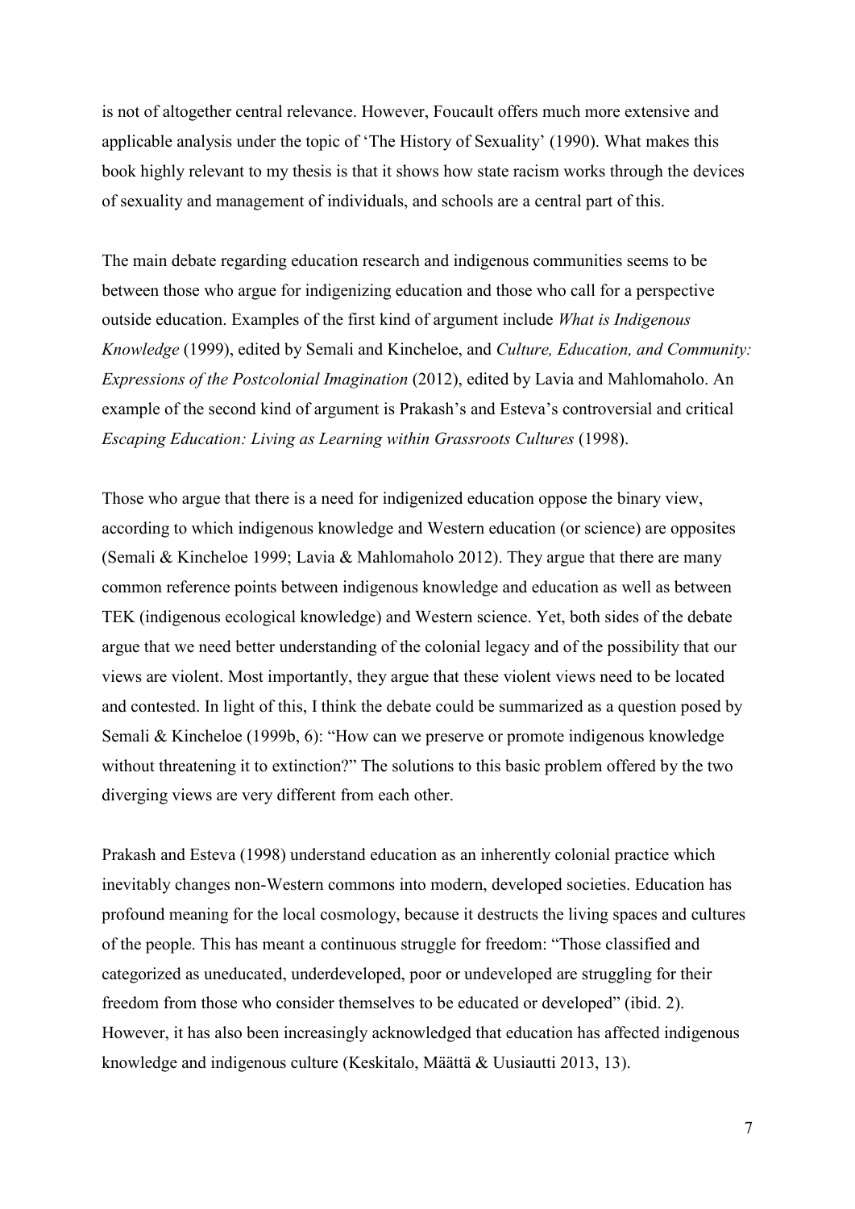is not of altogether central relevance. However, Foucault offers much more extensive and applicable analysis under the topic of 'The History of Sexuality' (1990). What makes this book highly relevant to my thesis is that it shows how state racism works through the devices of sexuality and management of individuals, and schools are a central part of this.

The main debate regarding education research and indigenous communities seems to be between those who argue for indigenizing education and those who call for a perspective outside education. Examples of the first kind of argument include *What is Indigenous Knowledge* (1999), edited by Semali and Kincheloe, and *Culture, Education, and Community: Expressions of the Postcolonial Imagination* (2012), edited by Lavia and Mahlomaholo. An example of the second kind of argument is Prakash's and Esteva's controversial and critical *Escaping Education: Living as Learning within Grassroots Cultures* (1998).

Those who argue that there is a need for indigenized education oppose the binary view, according to which indigenous knowledge and Western education (or science) are opposites (Semali & Kincheloe 1999; Lavia & Mahlomaholo 2012). They argue that there are many common reference points between indigenous knowledge and education as well as between TEK (indigenous ecological knowledge) and Western science. Yet, both sides of the debate argue that we need better understanding of the colonial legacy and of the possibility that our views are violent. Most importantly, they argue that these violent views need to be located and contested. In light of this, I think the debate could be summarized as a question posed by Semali & Kincheloe (1999b, 6): "How can we preserve or promote indigenous knowledge without threatening it to extinction?" The solutions to this basic problem offered by the two diverging views are very different from each other.

Prakash and Esteva (1998) understand education as an inherently colonial practice which inevitably changes non-Western commons into modern, developed societies. Education has profound meaning for the local cosmology, because it destructs the living spaces and cultures of the people. This has meant a continuous struggle for freedom: "Those classified and categorized as uneducated, underdeveloped, poor or undeveloped are struggling for their freedom from those who consider themselves to be educated or developed" (ibid. 2). However, it has also been increasingly acknowledged that education has affected indigenous knowledge and indigenous culture (Keskitalo, Määttä & Uusiautti 2013, 13).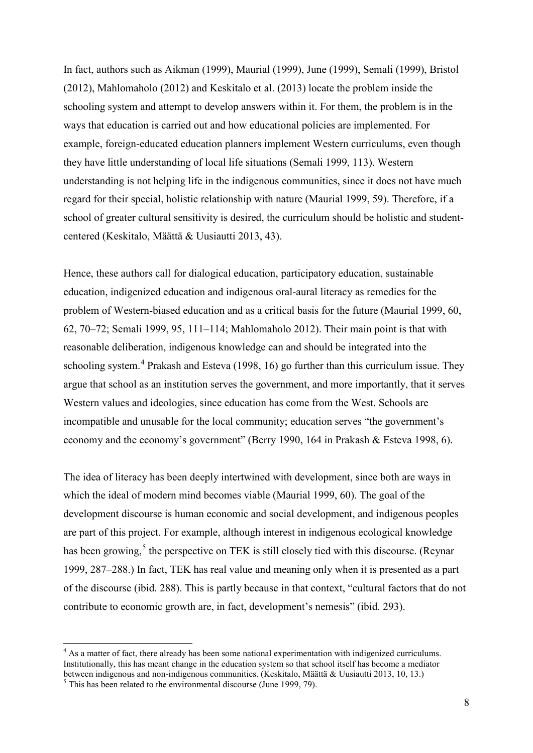In fact, authors such as Aikman (1999), Maurial (1999), June (1999), Semali (1999), Bristol (2012), Mahlomaholo (2012) and Keskitalo et al. (2013) locate the problem inside the schooling system and attempt to develop answers within it. For them, the problem is in the ways that education is carried out and how educational policies are implemented. For example, foreign-educated education planners implement Western curriculums, even though they have little understanding of local life situations (Semali 1999, 113). Western understanding is not helping life in the indigenous communities, since it does not have much regard for their special, holistic relationship with nature (Maurial 1999, 59). Therefore, if a school of greater cultural sensitivity is desired, the curriculum should be holistic and student-centered (Keskitalo, Määttä & Uusiautti 2013, 43).

Hence, these authors call for dialogical education, participatory education, sustainable education, indigenized education and indigenous oral-aural literacy as remedies for the problem of Western-biased education and as a critical basis for the future (Maurial 1999, 60, 62, 70–72; Semali 1999, 95, 111–114; Mahlomaholo 2012). Their main point is that with reasonable deliberation, indigenous knowledge can and should be integrated into the schooling system.[4] Prakash and Esteva (1998, 16) go further than this curriculum issue. They argue that school as an institution serves the government, and more importantly, that it serves Western values and ideologies, since education has come from the West. Schools are incompatible and unusable for the local community; education serves "the government's economy and the economy's government" (Berry 1990, 164 in Prakash & Esteva 1998, 6).

The idea of literacy has been deeply intertwined with development, since both are ways in which the ideal of modern mind becomes viable (Maurial 1999, 60). The goal of the development discourse is human economic and social development, and indigenous peoples are part of this project. For example, although interest in indigenous ecological knowledge has been growing,[5] the perspective on TEK is still closely tied with this discourse. (Reynar 1999, 287–288.) In fact, TEK has real value and meaning only when it is presented as a part of the discourse (ibid. 288). This is partly because in that context, "cultural factors that do not contribute to economic growth are, in fact, development's nemesis" (ibid. 293).

---

[4] As a matter of fact, there already has been some national experimentation with indigenized curriculums. Institutionally, this has meant change in the education system so that school itself has become a mediator between indigenous and non-indigenous communities. (Keskitalo, Määttä & Uusiautti 2013, 10, 13.)

[5] This has been related to the environmental discourse (June 1999, 79).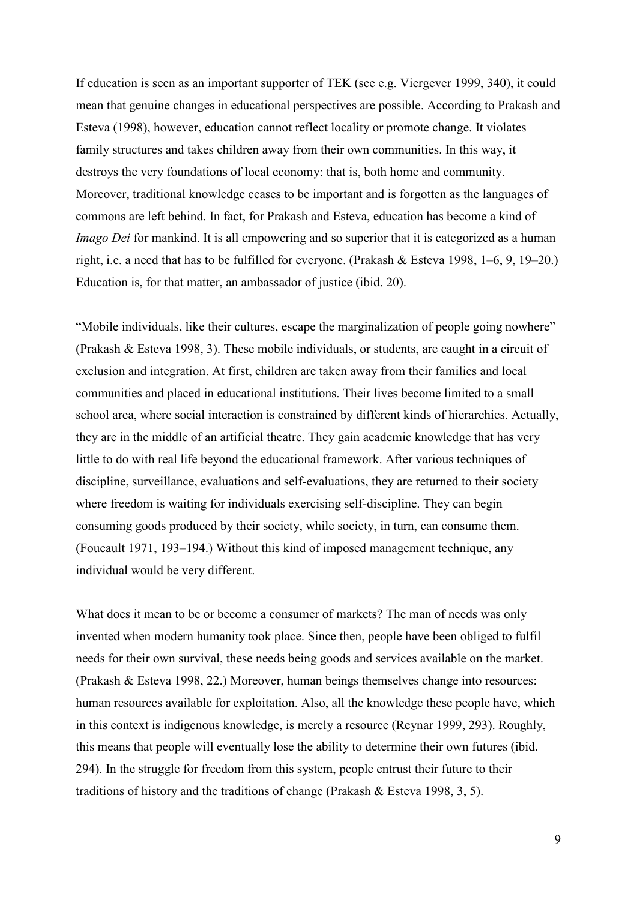If education is seen as an important supporter of TEK (see e.g. Viergever 1999, 340), it could mean that genuine changes in educational perspectives are possible. According to Prakash and Esteva (1998), however, education cannot reflect locality or promote change. It violates family structures and takes children away from their own communities. In this way, it destroys the very foundations of local economy: that is, both home and community. Moreover, traditional knowledge ceases to be important and is forgotten as the languages of commons are left behind. In fact, for Prakash and Esteva, education has become a kind of *Imago Dei* for mankind. It is all empowering and so superior that it is categorized as a human right, i.e. a need that has to be fulfilled for everyone. (Prakash & Esteva 1998, 1–6, 9, 19–20.) Education is, for that matter, an ambassador of justice (ibid. 20).

"Mobile individuals, like their cultures, escape the marginalization of people going nowhere" (Prakash & Esteva 1998, 3). These mobile individuals, or students, are caught in a circuit of exclusion and integration. At first, children are taken away from their families and local communities and placed in educational institutions. Their lives become limited to a small school area, where social interaction is constrained by different kinds of hierarchies. Actually, they are in the middle of an artificial theatre. They gain academic knowledge that has very little to do with real life beyond the educational framework. After various techniques of discipline, surveillance, evaluations and self-evaluations, they are returned to their society where freedom is waiting for individuals exercising self-discipline. They can begin consuming goods produced by their society, while society, in turn, can consume them. (Foucault 1971, 193–194.) Without this kind of imposed management technique, any individual would be very different.

What does it mean to be or become a consumer of markets? The man of needs was only invented when modern humanity took place. Since then, people have been obliged to fulfil needs for their own survival, these needs being goods and services available on the market. (Prakash & Esteva 1998, 22.) Moreover, human beings themselves change into resources: human resources available for exploitation. Also, all the knowledge these people have, which in this context is indigenous knowledge, is merely a resource (Reynar 1999, 293). Roughly, this means that people will eventually lose the ability to determine their own futures (ibid. 294). In the struggle for freedom from this system, people entrust their future to their traditions of history and the traditions of change (Prakash & Esteva 1998, 3, 5).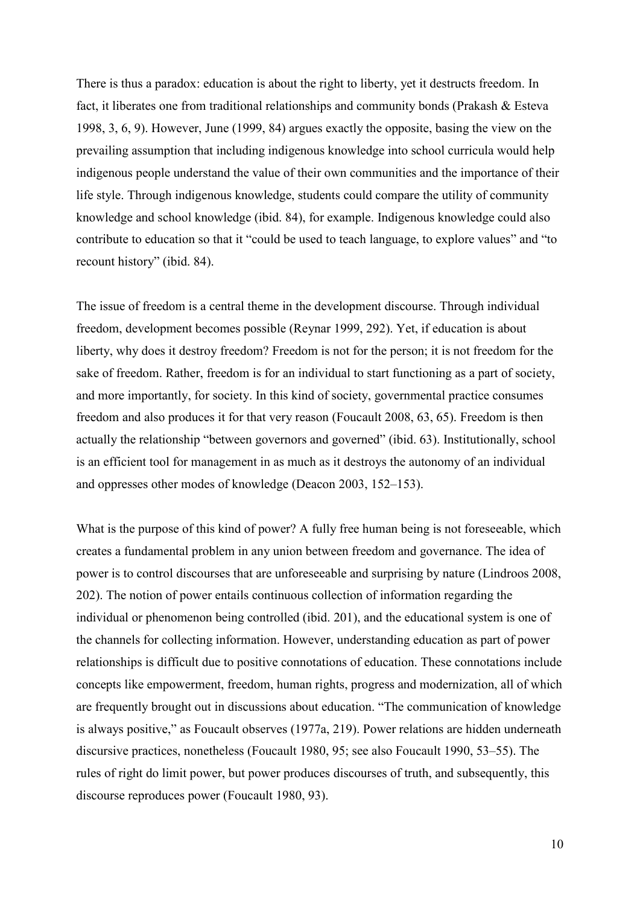There is thus a paradox: education is about the right to liberty, yet it destructs freedom. In fact, it liberates one from traditional relationships and community bonds (Prakash & Esteva 1998, 3, 6, 9). However, June (1999, 84) argues exactly the opposite, basing the view on the prevailing assumption that including indigenous knowledge into school curricula would help indigenous people understand the value of their own communities and the importance of their life style. Through indigenous knowledge, students could compare the utility of community knowledge and school knowledge (ibid. 84), for example. Indigenous knowledge could also contribute to education so that it "could be used to teach language, to explore values" and "to recount history" (ibid. 84).

The issue of freedom is a central theme in the development discourse. Through individual freedom, development becomes possible (Reynar 1999, 292). Yet, if education is about liberty, why does it destroy freedom? Freedom is not for the person; it is not freedom for the sake of freedom. Rather, freedom is for an individual to start functioning as a part of society, and more importantly, for society. In this kind of society, governmental practice consumes freedom and also produces it for that very reason (Foucault 2008, 63, 65). Freedom is then actually the relationship "between governors and governed" (ibid. 63). Institutionally, school is an efficient tool for management in as much as it destroys the autonomy of an individual and oppresses other modes of knowledge (Deacon 2003, 152–153).

What is the purpose of this kind of power? A fully free human being is not foreseeable, which creates a fundamental problem in any union between freedom and governance. The idea of power is to control discourses that are unforeseeable and surprising by nature (Lindroos 2008, 202). The notion of power entails continuous collection of information regarding the individual or phenomenon being controlled (ibid. 201), and the educational system is one of the channels for collecting information. However, understanding education as part of power relationships is difficult due to positive connotations of education. These connotations include concepts like empowerment, freedom, human rights, progress and modernization, all of which are frequently brought out in discussions about education. "The communication of knowledge is always positive," as Foucault observes (1977a, 219). Power relations are hidden underneath discursive practices, nonetheless (Foucault 1980, 95; see also Foucault 1990, 53–55). The rules of right do limit power, but power produces discourses of truth, and subsequently, this discourse reproduces power (Foucault 1980, 93).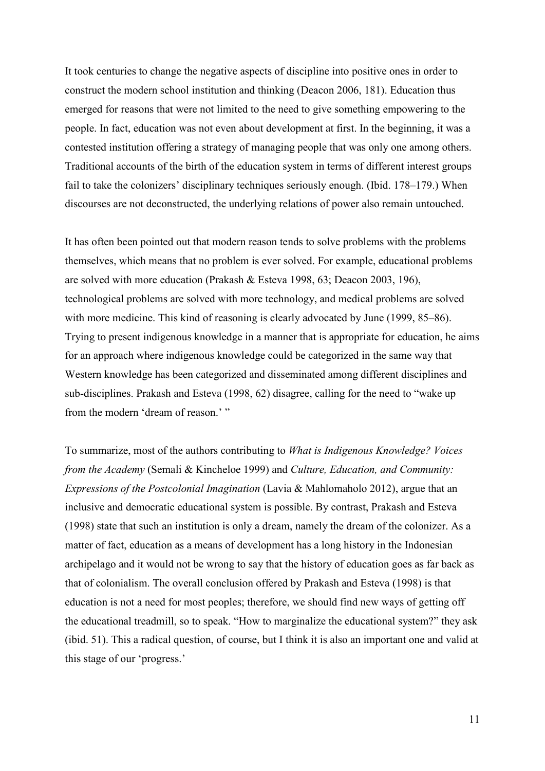It took centuries to change the negative aspects of discipline into positive ones in order to construct the modern school institution and thinking (Deacon 2006, 181). Education thus emerged for reasons that were not limited to the need to give something empowering to the people. In fact, education was not even about development at first. In the beginning, it was a contested institution offering a strategy of managing people that was only one among others. Traditional accounts of the birth of the education system in terms of different interest groups fail to take the colonizers' disciplinary techniques seriously enough. (Ibid. 178–179.) When discourses are not deconstructed, the underlying relations of power also remain untouched.

It has often been pointed out that modern reason tends to solve problems with the problems themselves, which means that no problem is ever solved. For example, educational problems are solved with more education (Prakash & Esteva 1998, 63; Deacon 2003, 196), technological problems are solved with more technology, and medical problems are solved with more medicine. This kind of reasoning is clearly advocated by June (1999, 85–86). Trying to present indigenous knowledge in a manner that is appropriate for education, he aims for an approach where indigenous knowledge could be categorized in the same way that Western knowledge has been categorized and disseminated among different disciplines and sub-disciplines. Prakash and Esteva (1998, 62) disagree, calling for the need to "wake up from the modern 'dream of reason.' "

To summarize, most of the authors contributing to *What is Indigenous Knowledge? Voices from the Academy* (Semali & Kincheloe 1999) and *Culture, Education, and Community: Expressions of the Postcolonial Imagination* (Lavia & Mahlomaholo 2012), argue that an inclusive and democratic educational system is possible. By contrast, Prakash and Esteva (1998) state that such an institution is only a dream, namely the dream of the colonizer. As a matter of fact, education as a means of development has a long history in the Indonesian archipelago and it would not be wrong to say that the history of education goes as far back as that of colonialism. The overall conclusion offered by Prakash and Esteva (1998) is that education is not a need for most peoples; therefore, we should find new ways of getting off the educational treadmill, so to speak. "How to marginalize the educational system?" they ask (ibid. 51). This a radical question, of course, but I think it is also an important one and valid at this stage of our 'progress.'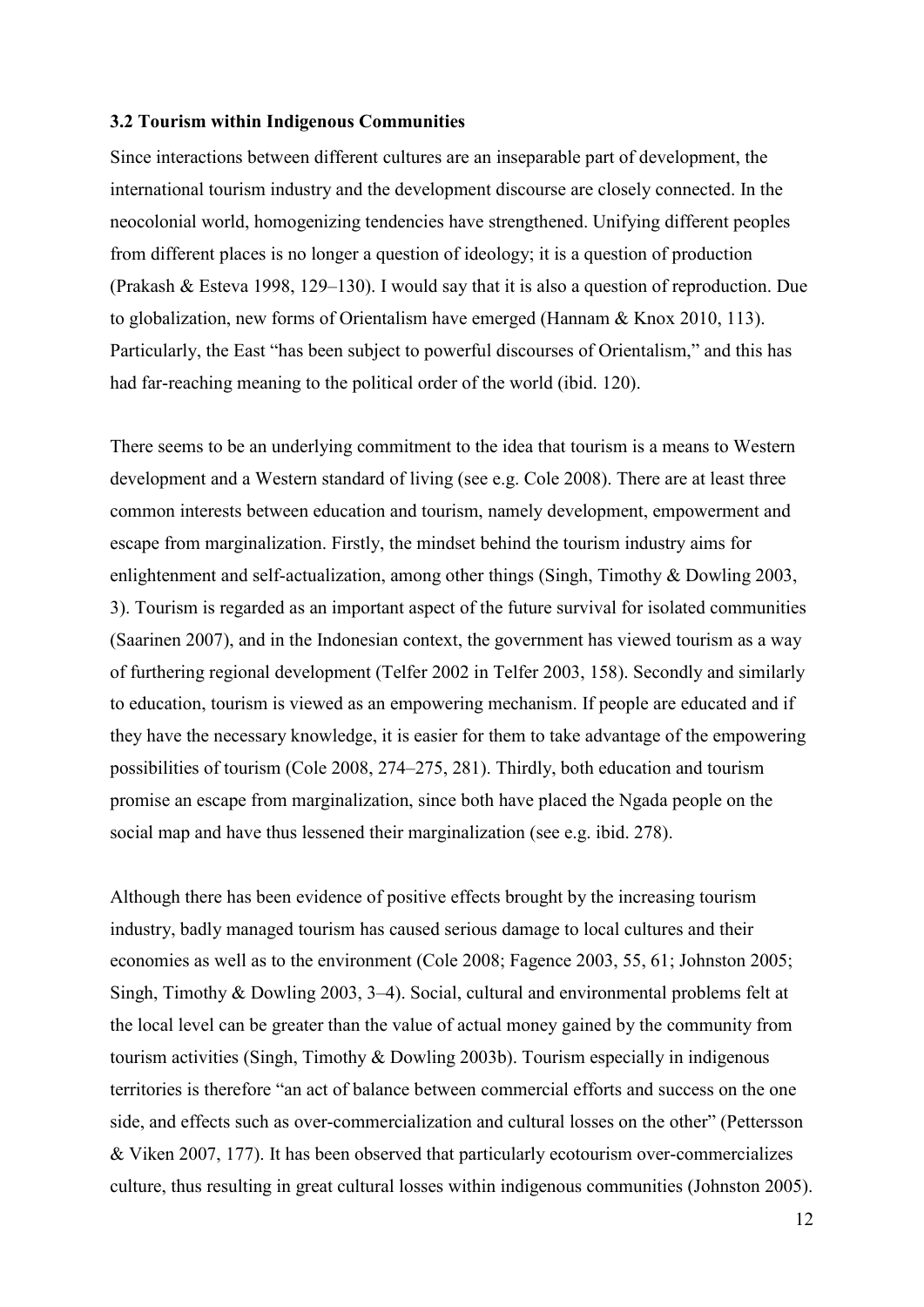### 3.2 Tourism within Indigenous Communities

Since interactions between different cultures are an inseparable part of development, the international tourism industry and the development discourse are closely connected. In the neocolonial world, homogenizing tendencies have strengthened. Unifying different peoples from different places is no longer a question of ideology; it is a question of production (Prakash & Esteva 1998, 129–130). I would say that it is also a question of reproduction. Due to globalization, new forms of Orientalism have emerged (Hannam & Knox 2010, 113). Particularly, the East "has been subject to powerful discourses of Orientalism," and this has had far-reaching meaning to the political order of the world (ibid. 120).

There seems to be an underlying commitment to the idea that tourism is a means to Western development and a Western standard of living (see e.g. Cole 2008). There are at least three common interests between education and tourism, namely development, empowerment and escape from marginalization. Firstly, the mindset behind the tourism industry aims for enlightenment and self-actualization, among other things (Singh, Timothy & Dowling 2003, 3). Tourism is regarded as an important aspect of the future survival for isolated communities (Saarinen 2007), and in the Indonesian context, the government has viewed tourism as a way of furthering regional development (Telfer 2002 in Telfer 2003, 158). Secondly and similarly to education, tourism is viewed as an empowering mechanism. If people are educated and if they have the necessary knowledge, it is easier for them to take advantage of the empowering possibilities of tourism (Cole 2008, 274–275, 281). Thirdly, both education and tourism promise an escape from marginalization, since both have placed the Ngada people on the social map and have thus lessened their marginalization (see e.g. ibid. 278).

Although there has been evidence of positive effects brought by the increasing tourism industry, badly managed tourism has caused serious damage to local cultures and their economies as well as to the environment (Cole 2008; Fagence 2003, 55, 61; Johnston 2005; Singh, Timothy & Dowling 2003, 3–4). Social, cultural and environmental problems felt at the local level can be greater than the value of actual money gained by the community from tourism activities (Singh, Timothy & Dowling 2003b). Tourism especially in indigenous territories is therefore "an act of balance between commercial efforts and success on the one side, and effects such as over-commercialization and cultural losses on the other" (Pettersson & Viken 2007, 177). It has been observed that particularly ecotourism over-commercializes culture, thus resulting in great cultural losses within indigenous communities (Johnston 2005).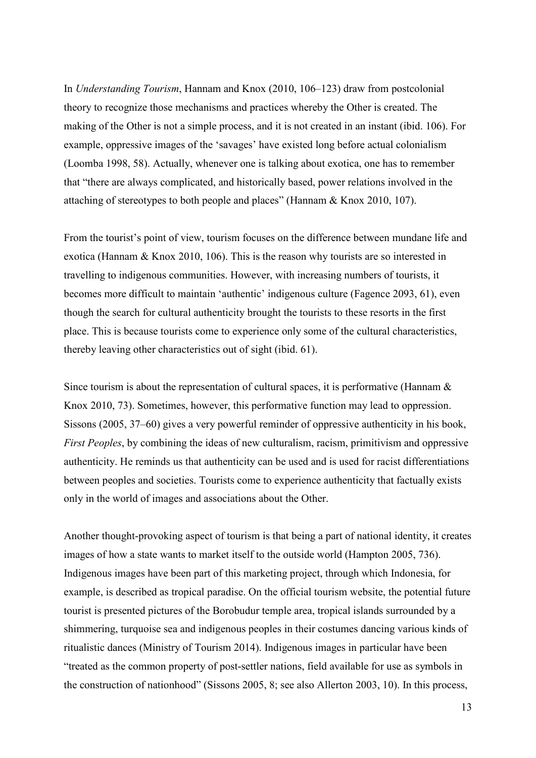In *Understanding Tourism*, Hannam and Knox (2010, 106–123) draw from postcolonial theory to recognize those mechanisms and practices whereby the Other is created. The making of the Other is not a simple process, and it is not created in an instant (ibid. 106). For example, oppressive images of the 'savages' have existed long before actual colonialism (Loomba 1998, 58). Actually, whenever one is talking about exotica, one has to remember that "there are always complicated, and historically based, power relations involved in the attaching of stereotypes to both people and places" (Hannam & Knox 2010, 107).

From the tourist's point of view, tourism focuses on the difference between mundane life and exotica (Hannam & Knox 2010, 106). This is the reason why tourists are so interested in travelling to indigenous communities. However, with increasing numbers of tourists, it becomes more difficult to maintain 'authentic' indigenous culture (Fagence 2093, 61), even though the search for cultural authenticity brought the tourists to these resorts in the first place. This is because tourists come to experience only some of the cultural characteristics, thereby leaving other characteristics out of sight (ibid. 61).

Since tourism is about the representation of cultural spaces, it is performative (Hannam & Knox 2010, 73). Sometimes, however, this performative function may lead to oppression. Sissons (2005, 37–60) gives a very powerful reminder of oppressive authenticity in his book, *First Peoples*, by combining the ideas of new culturalism, racism, primitivism and oppressive authenticity. He reminds us that authenticity can be used and is used for racist differentiations between peoples and societies. Tourists come to experience authenticity that factually exists only in the world of images and associations about the Other.

Another thought-provoking aspect of tourism is that being a part of national identity, it creates images of how a state wants to market itself to the outside world (Hampton 2005, 736). Indigenous images have been part of this marketing project, through which Indonesia, for example, is described as tropical paradise. On the official tourism website, the potential future tourist is presented pictures of the Borobudur temple area, tropical islands surrounded by a shimmering, turquoise sea and indigenous peoples in their costumes dancing various kinds of ritualistic dances (Ministry of Tourism 2014). Indigenous images in particular have been "treated as the common property of post-settler nations, field available for use as symbols in the construction of nationhood" (Sissons 2005, 8; see also Allerton 2003, 10). In this process,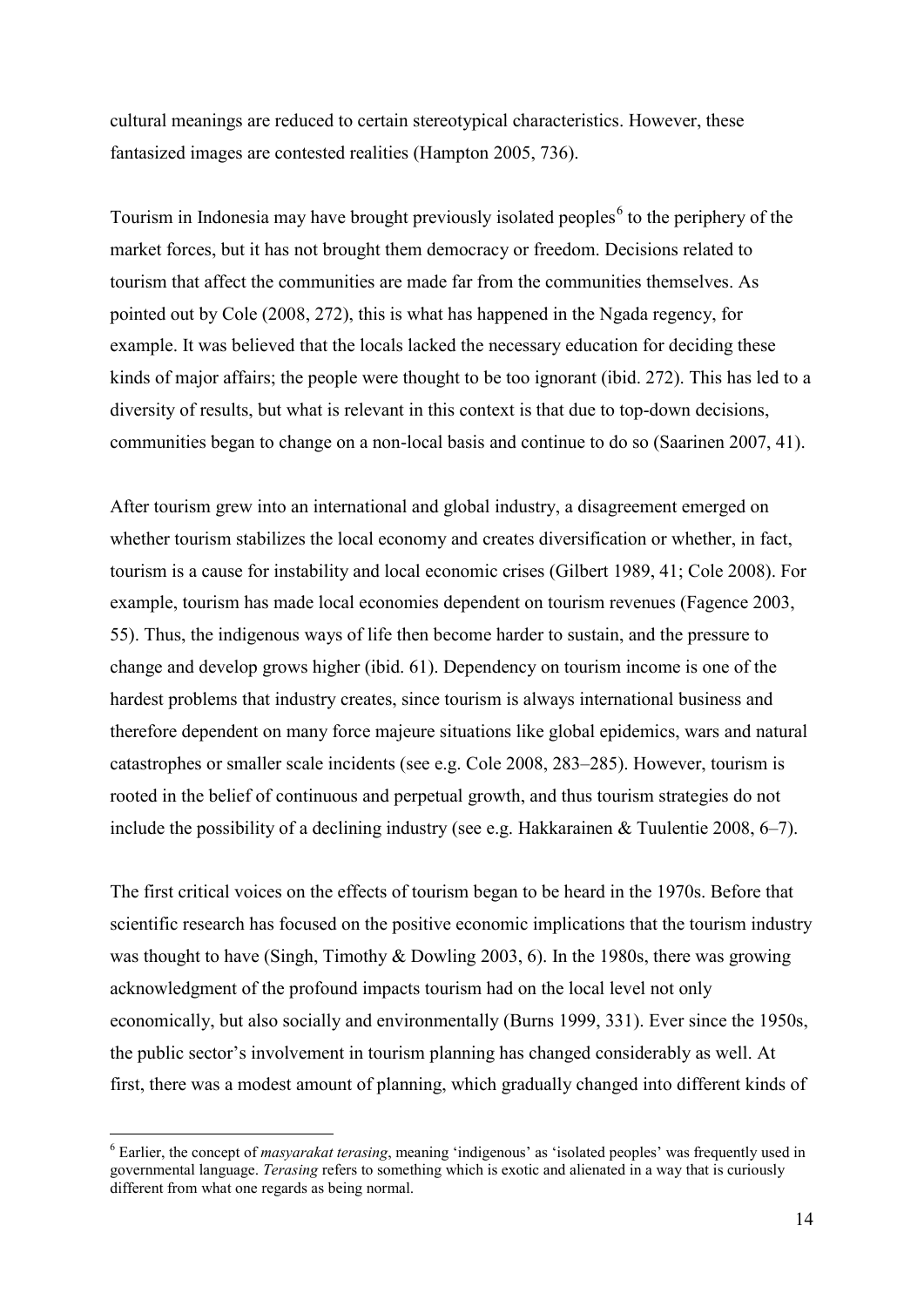cultural meanings are reduced to certain stereotypical characteristics. However, these fantasized images are contested realities (Hampton 2005, 736).

Tourism in Indonesia may have brought previously isolated peoples[6] to the periphery of the market forces, but it has not brought them democracy or freedom. Decisions related to tourism that affect the communities are made far from the communities themselves. As pointed out by Cole (2008, 272), this is what has happened in the Ngada regency, for example. It was believed that the locals lacked the necessary education for deciding these kinds of major affairs; the people were thought to be too ignorant (ibid. 272). This has led to a diversity of results, but what is relevant in this context is that due to top-down decisions, communities began to change on a non-local basis and continue to do so (Saarinen 2007, 41).

After tourism grew into an international and global industry, a disagreement emerged on whether tourism stabilizes the local economy and creates diversification or whether, in fact, tourism is a cause for instability and local economic crises (Gilbert 1989, 41; Cole 2008). For example, tourism has made local economies dependent on tourism revenues (Fagence 2003, 55). Thus, the indigenous ways of life then become harder to sustain, and the pressure to change and develop grows higher (ibid. 61). Dependency on tourism income is one of the hardest problems that industry creates, since tourism is always international business and therefore dependent on many force majeure situations like global epidemics, wars and natural catastrophes or smaller scale incidents (see e.g. Cole 2008, 283–285). However, tourism is rooted in the belief of continuous and perpetual growth, and thus tourism strategies do not include the possibility of a declining industry (see e.g. Hakkarainen & Tuulentie 2008, 6–7).

The first critical voices on the effects of tourism began to be heard in the 1970s. Before that scientific research has focused on the positive economic implications that the tourism industry was thought to have (Singh, Timothy & Dowling 2003, 6). In the 1980s, there was growing acknowledgment of the profound impacts tourism had on the local level not only economically, but also socially and environmentally (Burns 1999, 331). Ever since the 1950s, the public sector's involvement in tourism planning has changed considerably as well. At first, there was a modest amount of planning, which gradually changed into different kinds of

[6] Earlier, the concept of *masyarakat terasing*, meaning 'indigenous' as 'isolated peoples' was frequently used in governmental language. *Terasing* refers to something which is exotic and alienated in a way that is curiously different from what one regards as being normal.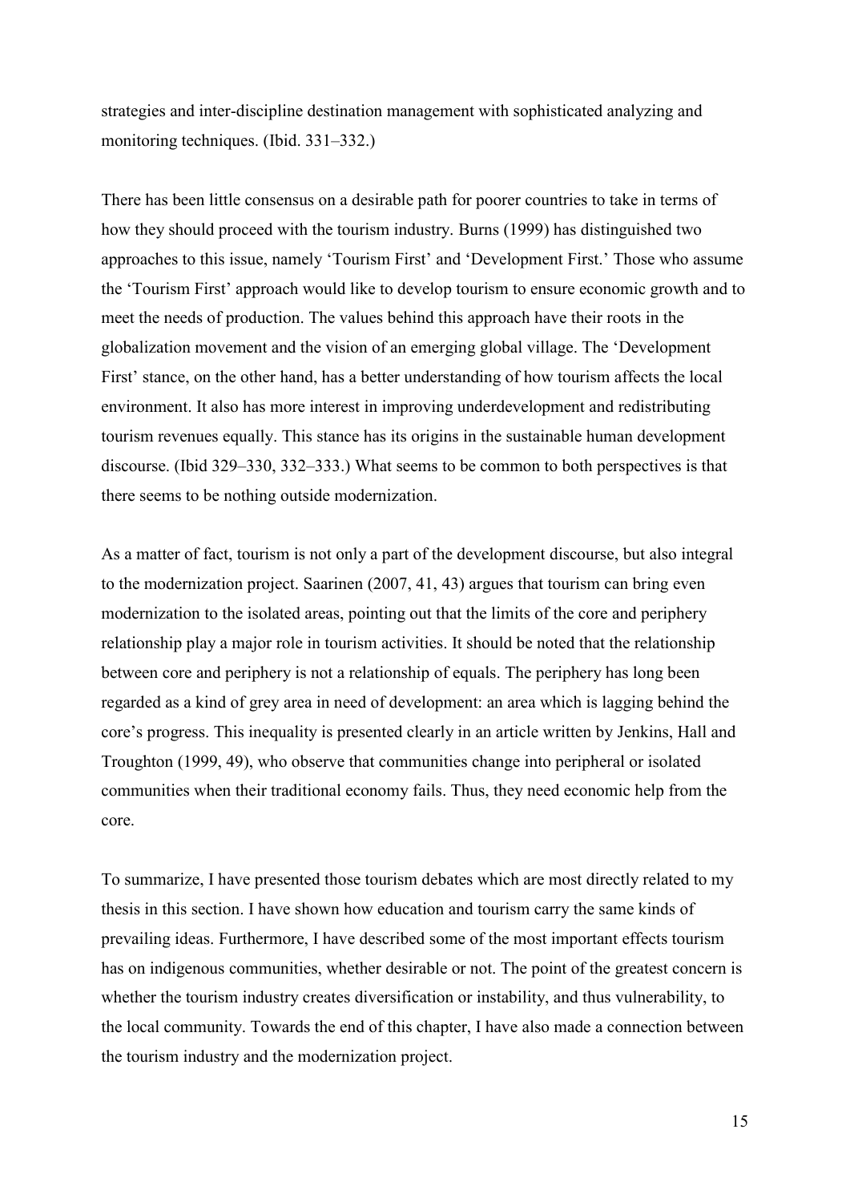strategies and inter-discipline destination management with sophisticated analyzing and monitoring techniques. (Ibid. 331–332.)

There has been little consensus on a desirable path for poorer countries to take in terms of how they should proceed with the tourism industry. Burns (1999) has distinguished two approaches to this issue, namely 'Tourism First' and 'Development First.' Those who assume the 'Tourism First' approach would like to develop tourism to ensure economic growth and to meet the needs of production. The values behind this approach have their roots in the globalization movement and the vision of an emerging global village. The 'Development First' stance, on the other hand, has a better understanding of how tourism affects the local environment. It also has more interest in improving underdevelopment and redistributing tourism revenues equally. This stance has its origins in the sustainable human development discourse. (Ibid 329–330, 332–333.) What seems to be common to both perspectives is that there seems to be nothing outside modernization.

As a matter of fact, tourism is not only a part of the development discourse, but also integral to the modernization project. Saarinen (2007, 41, 43) argues that tourism can bring even modernization to the isolated areas, pointing out that the limits of the core and periphery relationship play a major role in tourism activities. It should be noted that the relationship between core and periphery is not a relationship of equals. The periphery has long been regarded as a kind of grey area in need of development: an area which is lagging behind the core's progress. This inequality is presented clearly in an article written by Jenkins, Hall and Troughton (1999, 49), who observe that communities change into peripheral or isolated communities when their traditional economy fails. Thus, they need economic help from the core.

To summarize, I have presented those tourism debates which are most directly related to my thesis in this section. I have shown how education and tourism carry the same kinds of prevailing ideas. Furthermore, I have described some of the most important effects tourism has on indigenous communities, whether desirable or not. The point of the greatest concern is whether the tourism industry creates diversification or instability, and thus vulnerability, to the local community. Towards the end of this chapter, I have also made a connection between the tourism industry and the modernization project.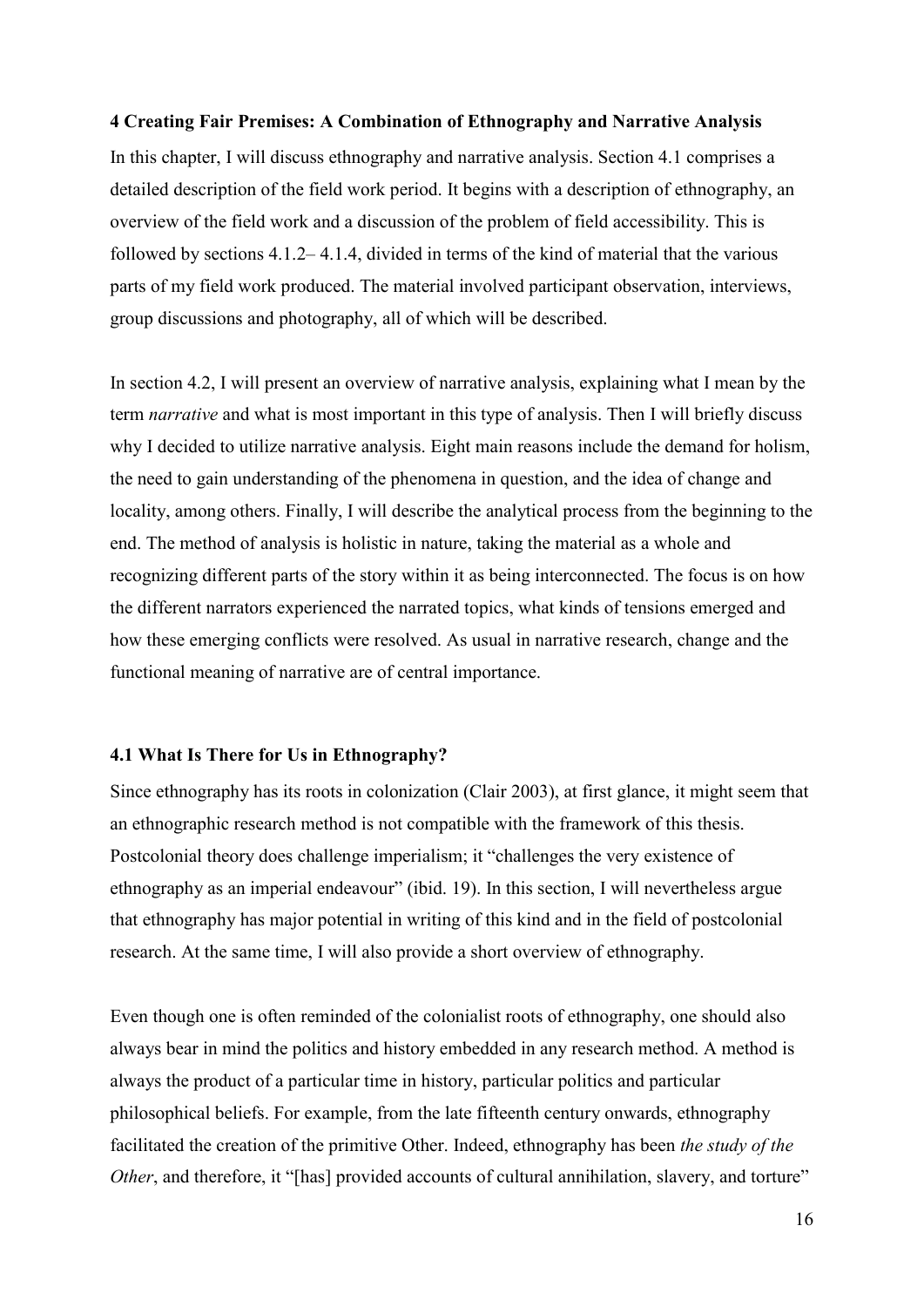## 4 Creating Fair Premises: A Combination of Ethnography and Narrative Analysis

In this chapter, I will discuss ethnography and narrative analysis. Section 4.1 comprises a detailed description of the field work period. It begins with a description of ethnography, an overview of the field work and a discussion of the problem of field accessibility. This is followed by sections 4.1.2– 4.1.4, divided in terms of the kind of material that the various parts of my field work produced. The material involved participant observation, interviews, group discussions and photography, all of which will be described.

In section 4.2, I will present an overview of narrative analysis, explaining what I mean by the term *narrative* and what is most important in this type of analysis. Then I will briefly discuss why I decided to utilize narrative analysis. Eight main reasons include the demand for holism, the need to gain understanding of the phenomena in question, and the idea of change and locality, among others. Finally, I will describe the analytical process from the beginning to the end. The method of analysis is holistic in nature, taking the material as a whole and recognizing different parts of the story within it as being interconnected. The focus is on how the different narrators experienced the narrated topics, what kinds of tensions emerged and how these emerging conflicts were resolved. As usual in narrative research, change and the functional meaning of narrative are of central importance.

### 4.1 What Is There for Us in Ethnography?

Since ethnography has its roots in colonization (Clair 2003), at first glance, it might seem that an ethnographic research method is not compatible with the framework of this thesis. Postcolonial theory does challenge imperialism; it "challenges the very existence of ethnography as an imperial endeavour" (ibid. 19). In this section, I will nevertheless argue that ethnography has major potential in writing of this kind and in the field of postcolonial research. At the same time, I will also provide a short overview of ethnography.

Even though one is often reminded of the colonialist roots of ethnography, one should also always bear in mind the politics and history embedded in any research method. A method is always the product of a particular time in history, particular politics and particular philosophical beliefs. For example, from the late fifteenth century onwards, ethnography facilitated the creation of the primitive Other. Indeed, ethnography has been *the study of the Other*, and therefore, it "[has] provided accounts of cultural annihilation, slavery, and torture"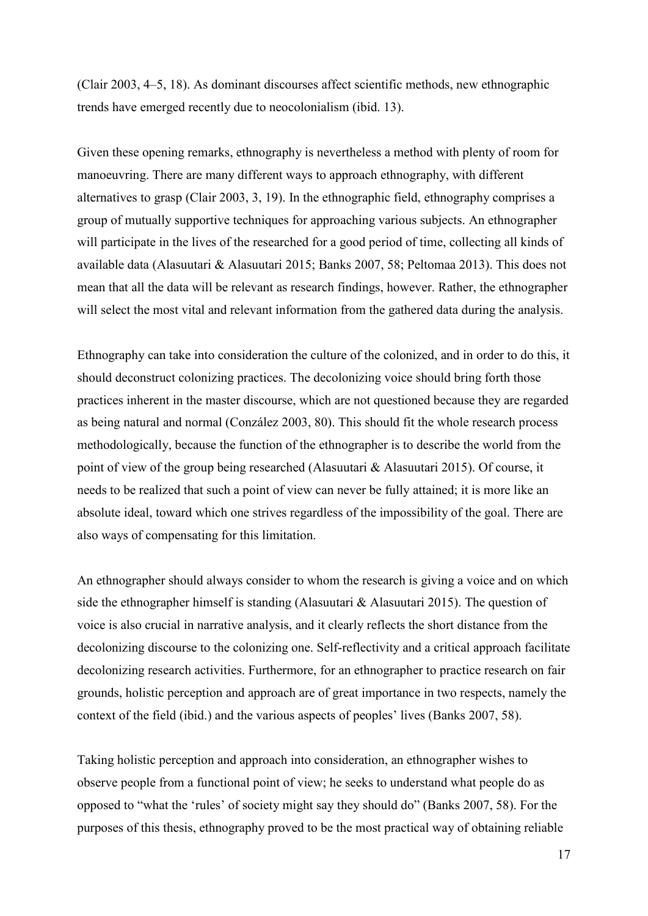(Clair 2003, 4–5, 18). As dominant discourses affect scientific methods, new ethnographic trends have emerged recently due to neocolonialism (ibid. 13).

Given these opening remarks, ethnography is nevertheless a method with plenty of room for manoeuvring. There are many different ways to approach ethnography, with different alternatives to grasp (Clair 2003, 3, 19). In the ethnographic field, ethnography comprises a group of mutually supportive techniques for approaching various subjects. An ethnographer will participate in the lives of the researched for a good period of time, collecting all kinds of available data (Alasuutari & Alasuutari 2015; Banks 2007, 58; Peltomaa 2013). This does not mean that all the data will be relevant as research findings, however. Rather, the ethnographer will select the most vital and relevant information from the gathered data during the analysis.

Ethnography can take into consideration the culture of the colonized, and in order to do this, it should deconstruct colonizing practices. The decolonizing voice should bring forth those practices inherent in the master discourse, which are not questioned because they are regarded as being natural and normal (Conzález 2003, 80). This should fit the whole research process methodologically, because the function of the ethnographer is to describe the world from the point of view of the group being researched (Alasuutari & Alasuutari 2015). Of course, it needs to be realized that such a point of view can never be fully attained; it is more like an absolute ideal, toward which one strives regardless of the impossibility of the goal. There are also ways of compensating for this limitation.

An ethnographer should always consider to whom the research is giving a voice and on which side the ethnographer himself is standing (Alasuutari & Alasuutari 2015). The question of voice is also crucial in narrative analysis, and it clearly reflects the short distance from the decolonizing discourse to the colonizing one. Self-reflectivity and a critical approach facilitate decolonizing research activities. Furthermore, for an ethnographer to practice research on fair grounds, holistic perception and approach are of great importance in two respects, namely the context of the field (ibid.) and the various aspects of peoples' lives (Banks 2007, 58).

Taking holistic perception and approach into consideration, an ethnographer wishes to observe people from a functional point of view; he seeks to understand what people do as opposed to "what the 'rules' of society might say they should do" (Banks 2007, 58). For the purposes of this thesis, ethnography proved to be the most practical way of obtaining reliable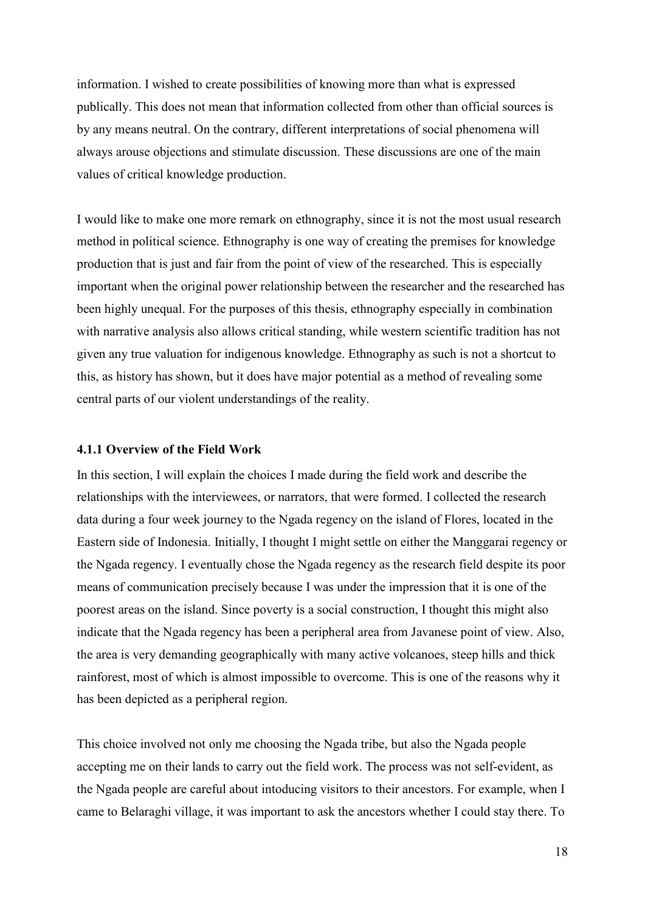information. I wished to create possibilities of knowing more than what is expressed publically. This does not mean that information collected from other than official sources is by any means neutral. On the contrary, different interpretations of social phenomena will always arouse objections and stimulate discussion. These discussions are one of the main values of critical knowledge production.

I would like to make one more remark on ethnography, since it is not the most usual research method in political science. Ethnography is one way of creating the premises for knowledge production that is just and fair from the point of view of the researched. This is especially important when the original power relationship between the researcher and the researched has been highly unequal. For the purposes of this thesis, ethnography especially in combination with narrative analysis also allows critical standing, while western scientific tradition has not given any true valuation for indigenous knowledge. Ethnography as such is not a shortcut to this, as history has shown, but it does have major potential as a method of revealing some central parts of our violent understandings of the reality.

### 4.1.1 Overview of the Field Work

In this section, I will explain the choices I made during the field work and describe the relationships with the interviewees, or narrators, that were formed. I collected the research data during a four week journey to the Ngada regency on the island of Flores, located in the Eastern side of Indonesia. Initially, I thought I might settle on either the Manggarai regency or the Ngada regency. I eventually chose the Ngada regency as the research field despite its poor means of communication precisely because I was under the impression that it is one of the poorest areas on the island. Since poverty is a social construction, I thought this might also indicate that the Ngada regency has been a peripheral area from Javanese point of view. Also, the area is very demanding geographically with many active volcanoes, steep hills and thick rainforest, most of which is almost impossible to overcome. This is one of the reasons why it has been depicted as a peripheral region.

This choice involved not only me choosing the Ngada tribe, but also the Ngada people accepting me on their lands to carry out the field work. The process was not self-evident, as the Ngada people are careful about intoducing visitors to their ancestors. For example, when I came to Belaraghi village, it was important to ask the ancestors whether I could stay there. To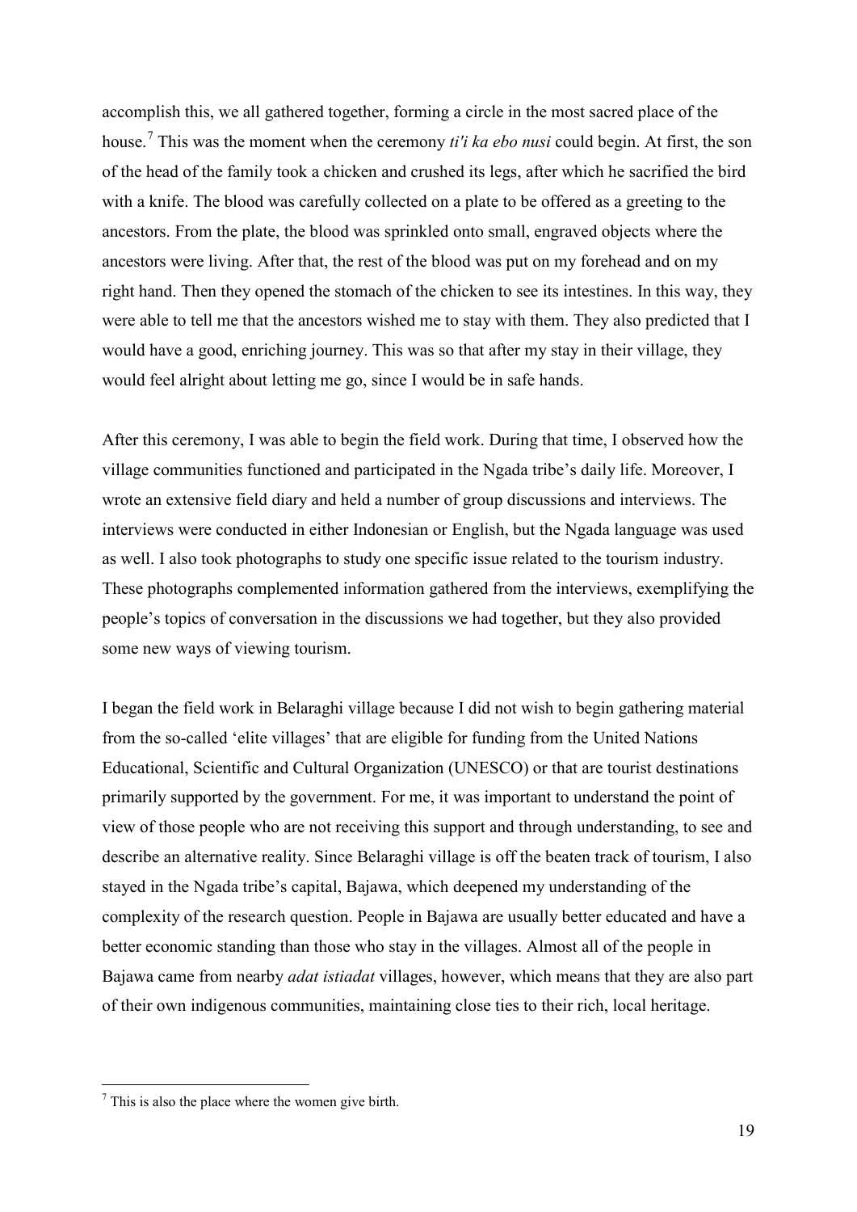accomplish this, we all gathered together, forming a circle in the most sacred place of the house.[7] This was the moment when the ceremony *ti'i ka ebo nusi* could begin. At first, the son of the head of the family took a chicken and crushed its legs, after which he sacrified the bird with a knife. The blood was carefully collected on a plate to be offered as a greeting to the ancestors. From the plate, the blood was sprinkled onto small, engraved objects where the ancestors were living. After that, the rest of the blood was put on my forehead and on my right hand. Then they opened the stomach of the chicken to see its intestines. In this way, they were able to tell me that the ancestors wished me to stay with them. They also predicted that I would have a good, enriching journey. This was so that after my stay in their village, they would feel alright about letting me go, since I would be in safe hands.

After this ceremony, I was able to begin the field work. During that time, I observed how the village communities functioned and participated in the Ngada tribe's daily life. Moreover, I wrote an extensive field diary and held a number of group discussions and interviews. The interviews were conducted in either Indonesian or English, but the Ngada language was used as well. I also took photographs to study one specific issue related to the tourism industry. These photographs complemented information gathered from the interviews, exemplifying the people's topics of conversation in the discussions we had together, but they also provided some new ways of viewing tourism.

I began the field work in Belaraghi village because I did not wish to begin gathering material from the so-called 'elite villages' that are eligible for funding from the United Nations Educational, Scientific and Cultural Organization (UNESCO) or that are tourist destinations primarily supported by the government. For me, it was important to understand the point of view of those people who are not receiving this support and through understanding, to see and describe an alternative reality. Since Belaraghi village is off the beaten track of tourism, I also stayed in the Ngada tribe's capital, Bajawa, which deepened my understanding of the complexity of the research question. People in Bajawa are usually better educated and have a better economic standing than those who stay in the villages. Almost all of the people in Bajawa came from nearby *adat istiadat* villages, however, which means that they are also part of their own indigenous communities, maintaining close ties to their rich, local heritage.

[7] This is also the place where the women give birth.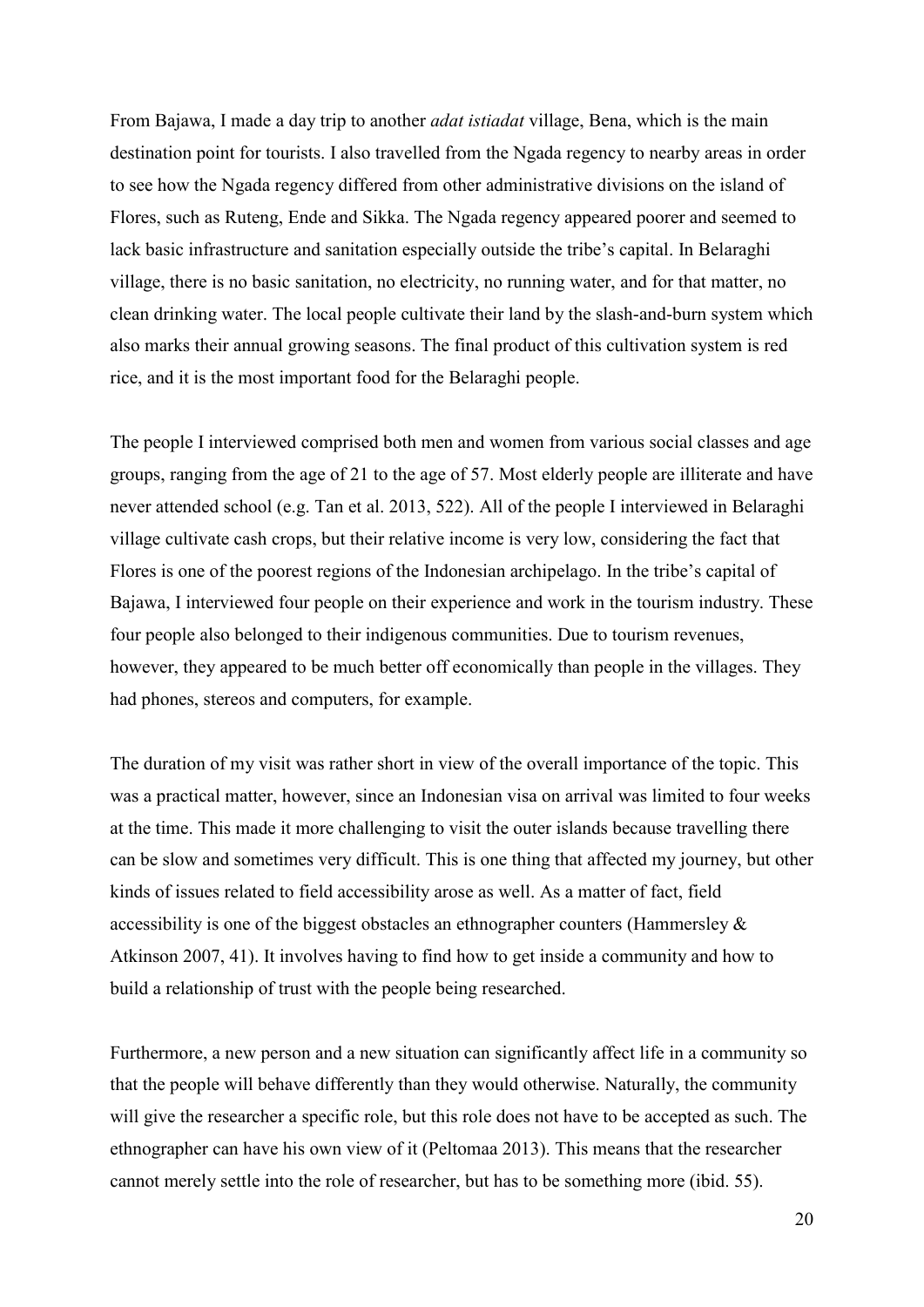From Bajawa, I made a day trip to another *adat istiadat* village, Bena, which is the main destination point for tourists. I also travelled from the Ngada regency to nearby areas in order to see how the Ngada regency differed from other administrative divisions on the island of Flores, such as Ruteng, Ende and Sikka. The Ngada regency appeared poorer and seemed to lack basic infrastructure and sanitation especially outside the tribe's capital. In Belaraghi village, there is no basic sanitation, no electricity, no running water, and for that matter, no clean drinking water. The local people cultivate their land by the slash-and-burn system which also marks their annual growing seasons. The final product of this cultivation system is red rice, and it is the most important food for the Belaraghi people.

The people I interviewed comprised both men and women from various social classes and age groups, ranging from the age of 21 to the age of 57. Most elderly people are illiterate and have never attended school (e.g. Tan et al. 2013, 522). All of the people I interviewed in Belaraghi village cultivate cash crops, but their relative income is very low, considering the fact that Flores is one of the poorest regions of the Indonesian archipelago. In the tribe's capital of Bajawa, I interviewed four people on their experience and work in the tourism industry. These four people also belonged to their indigenous communities. Due to tourism revenues, however, they appeared to be much better off economically than people in the villages. They had phones, stereos and computers, for example.

The duration of my visit was rather short in view of the overall importance of the topic. This was a practical matter, however, since an Indonesian visa on arrival was limited to four weeks at the time. This made it more challenging to visit the outer islands because travelling there can be slow and sometimes very difficult. This is one thing that affected my journey, but other kinds of issues related to field accessibility arose as well. As a matter of fact, field accessibility is one of the biggest obstacles an ethnographer counters (Hammersley & Atkinson 2007, 41). It involves having to find how to get inside a community and how to build a relationship of trust with the people being researched.

Furthermore, a new person and a new situation can significantly affect life in a community so that the people will behave differently than they would otherwise. Naturally, the community will give the researcher a specific role, but this role does not have to be accepted as such. The ethnographer can have his own view of it (Peltomaa 2013). This means that the researcher cannot merely settle into the role of researcher, but has to be something more (ibid. 55).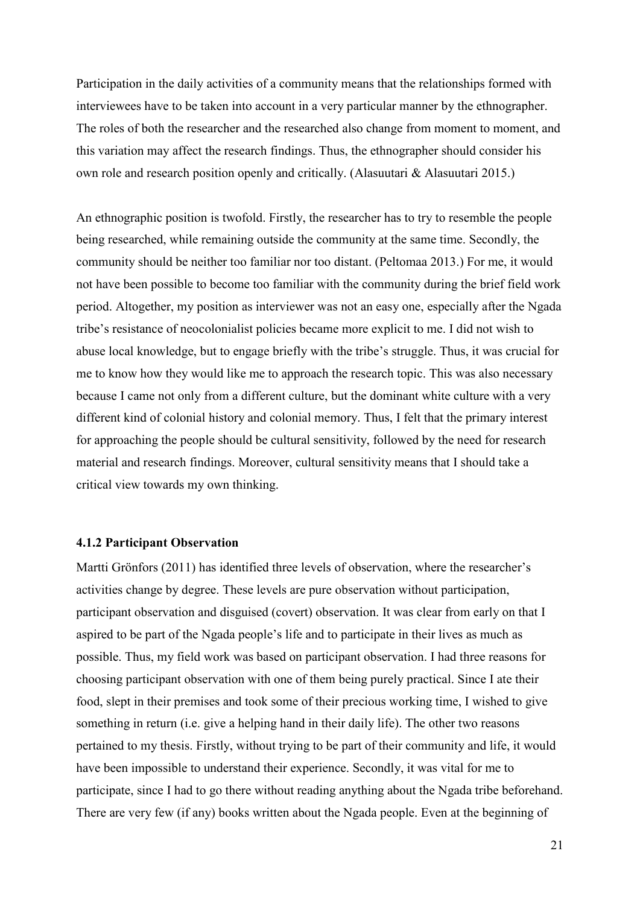Participation in the daily activities of a community means that the relationships formed with interviewees have to be taken into account in a very particular manner by the ethnographer. The roles of both the researcher and the researched also change from moment to moment, and this variation may affect the research findings. Thus, the ethnographer should consider his own role and research position openly and critically. (Alasuutari & Alasuutari 2015.)

An ethnographic position is twofold. Firstly, the researcher has to try to resemble the people being researched, while remaining outside the community at the same time. Secondly, the community should be neither too familiar nor too distant. (Peltomaa 2013.) For me, it would not have been possible to become too familiar with the community during the brief field work period. Altogether, my position as interviewer was not an easy one, especially after the Ngada tribe's resistance of neocolonialist policies became more explicit to me. I did not wish to abuse local knowledge, but to engage briefly with the tribe's struggle. Thus, it was crucial for me to know how they would like me to approach the research topic. This was also necessary because I came not only from a different culture, but the dominant white culture with a very different kind of colonial history and colonial memory. Thus, I felt that the primary interest for approaching the people should be cultural sensitivity, followed by the need for research material and research findings. Moreover, cultural sensitivity means that I should take a critical view towards my own thinking.

#### 4.1.2 Participant Observation

Martti Grönfors (2011) has identified three levels of observation, where the researcher's activities change by degree. These levels are pure observation without participation, participant observation and disguised (covert) observation. It was clear from early on that I aspired to be part of the Ngada people's life and to participate in their lives as much as possible. Thus, my field work was based on participant observation. I had three reasons for choosing participant observation with one of them being purely practical. Since I ate their food, slept in their premises and took some of their precious working time, I wished to give something in return (i.e. give a helping hand in their daily life). The other two reasons pertained to my thesis. Firstly, without trying to be part of their community and life, it would have been impossible to understand their experience. Secondly, it was vital for me to participate, since I had to go there without reading anything about the Ngada tribe beforehand. There are very few (if any) books written about the Ngada people. Even at the beginning of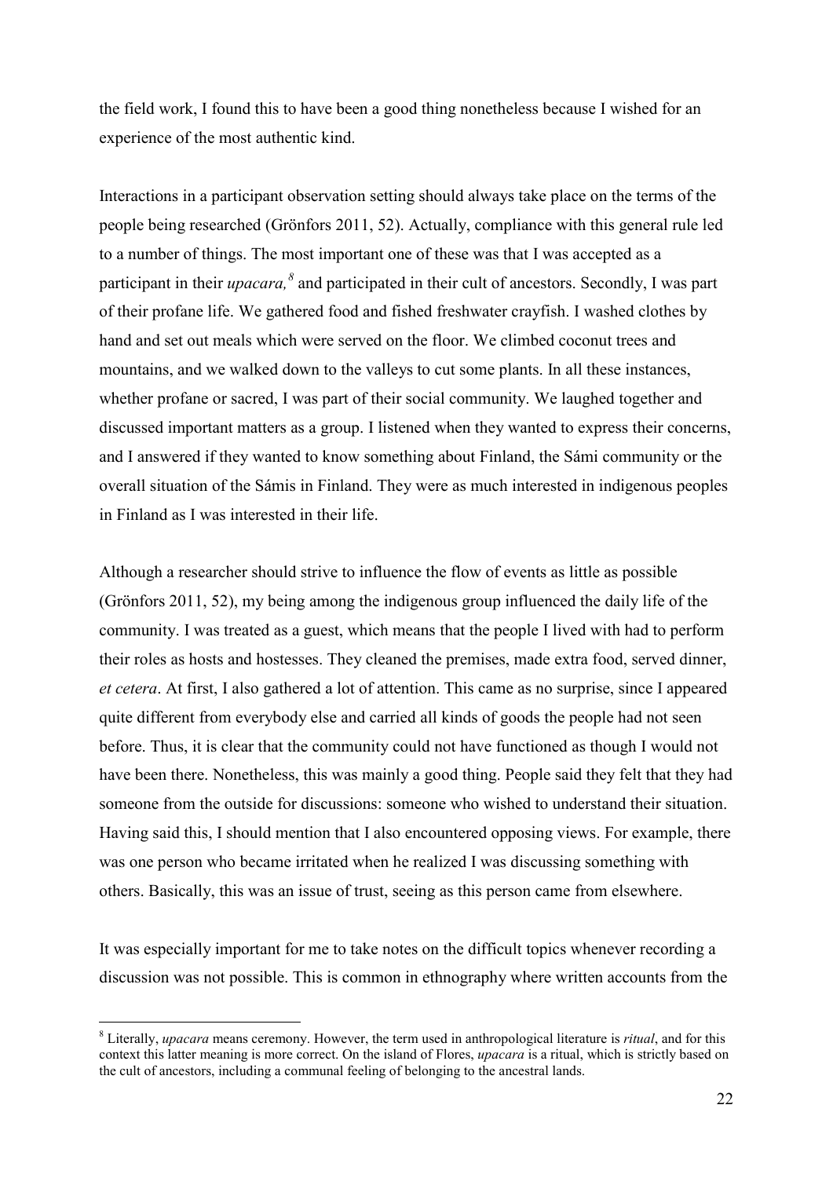the field work, I found this to have been a good thing nonetheless because I wished for an experience of the most authentic kind.

Interactions in a participant observation setting should always take place on the terms of the people being researched (Grönfors 2011, 52). Actually, compliance with this general rule led to a number of things. The most important one of these was that I was accepted as a participant in their *upacara,*[8] and participated in their cult of ancestors. Secondly, I was part of their profane life. We gathered food and fished freshwater crayfish. I washed clothes by hand and set out meals which were served on the floor. We climbed coconut trees and mountains, and we walked down to the valleys to cut some plants. In all these instances, whether profane or sacred, I was part of their social community. We laughed together and discussed important matters as a group. I listened when they wanted to express their concerns, and I answered if they wanted to know something about Finland, the Sámi community or the overall situation of the Sámis in Finland. They were as much interested in indigenous peoples in Finland as I was interested in their life.

Although a researcher should strive to influence the flow of events as little as possible (Grönfors 2011, 52), my being among the indigenous group influenced the daily life of the community. I was treated as a guest, which means that the people I lived with had to perform their roles as hosts and hostesses. They cleaned the premises, made extra food, served dinner, *et cetera*. At first, I also gathered a lot of attention. This came as no surprise, since I appeared quite different from everybody else and carried all kinds of goods the people had not seen before. Thus, it is clear that the community could not have functioned as though I would not have been there. Nonetheless, this was mainly a good thing. People said they felt that they had someone from the outside for discussions: someone who wished to understand their situation. Having said this, I should mention that I also encountered opposing views. For example, there was one person who became irritated when he realized I was discussing something with others. Basically, this was an issue of trust, seeing as this person came from elsewhere.

It was especially important for me to take notes on the difficult topics whenever recording a discussion was not possible. This is common in ethnography where written accounts from the

[8] Literally, *upacara* means ceremony. However, the term used in anthropological literature is *ritual*, and for this context this latter meaning is more correct. On the island of Flores, *upacara* is a ritual, which is strictly based on the cult of ancestors, including a communal feeling of belonging to the ancestral lands.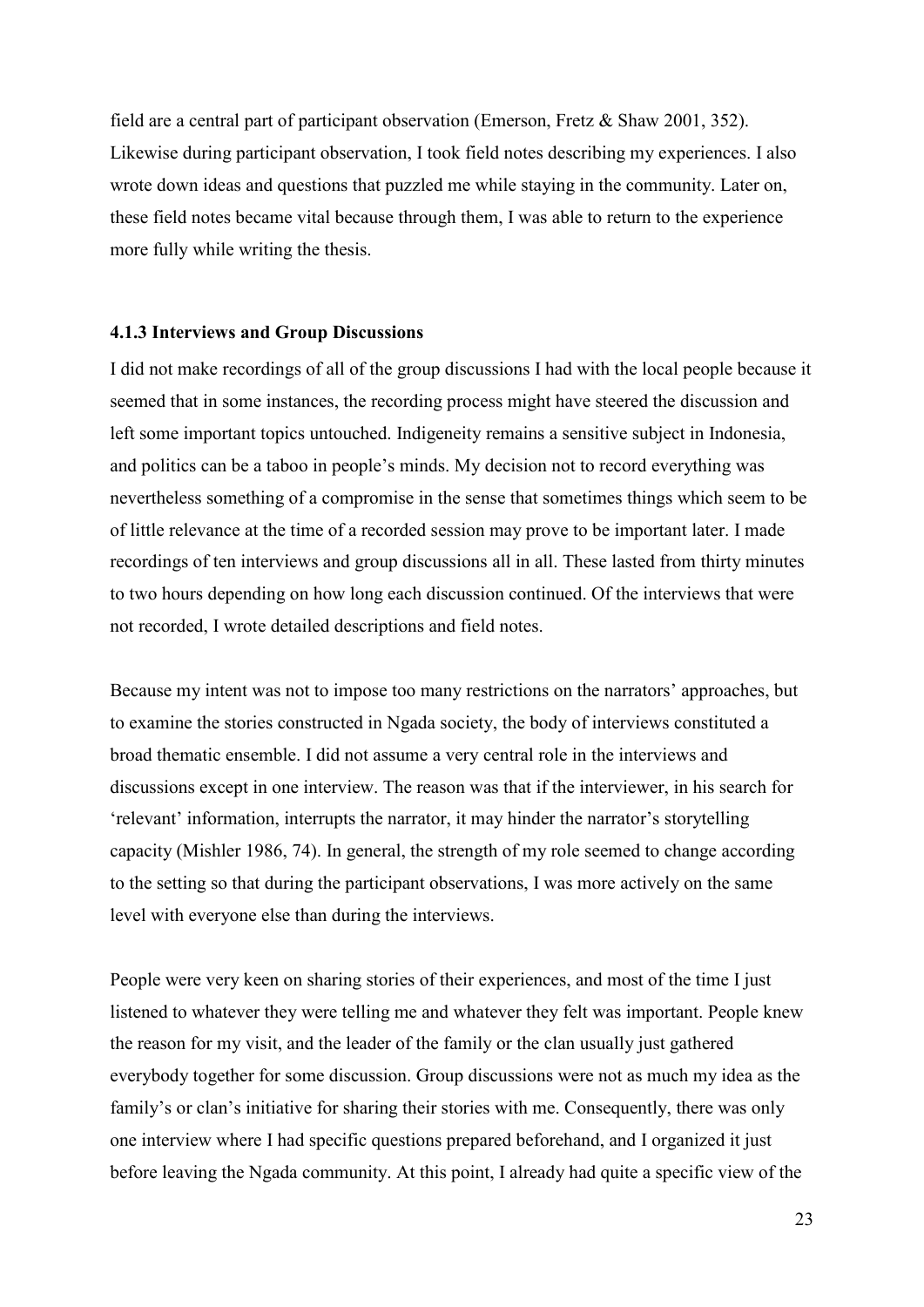field are a central part of participant observation (Emerson, Fretz & Shaw 2001, 352). Likewise during participant observation, I took field notes describing my experiences. I also wrote down ideas and questions that puzzled me while staying in the community. Later on, these field notes became vital because through them, I was able to return to the experience more fully while writing the thesis.

### 4.1.3 Interviews and Group Discussions

I did not make recordings of all of the group discussions I had with the local people because it seemed that in some instances, the recording process might have steered the discussion and left some important topics untouched. Indigeneity remains a sensitive subject in Indonesia, and politics can be a taboo in people's minds. My decision not to record everything was nevertheless something of a compromise in the sense that sometimes things which seem to be of little relevance at the time of a recorded session may prove to be important later. I made recordings of ten interviews and group discussions all in all. These lasted from thirty minutes to two hours depending on how long each discussion continued. Of the interviews that were not recorded, I wrote detailed descriptions and field notes.

Because my intent was not to impose too many restrictions on the narrators' approaches, but to examine the stories constructed in Ngada society, the body of interviews constituted a broad thematic ensemble. I did not assume a very central role in the interviews and discussions except in one interview. The reason was that if the interviewer, in his search for 'relevant' information, interrupts the narrator, it may hinder the narrator's storytelling capacity (Mishler 1986, 74). In general, the strength of my role seemed to change according to the setting so that during the participant observations, I was more actively on the same level with everyone else than during the interviews.

People were very keen on sharing stories of their experiences, and most of the time I just listened to whatever they were telling me and whatever they felt was important. People knew the reason for my visit, and the leader of the family or the clan usually just gathered everybody together for some discussion. Group discussions were not as much my idea as the family's or clan's initiative for sharing their stories with me. Consequently, there was only one interview where I had specific questions prepared beforehand, and I organized it just before leaving the Ngada community. At this point, I already had quite a specific view of the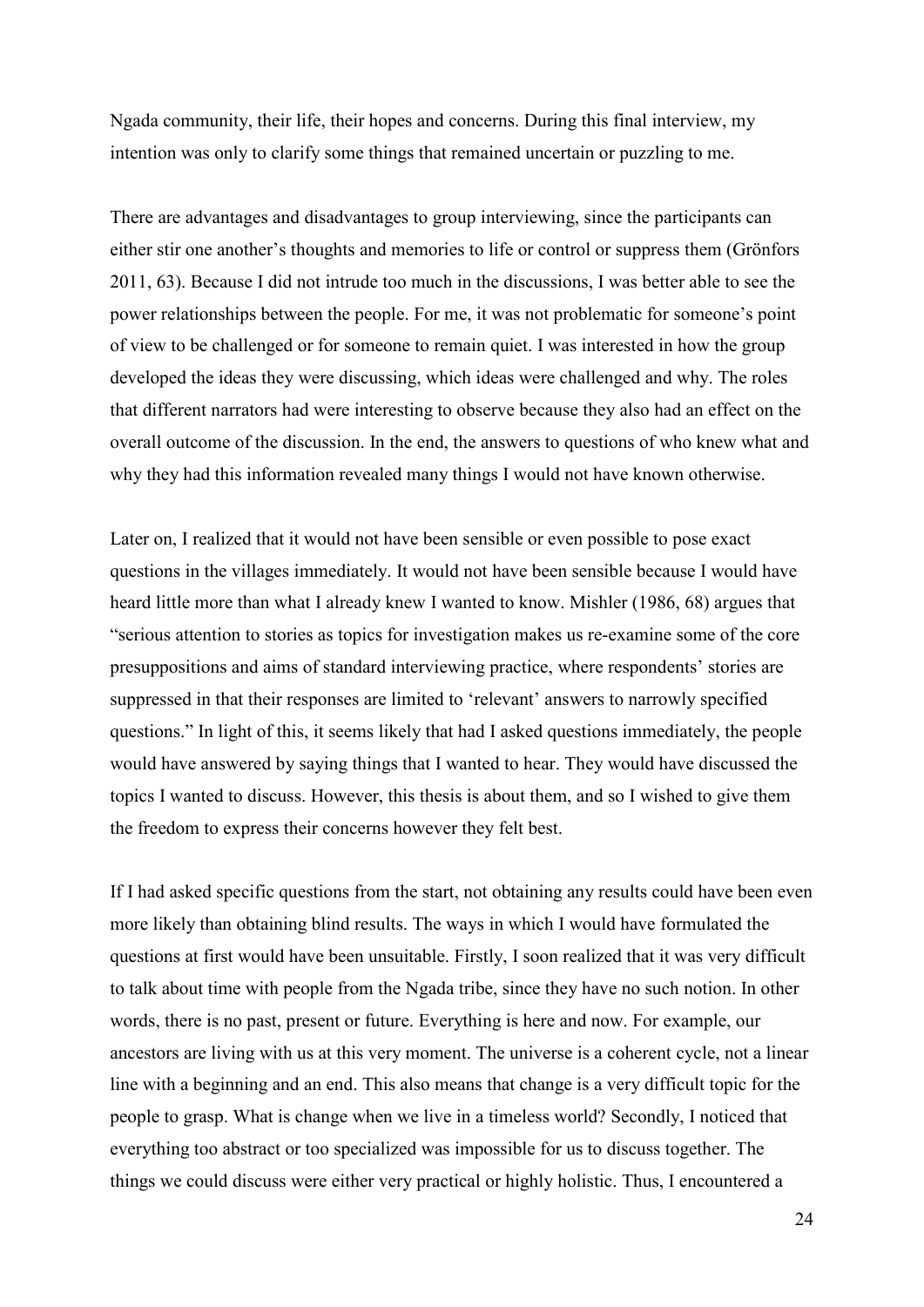Ngada community, their life, their hopes and concerns. During this final interview, my intention was only to clarify some things that remained uncertain or puzzling to me.

There are advantages and disadvantages to group interviewing, since the participants can either stir one another's thoughts and memories to life or control or suppress them (Grönfors 2011, 63). Because I did not intrude too much in the discussions, I was better able to see the power relationships between the people. For me, it was not problematic for someone's point of view to be challenged or for someone to remain quiet. I was interested in how the group developed the ideas they were discussing, which ideas were challenged and why. The roles that different narrators had were interesting to observe because they also had an effect on the overall outcome of the discussion. In the end, the answers to questions of who knew what and why they had this information revealed many things I would not have known otherwise.

Later on, I realized that it would not have been sensible or even possible to pose exact questions in the villages immediately. It would not have been sensible because I would have heard little more than what I already knew I wanted to know. Mishler (1986, 68) argues that "serious attention to stories as topics for investigation makes us re-examine some of the core presuppositions and aims of standard interviewing practice, where respondents' stories are suppressed in that their responses are limited to 'relevant' answers to narrowly specified questions." In light of this, it seems likely that had I asked questions immediately, the people would have answered by saying things that I wanted to hear. They would have discussed the topics I wanted to discuss. However, this thesis is about them, and so I wished to give them the freedom to express their concerns however they felt best.

If I had asked specific questions from the start, not obtaining any results could have been even more likely than obtaining blind results. The ways in which I would have formulated the questions at first would have been unsuitable. Firstly, I soon realized that it was very difficult to talk about time with people from the Ngada tribe, since they have no such notion. In other words, there is no past, present or future. Everything is here and now. For example, our ancestors are living with us at this very moment. The universe is a coherent cycle, not a linear line with a beginning and an end. This also means that change is a very difficult topic for the people to grasp. What is change when we live in a timeless world? Secondly, I noticed that everything too abstract or too specialized was impossible for us to discuss together. The things we could discuss were either very practical or highly holistic. Thus, I encountered a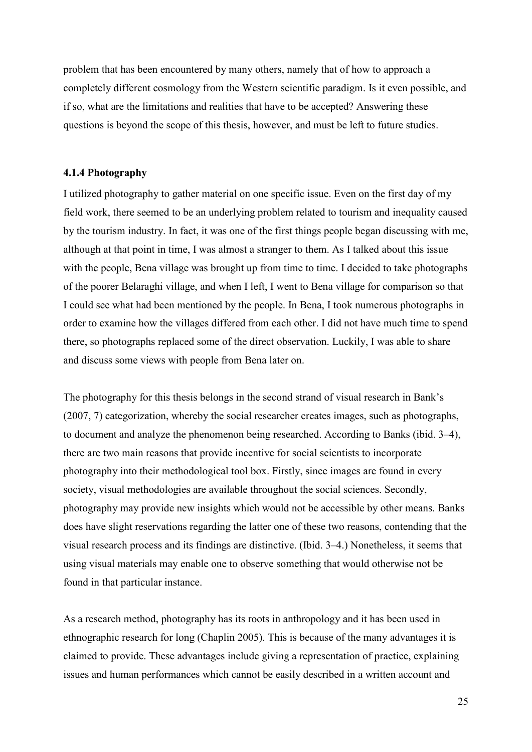problem that has been encountered by many others, namely that of how to approach a completely different cosmology from the Western scientific paradigm. Is it even possible, and if so, what are the limitations and realities that have to be accepted? Answering these questions is beyond the scope of this thesis, however, and must be left to future studies.

#### 4.1.4 Photography

I utilized photography to gather material on one specific issue. Even on the first day of my field work, there seemed to be an underlying problem related to tourism and inequality caused by the tourism industry. In fact, it was one of the first things people began discussing with me, although at that point in time, I was almost a stranger to them. As I talked about this issue with the people, Bena village was brought up from time to time. I decided to take photographs of the poorer Belaraghi village, and when I left, I went to Bena village for comparison so that I could see what had been mentioned by the people. In Bena, I took numerous photographs in order to examine how the villages differed from each other. I did not have much time to spend there, so photographs replaced some of the direct observation. Luckily, I was able to share and discuss some views with people from Bena later on.

The photography for this thesis belongs in the second strand of visual research in Bank's (2007, 7) categorization, whereby the social researcher creates images, such as photographs, to document and analyze the phenomenon being researched. According to Banks (ibid. 3–4), there are two main reasons that provide incentive for social scientists to incorporate photography into their methodological tool box. Firstly, since images are found in every society, visual methodologies are available throughout the social sciences. Secondly, photography may provide new insights which would not be accessible by other means. Banks does have slight reservations regarding the latter one of these two reasons, contending that the visual research process and its findings are distinctive. (Ibid. 3–4.) Nonetheless, it seems that using visual materials may enable one to observe something that would otherwise not be found in that particular instance.

As a research method, photography has its roots in anthropology and it has been used in ethnographic research for long (Chaplin 2005). This is because of the many advantages it is claimed to provide. These advantages include giving a representation of practice, explaining issues and human performances which cannot be easily described in a written account and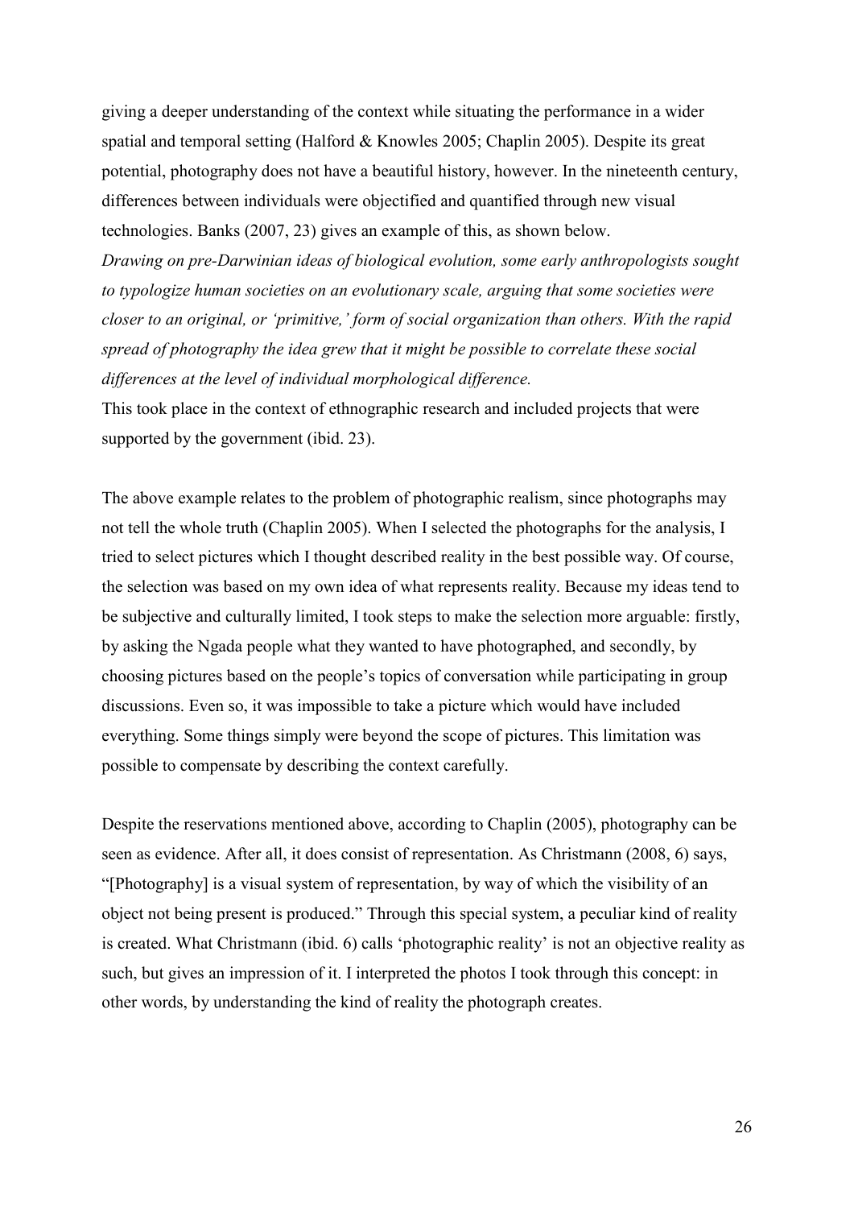giving a deeper understanding of the context while situating the performance in a wider spatial and temporal setting (Halford & Knowles 2005; Chaplin 2005). Despite its great potential, photography does not have a beautiful history, however. In the nineteenth century, differences between individuals were objectified and quantified through new visual technologies. Banks (2007, 23) gives an example of this, as shown below.

*Drawing on pre-Darwinian ideas of biological evolution, some early anthropologists sought to typologize human societies on an evolutionary scale, arguing that some societies were closer to an original, or 'primitive,' form of social organization than others. With the rapid spread of photography the idea grew that it might be possible to correlate these social differences at the level of individual morphological difference.*

This took place in the context of ethnographic research and included projects that were supported by the government (ibid. 23).

The above example relates to the problem of photographic realism, since photographs may not tell the whole truth (Chaplin 2005). When I selected the photographs for the analysis, I tried to select pictures which I thought described reality in the best possible way. Of course, the selection was based on my own idea of what represents reality. Because my ideas tend to be subjective and culturally limited, I took steps to make the selection more arguable: firstly, by asking the Ngada people what they wanted to have photographed, and secondly, by choosing pictures based on the people's topics of conversation while participating in group discussions. Even so, it was impossible to take a picture which would have included everything. Some things simply were beyond the scope of pictures. This limitation was possible to compensate by describing the context carefully.

Despite the reservations mentioned above, according to Chaplin (2005), photography can be seen as evidence. After all, it does consist of representation. As Christmann (2008, 6) says, "[Photography] is a visual system of representation, by way of which the visibility of an object not being present is produced." Through this special system, a peculiar kind of reality is created. What Christmann (ibid. 6) calls 'photographic reality' is not an objective reality as such, but gives an impression of it. I interpreted the photos I took through this concept: in other words, by understanding the kind of reality the photograph creates.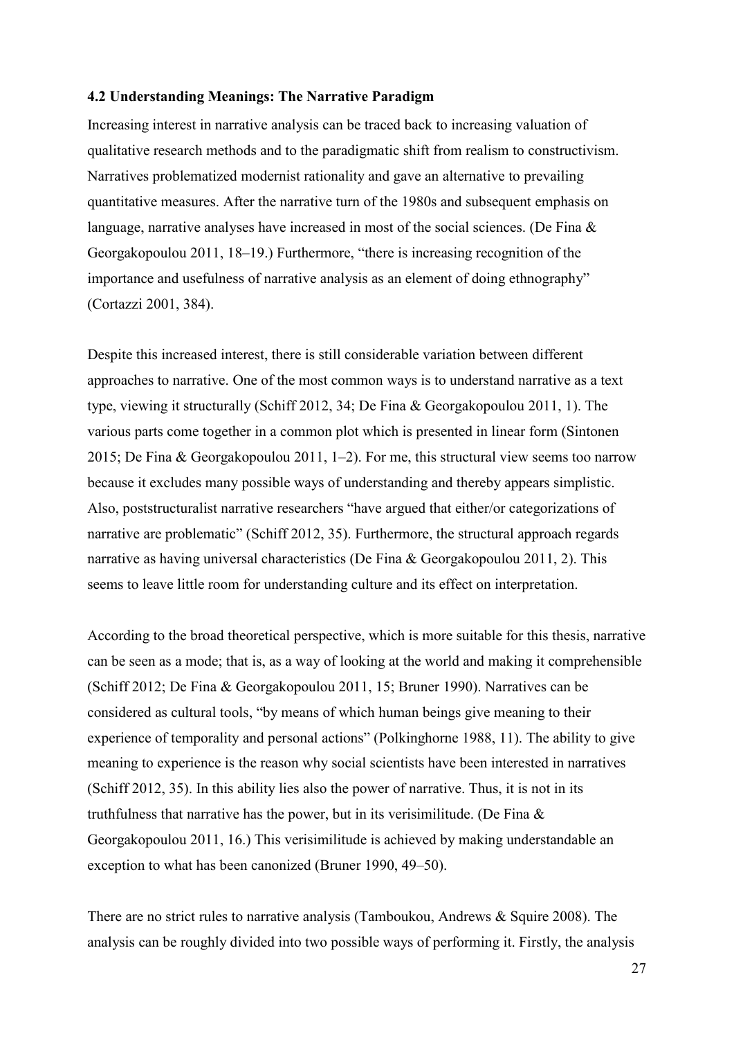### 4.2 Understanding Meanings: The Narrative Paradigm

Increasing interest in narrative analysis can be traced back to increasing valuation of qualitative research methods and to the paradigmatic shift from realism to constructivism. Narratives problematized modernist rationality and gave an alternative to prevailing quantitative measures. After the narrative turn of the 1980s and subsequent emphasis on language, narrative analyses have increased in most of the social sciences. (De Fina & Georgakopoulou 2011, 18–19.) Furthermore, "there is increasing recognition of the importance and usefulness of narrative analysis as an element of doing ethnography" (Cortazzi 2001, 384).

Despite this increased interest, there is still considerable variation between different approaches to narrative. One of the most common ways is to understand narrative as a text type, viewing it structurally (Schiff 2012, 34; De Fina & Georgakopoulou 2011, 1). The various parts come together in a common plot which is presented in linear form (Sintonen 2015; De Fina & Georgakopoulou 2011, 1–2). For me, this structural view seems too narrow because it excludes many possible ways of understanding and thereby appears simplistic. Also, poststructuralist narrative researchers "have argued that either/or categorizations of narrative are problematic" (Schiff 2012, 35). Furthermore, the structural approach regards narrative as having universal characteristics (De Fina & Georgakopoulou 2011, 2). This seems to leave little room for understanding culture and its effect on interpretation.

According to the broad theoretical perspective, which is more suitable for this thesis, narrative can be seen as a mode; that is, as a way of looking at the world and making it comprehensible (Schiff 2012; De Fina & Georgakopoulou 2011, 15; Bruner 1990). Narratives can be considered as cultural tools, "by means of which human beings give meaning to their experience of temporality and personal actions" (Polkinghorne 1988, 11). The ability to give meaning to experience is the reason why social scientists have been interested in narratives (Schiff 2012, 35). In this ability lies also the power of narrative. Thus, it is not in its truthfulness that narrative has the power, but in its verisimilitude. (De Fina & Georgakopoulou 2011, 16.) This verisimilitude is achieved by making understandable an exception to what has been canonized (Bruner 1990, 49–50).

There are no strict rules to narrative analysis (Tamboukou, Andrews & Squire 2008). The analysis can be roughly divided into two possible ways of performing it. Firstly, the analysis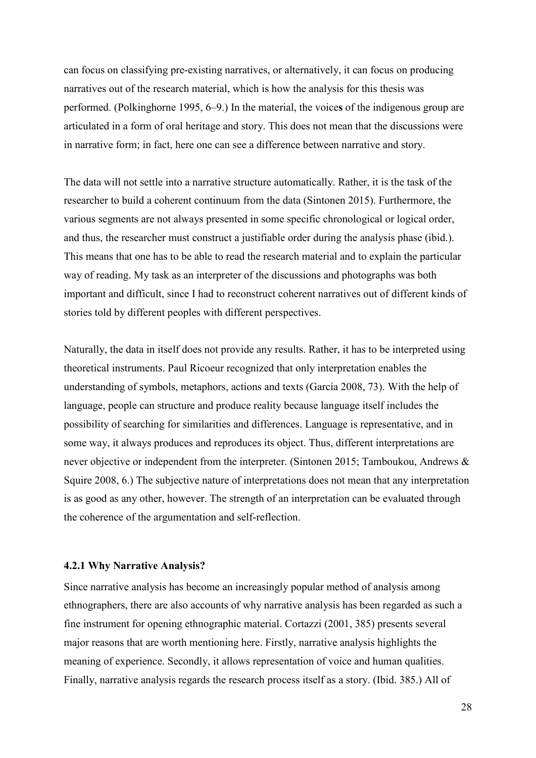can focus on classifying pre-existing narratives, or alternatively, it can focus on producing narratives out of the research material, which is how the analysis for this thesis was performed. (Polkinghorne 1995, 6–9.) In the material, the voices of the indigenous group are articulated in a form of oral heritage and story. This does not mean that the discussions were in narrative form; in fact, here one can see a difference between narrative and story.

The data will not settle into a narrative structure automatically. Rather, it is the task of the researcher to build a coherent continuum from the data (Sintonen 2015). Furthermore, the various segments are not always presented in some specific chronological or logical order, and thus, the researcher must construct a justifiable order during the analysis phase (ibid.). This means that one has to be able to read the research material and to explain the particular way of reading. My task as an interpreter of the discussions and photographs was both important and difficult, since I had to reconstruct coherent narratives out of different kinds of stories told by different peoples with different perspectives.

Naturally, the data in itself does not provide any results. Rather, it has to be interpreted using theoretical instruments. Paul Ricoeur recognized that only interpretation enables the understanding of symbols, metaphors, actions and texts (Garcia 2008, 73). With the help of language, people can structure and produce reality because language itself includes the possibility of searching for similarities and differences. Language is representative, and in some way, it always produces and reproduces its object. Thus, different interpretations are never objective or independent from the interpreter. (Sintonen 2015; Tamboukou, Andrews & Squire 2008, 6.) The subjective nature of interpretations does not mean that any interpretation is as good as any other, however. The strength of an interpretation can be evaluated through the coherence of the argumentation and self-reflection.

### 4.2.1 Why Narrative Analysis?

Since narrative analysis has become an increasingly popular method of analysis among ethnographers, there are also accounts of why narrative analysis has been regarded as such a fine instrument for opening ethnographic material. Cortazzi (2001, 385) presents several major reasons that are worth mentioning here. Firstly, narrative analysis highlights the meaning of experience. Secondly, it allows representation of voice and human qualities. Finally, narrative analysis regards the research process itself as a story. (Ibid. 385.) All of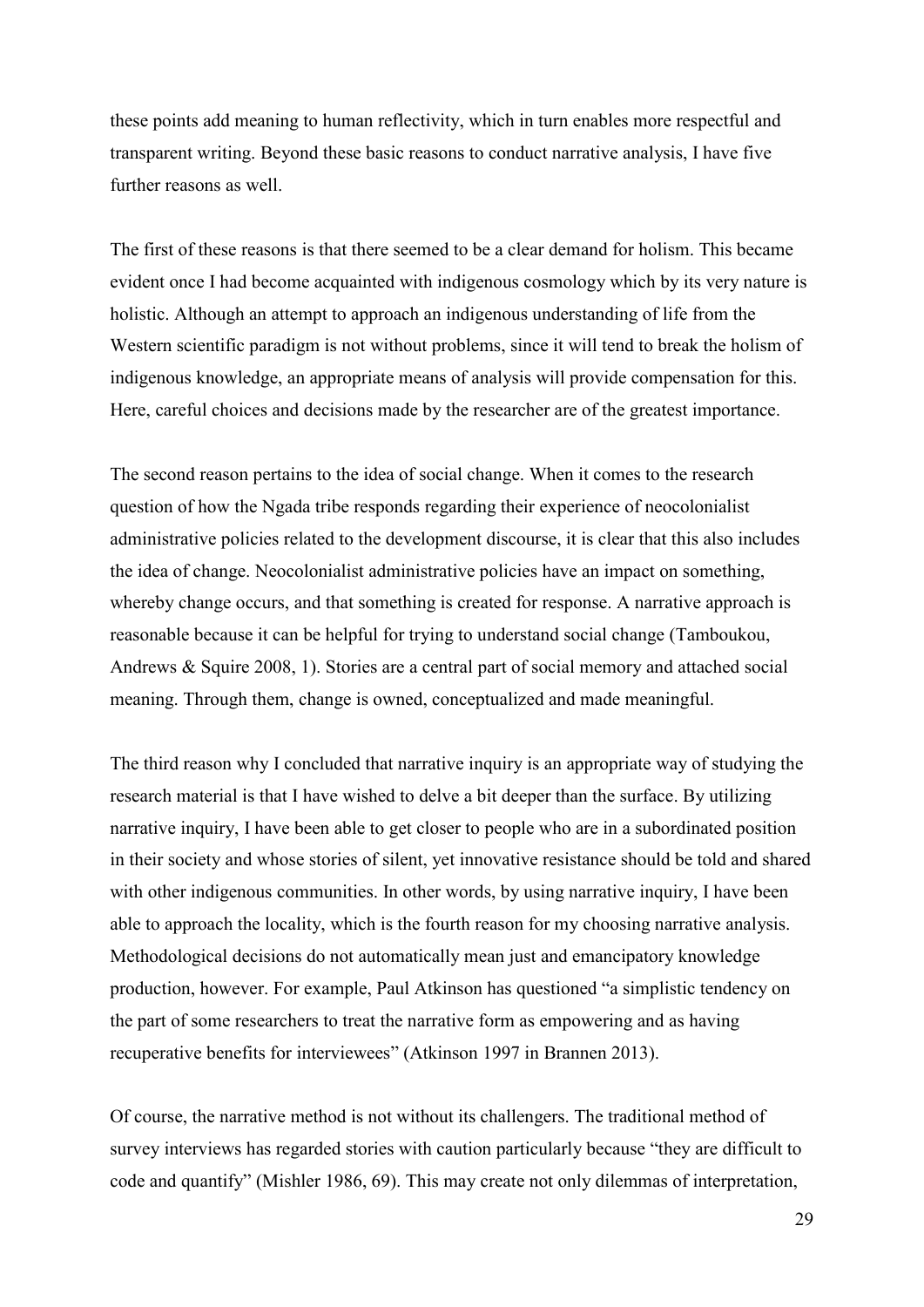these points add meaning to human reflectivity, which in turn enables more respectful and transparent writing. Beyond these basic reasons to conduct narrative analysis, I have five further reasons as well.

The first of these reasons is that there seemed to be a clear demand for holism. This became evident once I had become acquainted with indigenous cosmology which by its very nature is holistic. Although an attempt to approach an indigenous understanding of life from the Western scientific paradigm is not without problems, since it will tend to break the holism of indigenous knowledge, an appropriate means of analysis will provide compensation for this. Here, careful choices and decisions made by the researcher are of the greatest importance.

The second reason pertains to the idea of social change. When it comes to the research question of how the Ngada tribe responds regarding their experience of neocolonialist administrative policies related to the development discourse, it is clear that this also includes the idea of change. Neocolonialist administrative policies have an impact on something, whereby change occurs, and that something is created for response. A narrative approach is reasonable because it can be helpful for trying to understand social change (Tamboukou, Andrews & Squire 2008, 1). Stories are a central part of social memory and attached social meaning. Through them, change is owned, conceptualized and made meaningful.

The third reason why I concluded that narrative inquiry is an appropriate way of studying the research material is that I have wished to delve a bit deeper than the surface. By utilizing narrative inquiry, I have been able to get closer to people who are in a subordinated position in their society and whose stories of silent, yet innovative resistance should be told and shared with other indigenous communities. In other words, by using narrative inquiry, I have been able to approach the locality, which is the fourth reason for my choosing narrative analysis. Methodological decisions do not automatically mean just and emancipatory knowledge production, however. For example, Paul Atkinson has questioned "a simplistic tendency on the part of some researchers to treat the narrative form as empowering and as having recuperative benefits for interviewees" (Atkinson 1997 in Brannen 2013).

Of course, the narrative method is not without its challengers. The traditional method of survey interviews has regarded stories with caution particularly because "they are difficult to code and quantify" (Mishler 1986, 69). This may create not only dilemmas of interpretation,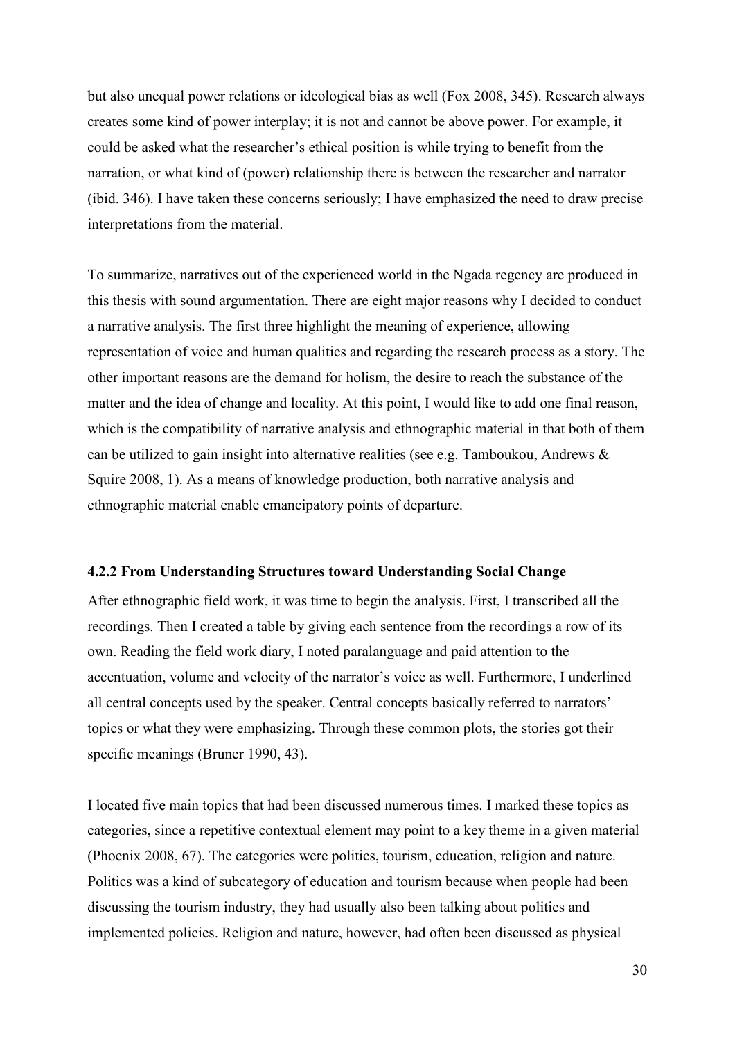but also unequal power relations or ideological bias as well (Fox 2008, 345). Research always creates some kind of power interplay; it is not and cannot be above power. For example, it could be asked what the researcher's ethical position is while trying to benefit from the narration, or what kind of (power) relationship there is between the researcher and narrator (ibid. 346). I have taken these concerns seriously; I have emphasized the need to draw precise interpretations from the material.

To summarize, narratives out of the experienced world in the Ngada regency are produced in this thesis with sound argumentation. There are eight major reasons why I decided to conduct a narrative analysis. The first three highlight the meaning of experience, allowing representation of voice and human qualities and regarding the research process as a story. The other important reasons are the demand for holism, the desire to reach the substance of the matter and the idea of change and locality. At this point, I would like to add one final reason, which is the compatibility of narrative analysis and ethnographic material in that both of them can be utilized to gain insight into alternative realities (see e.g. Tamboukou, Andrews & Squire 2008, 1). As a means of knowledge production, both narrative analysis and ethnographic material enable emancipatory points of departure.

### 4.2.2 From Understanding Structures toward Understanding Social Change

After ethnographic field work, it was time to begin the analysis. First, I transcribed all the recordings. Then I created a table by giving each sentence from the recordings a row of its own. Reading the field work diary, I noted paralanguage and paid attention to the accentuation, volume and velocity of the narrator's voice as well. Furthermore, I underlined all central concepts used by the speaker. Central concepts basically referred to narrators' topics or what they were emphasizing. Through these common plots, the stories got their specific meanings (Bruner 1990, 43).

I located five main topics that had been discussed numerous times. I marked these topics as categories, since a repetitive contextual element may point to a key theme in a given material (Phoenix 2008, 67). The categories were politics, tourism, education, religion and nature. Politics was a kind of subcategory of education and tourism because when people had been discussing the tourism industry, they had usually also been talking about politics and implemented policies. Religion and nature, however, had often been discussed as physical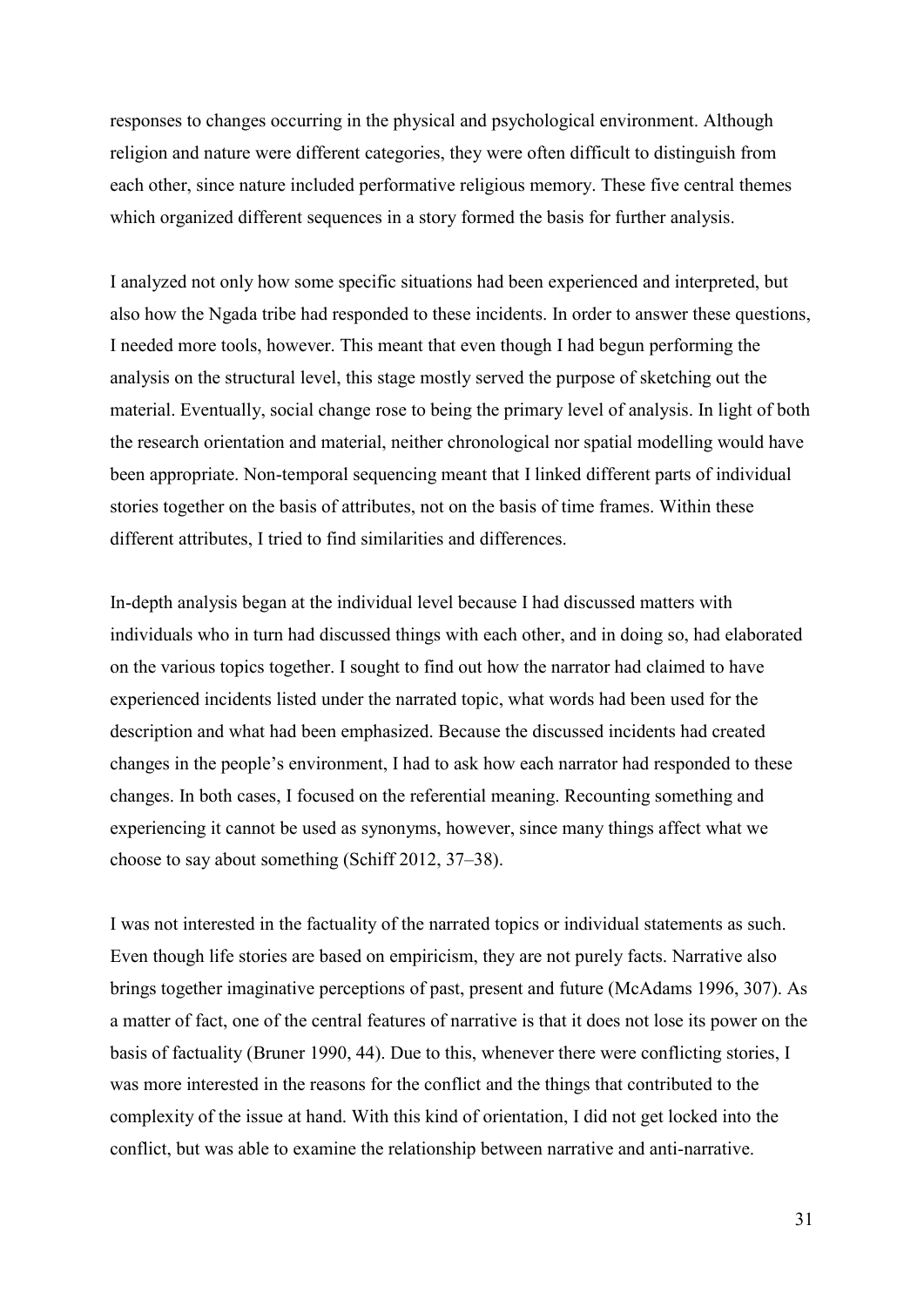responses to changes occurring in the physical and psychological environment. Although religion and nature were different categories, they were often difficult to distinguish from each other, since nature included performative religious memory. These five central themes which organized different sequences in a story formed the basis for further analysis.

I analyzed not only how some specific situations had been experienced and interpreted, but also how the Ngada tribe had responded to these incidents. In order to answer these questions, I needed more tools, however. This meant that even though I had begun performing the analysis on the structural level, this stage mostly served the purpose of sketching out the material. Eventually, social change rose to being the primary level of analysis. In light of both the research orientation and material, neither chronological nor spatial modelling would have been appropriate. Non-temporal sequencing meant that I linked different parts of individual stories together on the basis of attributes, not on the basis of time frames. Within these different attributes, I tried to find similarities and differences.

In-depth analysis began at the individual level because I had discussed matters with individuals who in turn had discussed things with each other, and in doing so, had elaborated on the various topics together. I sought to find out how the narrator had claimed to have experienced incidents listed under the narrated topic, what words had been used for the description and what had been emphasized. Because the discussed incidents had created changes in the people's environment, I had to ask how each narrator had responded to these changes. In both cases, I focused on the referential meaning. Recounting something and experiencing it cannot be used as synonyms, however, since many things affect what we choose to say about something (Schiff 2012, 37–38).

I was not interested in the factuality of the narrated topics or individual statements as such. Even though life stories are based on empiricism, they are not purely facts. Narrative also brings together imaginative perceptions of past, present and future (McAdams 1996, 307). As a matter of fact, one of the central features of narrative is that it does not lose its power on the basis of factuality (Bruner 1990, 44). Due to this, whenever there were conflicting stories, I was more interested in the reasons for the conflict and the things that contributed to the complexity of the issue at hand. With this kind of orientation, I did not get locked into the conflict, but was able to examine the relationship between narrative and anti-narrative.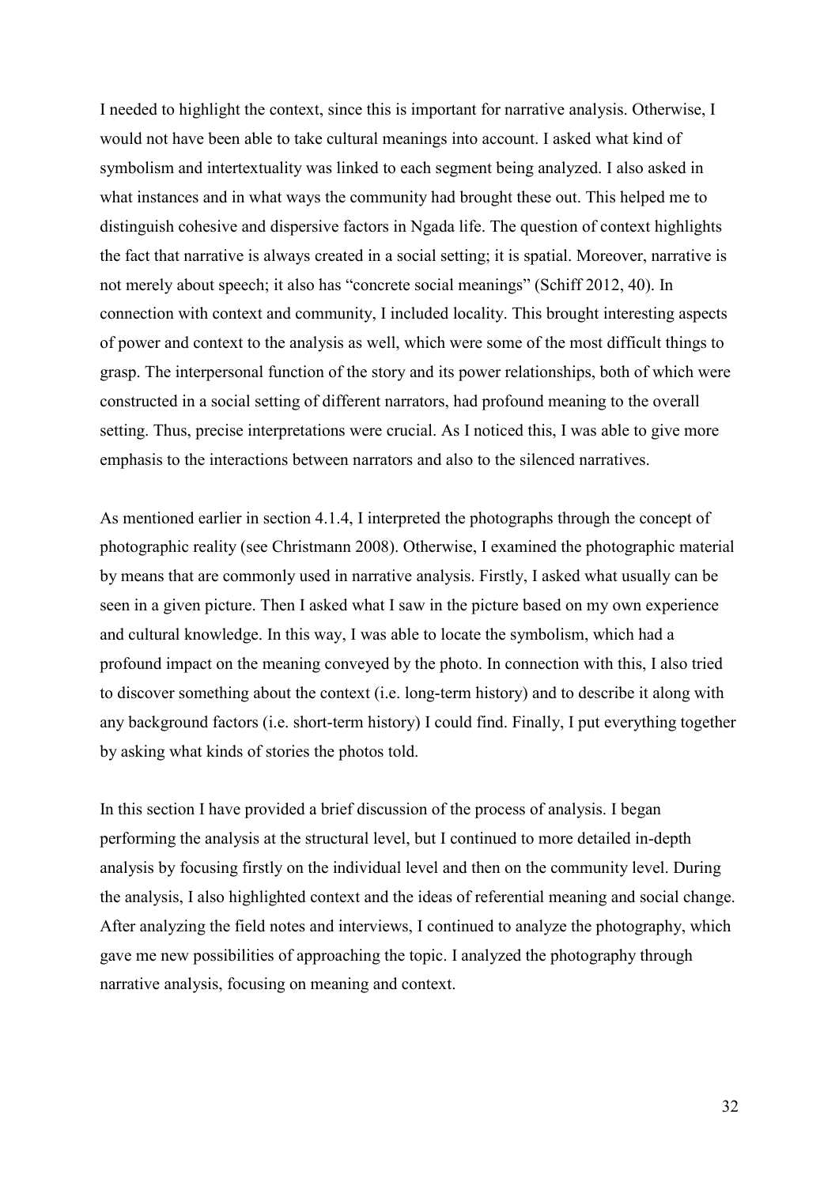I needed to highlight the context, since this is important for narrative analysis. Otherwise, I would not have been able to take cultural meanings into account. I asked what kind of symbolism and intertextuality was linked to each segment being analyzed. I also asked in what instances and in what ways the community had brought these out. This helped me to distinguish cohesive and dispersive factors in Ngada life. The question of context highlights the fact that narrative is always created in a social setting; it is spatial. Moreover, narrative is not merely about speech; it also has "concrete social meanings" (Schiff 2012, 40). In connection with context and community, I included locality. This brought interesting aspects of power and context to the analysis as well, which were some of the most difficult things to grasp. The interpersonal function of the story and its power relationships, both of which were constructed in a social setting of different narrators, had profound meaning to the overall setting. Thus, precise interpretations were crucial. As I noticed this, I was able to give more emphasis to the interactions between narrators and also to the silenced narratives.

As mentioned earlier in section 4.1.4, I interpreted the photographs through the concept of photographic reality (see Christmann 2008). Otherwise, I examined the photographic material by means that are commonly used in narrative analysis. Firstly, I asked what usually can be seen in a given picture. Then I asked what I saw in the picture based on my own experience and cultural knowledge. In this way, I was able to locate the symbolism, which had a profound impact on the meaning conveyed by the photo. In connection with this, I also tried to discover something about the context (i.e. long-term history) and to describe it along with any background factors (i.e. short-term history) I could find. Finally, I put everything together by asking what kinds of stories the photos told.

In this section I have provided a brief discussion of the process of analysis. I began performing the analysis at the structural level, but I continued to more detailed in-depth analysis by focusing firstly on the individual level and then on the community level. During the analysis, I also highlighted context and the ideas of referential meaning and social change. After analyzing the field notes and interviews, I continued to analyze the photography, which gave me new possibilities of approaching the topic. I analyzed the photography through narrative analysis, focusing on meaning and context.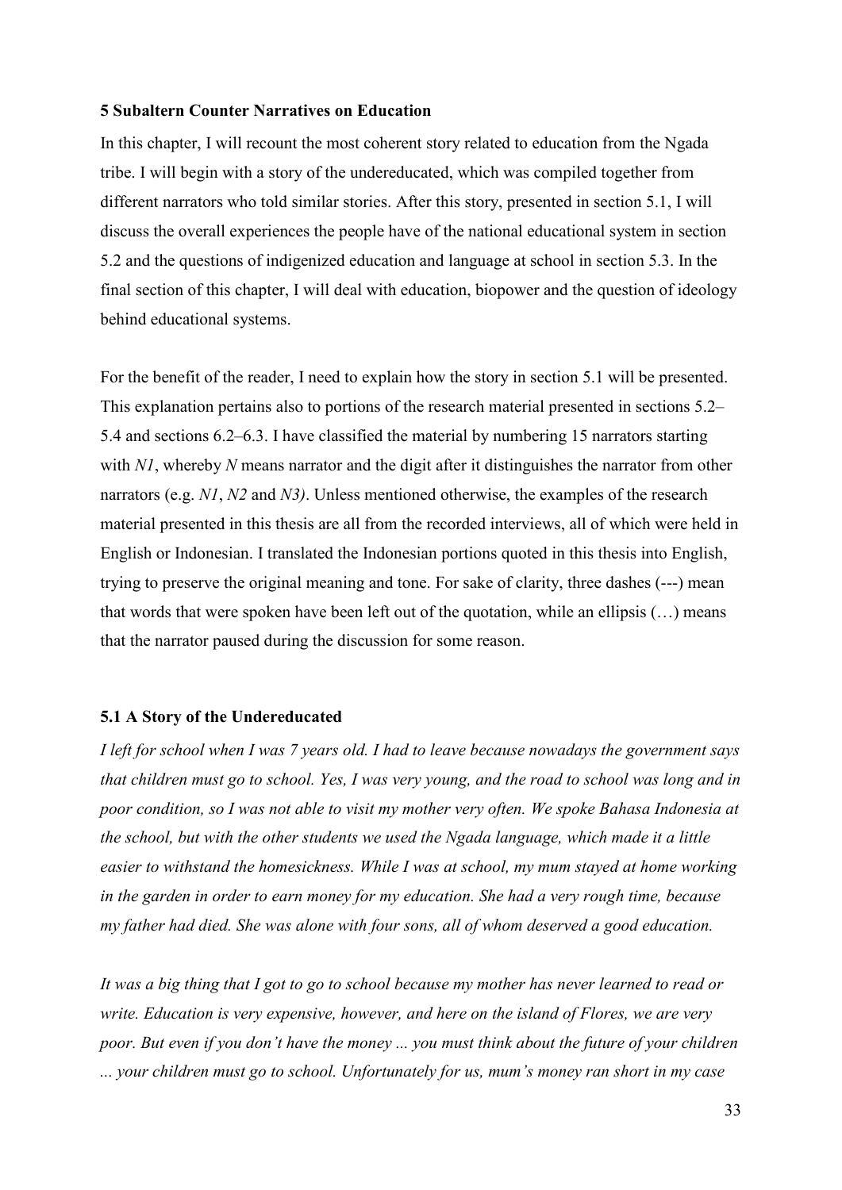## 5 Subaltern Counter Narratives on Education

In this chapter, I will recount the most coherent story related to education from the Ngada tribe. I will begin with a story of the undereducated, which was compiled together from different narrators who told similar stories. After this story, presented in section 5.1, I will discuss the overall experiences the people have of the national educational system in section 5.2 and the questions of indigenized education and language at school in section 5.3. In the final section of this chapter, I will deal with education, biopower and the question of ideology behind educational systems.

For the benefit of the reader, I need to explain how the story in section 5.1 will be presented. This explanation pertains also to portions of the research material presented in sections 5.2–5.4 and sections 6.2–6.3. I have classified the material by numbering 15 narrators starting with *N1*, whereby *N* means narrator and the digit after it distinguishes the narrator from other narrators (e.g. *N1*, *N2* and *N3)*. Unless mentioned otherwise, the examples of the research material presented in this thesis are all from the recorded interviews, all of which were held in English or Indonesian. I translated the Indonesian portions quoted in this thesis into English, trying to preserve the original meaning and tone. For sake of clarity, three dashes (---) mean that words that were spoken have been left out of the quotation, while an ellipsis (…) means that the narrator paused during the discussion for some reason.

### 5.1 A Story of the Undereducated

*I left for school when I was 7 years old. I had to leave because nowadays the government says that children must go to school. Yes, I was very young, and the road to school was long and in poor condition, so I was not able to visit my mother very often. We spoke Bahasa Indonesia at the school, but with the other students we used the Ngada language, which made it a little easier to withstand the homesickness. While I was at school, my mum stayed at home working in the garden in order to earn money for my education. She had a very rough time, because my father had died. She was alone with four sons, all of whom deserved a good education.*

*It was a big thing that I got to go to school because my mother has never learned to read or write. Education is very expensive, however, and here on the island of Flores, we are very poor. But even if you don't have the money ... you must think about the future of your children ... your children must go to school. Unfortunately for us, mum's money ran short in my case*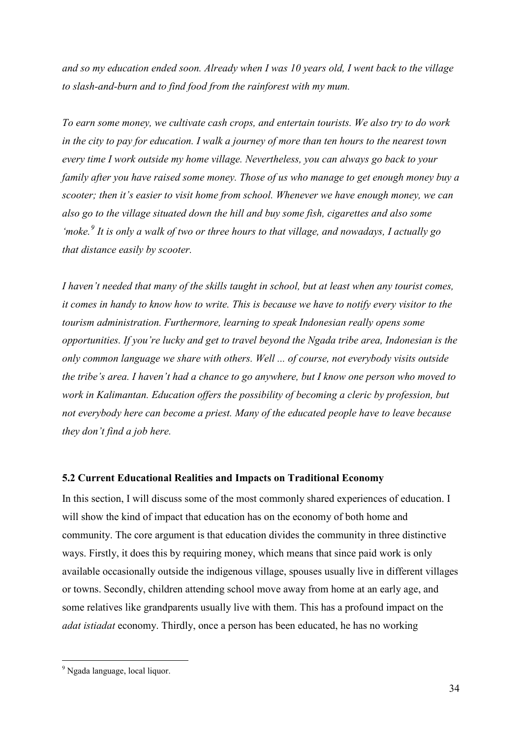*and so my education ended soon. Already when I was 10 years old, I went back to the village to slash-and-burn and to find food from the rainforest with my mum.*

*To earn some money, we cultivate cash crops, and entertain tourists. We also try to do work in the city to pay for education. I walk a journey of more than ten hours to the nearest town every time I work outside my home village. Nevertheless, you can always go back to your family after you have raised some money. Those of us who manage to get enough money buy a scooter; then it's easier to visit home from school. Whenever we have enough money, we can also go to the village situated down the hill and buy some fish, cigarettes and also some 'moke.*[9] *It is only a walk of two or three hours to that village, and nowadays, I actually go that distance easily by scooter.*

*I haven't needed that many of the skills taught in school, but at least when any tourist comes, it comes in handy to know how to write. This is because we have to notify every visitor to the tourism administration. Furthermore, learning to speak Indonesian really opens some opportunities. If you're lucky and get to travel beyond the Ngada tribe area, Indonesian is the only common language we share with others. Well ... of course, not everybody visits outside the tribe's area. I haven't had a chance to go anywhere, but I know one person who moved to work in Kalimantan. Education offers the possibility of becoming a cleric by profession, but not everybody here can become a priest. Many of the educated people have to leave because they don't find a job here.*

### 5.2 Current Educational Realities and Impacts on Traditional Economy

In this section, I will discuss some of the most commonly shared experiences of education. I will show the kind of impact that education has on the economy of both home and community. The core argument is that education divides the community in three distinctive ways. Firstly, it does this by requiring money, which means that since paid work is only available occasionally outside the indigenous village, spouses usually live in different villages or towns. Secondly, children attending school move away from home at an early age, and some relatives like grandparents usually live with them. This has a profound impact on the *adat istiadat* economy. Thirdly, once a person has been educated, he has no working

[9] Ngada language, local liquor.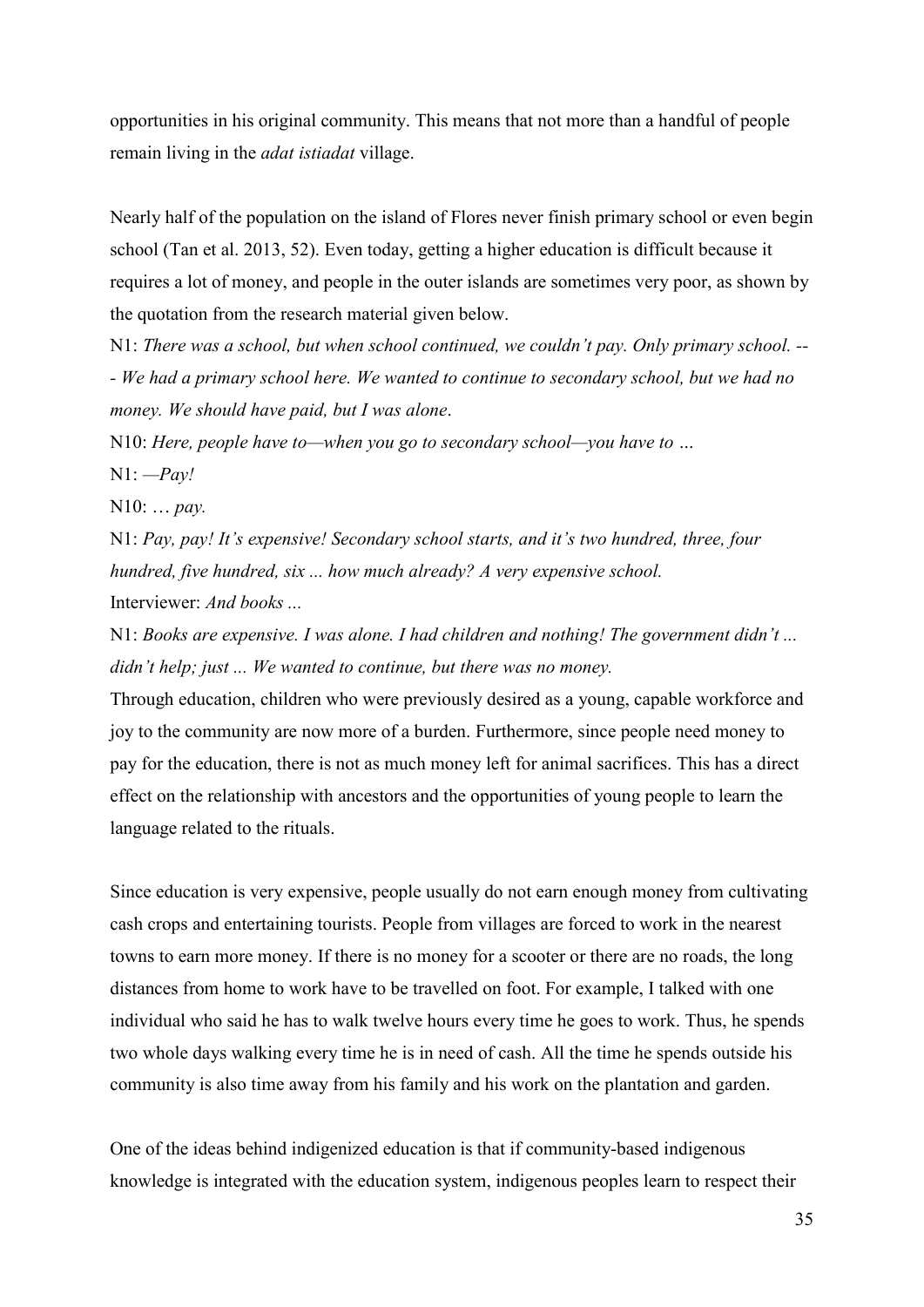opportunities in his original community. This means that not more than a handful of people remain living in the *adat istiadat* village.

Nearly half of the population on the island of Flores never finish primary school or even begin school (Tan et al. 2013, 52). Even today, getting a higher education is difficult because it requires a lot of money, and people in the outer islands are sometimes very poor, as shown by the quotation from the research material given below.

N1: *There was a school, but when school continued, we couldn't pay. Only primary school. --- We had a primary school here. We wanted to continue to secondary school, but we had no money. We should have paid, but I was alone*.

N10: *Here, people have to—when you go to secondary school—you have to …*

N1: *—Pay!*

N10: *… pay.*

N1: *Pay, pay! It's expensive! Secondary school starts, and it's two hundred, three, four hundred, five hundred, six ... how much already? A very expensive school.*

Interviewer: *And books ...*

N1: *Books are expensive. I was alone. I had children and nothing! The government didn't ... didn't help; just ... We wanted to continue, but there was no money.*

Through education, children who were previously desired as a young, capable workforce and joy to the community are now more of a burden. Furthermore, since people need money to pay for the education, there is not as much money left for animal sacrifices. This has a direct effect on the relationship with ancestors and the opportunities of young people to learn the language related to the rituals.

Since education is very expensive, people usually do not earn enough money from cultivating cash crops and entertaining tourists. People from villages are forced to work in the nearest towns to earn more money. If there is no money for a scooter or there are no roads, the long distances from home to work have to be travelled on foot. For example, I talked with one individual who said he has to walk twelve hours every time he goes to work. Thus, he spends two whole days walking every time he is in need of cash. All the time he spends outside his community is also time away from his family and his work on the plantation and garden.

One of the ideas behind indigenized education is that if community-based indigenous knowledge is integrated with the education system, indigenous peoples learn to respect their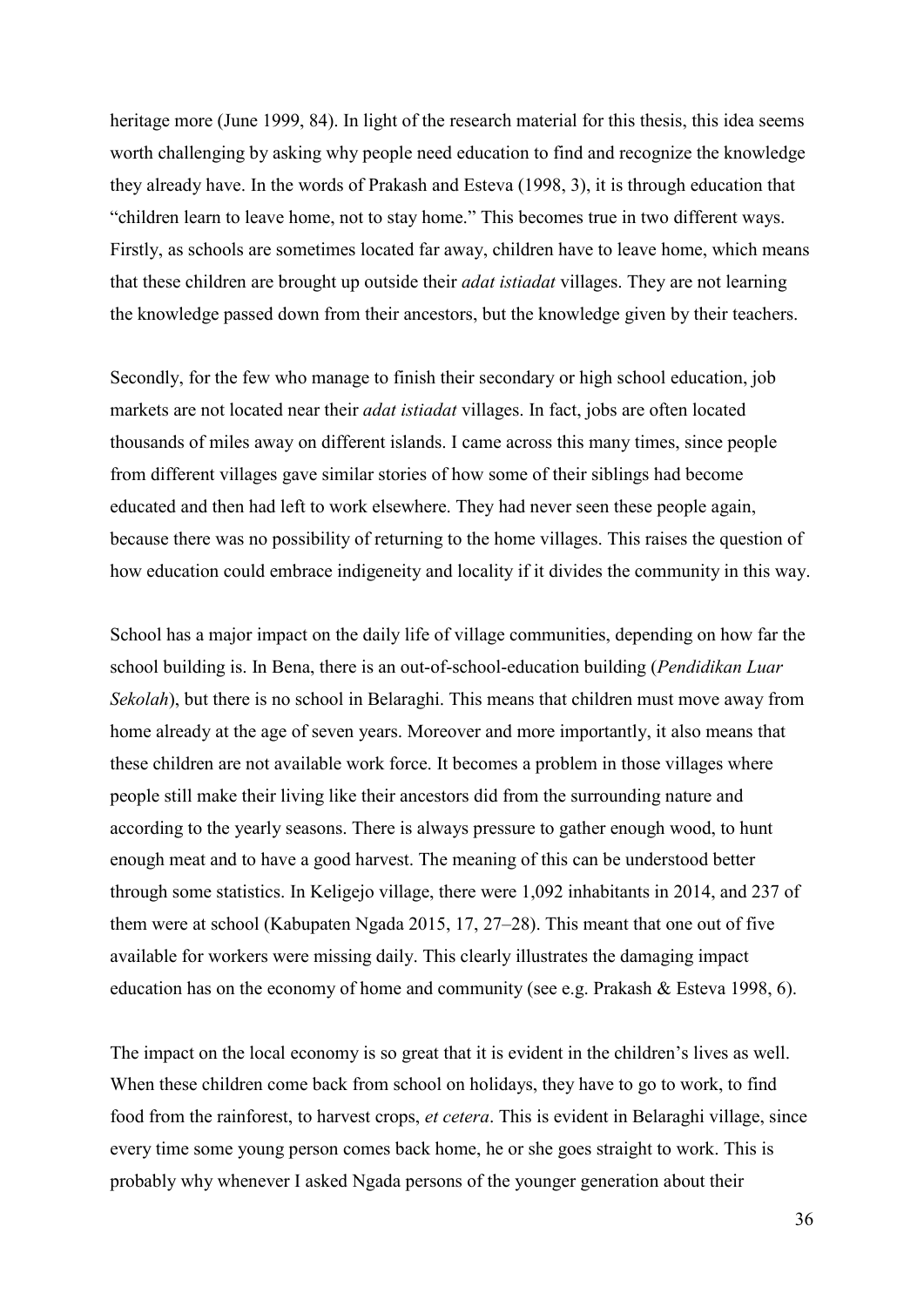heritage more (June 1999, 84). In light of the research material for this thesis, this idea seems worth challenging by asking why people need education to find and recognize the knowledge they already have. In the words of Prakash and Esteva (1998, 3), it is through education that "children learn to leave home, not to stay home." This becomes true in two different ways. Firstly, as schools are sometimes located far away, children have to leave home, which means that these children are brought up outside their *adat istiadat* villages. They are not learning the knowledge passed down from their ancestors, but the knowledge given by their teachers.

Secondly, for the few who manage to finish their secondary or high school education, job markets are not located near their *adat istiadat* villages. In fact, jobs are often located thousands of miles away on different islands. I came across this many times, since people from different villages gave similar stories of how some of their siblings had become educated and then had left to work elsewhere. They had never seen these people again, because there was no possibility of returning to the home villages. This raises the question of how education could embrace indigeneity and locality if it divides the community in this way.

School has a major impact on the daily life of village communities, depending on how far the school building is. In Bena, there is an out-of-school-education building (*Pendidikan Luar Sekolah*), but there is no school in Belaraghi. This means that children must move away from home already at the age of seven years. Moreover and more importantly, it also means that these children are not available work force. It becomes a problem in those villages where people still make their living like their ancestors did from the surrounding nature and according to the yearly seasons. There is always pressure to gather enough wood, to hunt enough meat and to have a good harvest. The meaning of this can be understood better through some statistics. In Keligejo village, there were 1,092 inhabitants in 2014, and 237 of them were at school (Kabupaten Ngada 2015, 17, 27–28). This meant that one out of five available for workers were missing daily. This clearly illustrates the damaging impact education has on the economy of home and community (see e.g. Prakash & Esteva 1998, 6).

The impact on the local economy is so great that it is evident in the children's lives as well. When these children come back from school on holidays, they have to go to work, to find food from the rainforest, to harvest crops, *et cetera*. This is evident in Belaraghi village, since every time some young person comes back home, he or she goes straight to work. This is probably why whenever I asked Ngada persons of the younger generation about their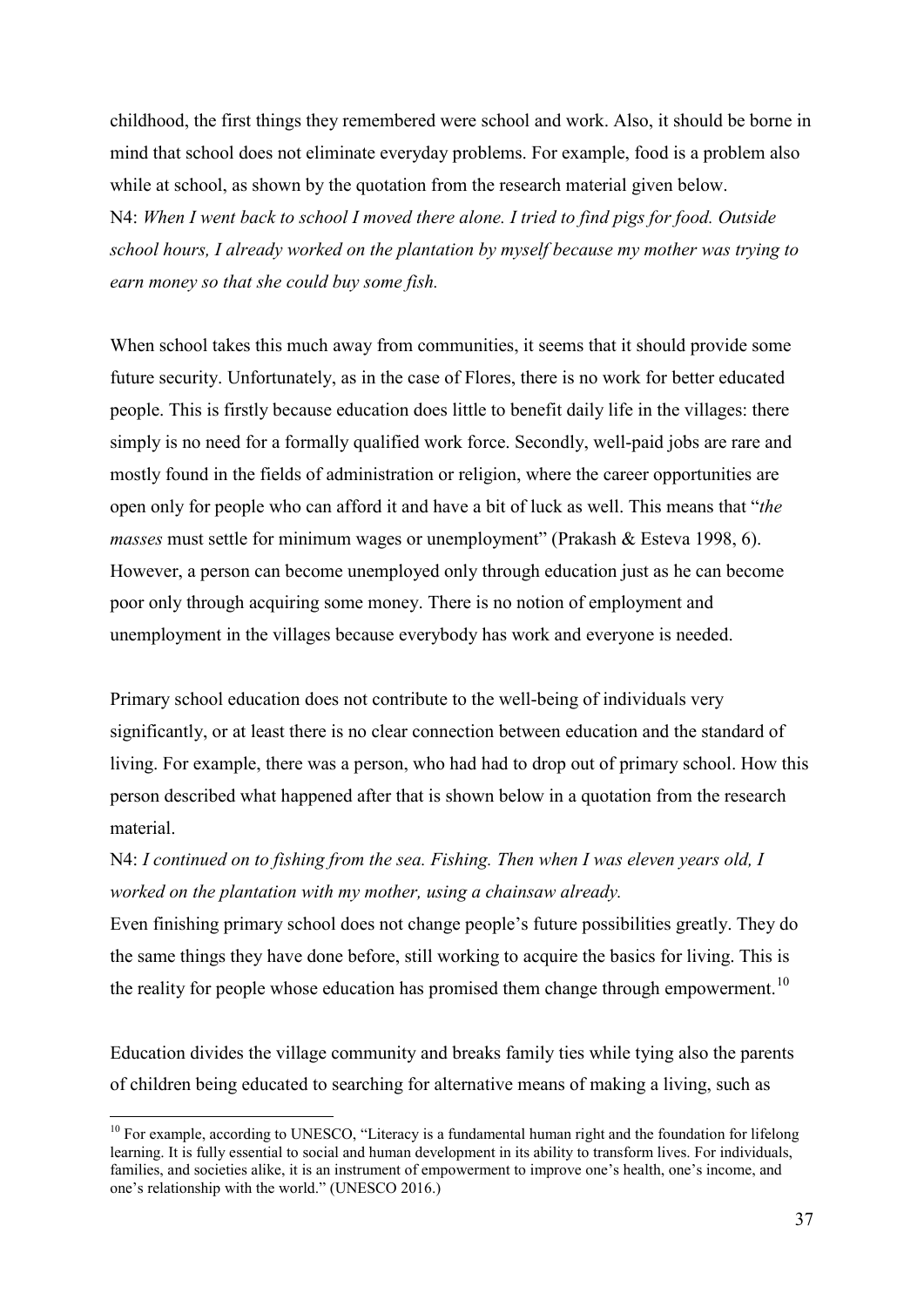childhood, the first things they remembered were school and work. Also, it should be borne in mind that school does not eliminate everyday problems. For example, food is a problem also while at school, as shown by the quotation from the research material given below.
N4: *When I went back to school I moved there alone. I tried to find pigs for food. Outside school hours, I already worked on the plantation by myself because my mother was trying to earn money so that she could buy some fish.*

When school takes this much away from communities, it seems that it should provide some future security. Unfortunately, as in the case of Flores, there is no work for better educated people. This is firstly because education does little to benefit daily life in the villages: there simply is no need for a formally qualified work force. Secondly, well-paid jobs are rare and mostly found in the fields of administration or religion, where the career opportunities are open only for people who can afford it and have a bit of luck as well. This means that "*the masses* must settle for minimum wages or unemployment" (Prakash & Esteva 1998, 6). However, a person can become unemployed only through education just as he can become poor only through acquiring some money. There is no notion of employment and unemployment in the villages because everybody has work and everyone is needed.

Primary school education does not contribute to the well-being of individuals very significantly, or at least there is no clear connection between education and the standard of living. For example, there was a person, who had had to drop out of primary school. How this person described what happened after that is shown below in a quotation from the research material.

N4: *I continued on to fishing from the sea. Fishing. Then when I was eleven years old, I worked on the plantation with my mother, using a chainsaw already.*
Even finishing primary school does not change people's future possibilities greatly. They do the same things they have done before, still working to acquire the basics for living. This is the reality for people whose education has promised them change through empowerment.[10]

Education divides the village community and breaks family ties while tying also the parents of children being educated to searching for alternative means of making a living, such as

[10] For example, according to UNESCO, "Literacy is a fundamental human right and the foundation for lifelong learning. It is fully essential to social and human development in its ability to transform lives. For individuals, families, and societies alike, it is an instrument of empowerment to improve one's health, one's income, and one's relationship with the world." (UNESCO 2016.)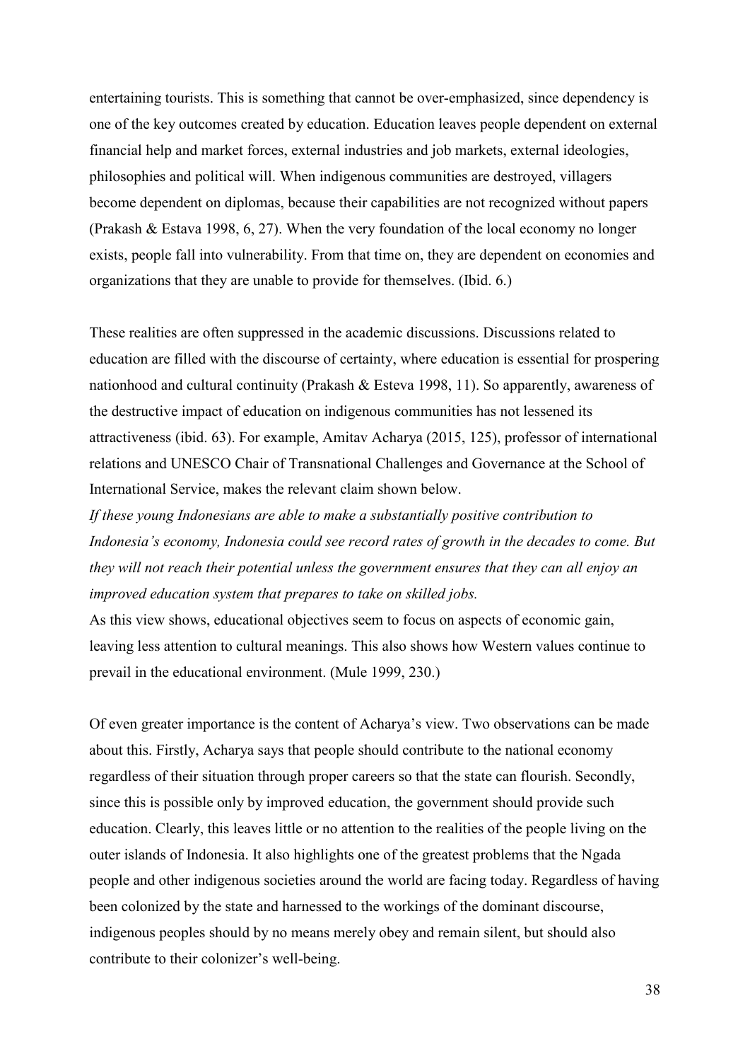entertaining tourists. This is something that cannot be over-emphasized, since dependency is one of the key outcomes created by education. Education leaves people dependent on external financial help and market forces, external industries and job markets, external ideologies, philosophies and political will. When indigenous communities are destroyed, villagers become dependent on diplomas, because their capabilities are not recognized without papers (Prakash & Estava 1998, 6, 27). When the very foundation of the local economy no longer exists, people fall into vulnerability. From that time on, they are dependent on economies and organizations that they are unable to provide for themselves. (Ibid. 6.)

These realities are often suppressed in the academic discussions. Discussions related to education are filled with the discourse of certainty, where education is essential for prospering nationhood and cultural continuity (Prakash & Esteva 1998, 11). So apparently, awareness of the destructive impact of education on indigenous communities has not lessened its attractiveness (ibid. 63). For example, Amitav Acharya (2015, 125), professor of international relations and UNESCO Chair of Transnational Challenges and Governance at the School of International Service, makes the relevant claim shown below.

*If these young Indonesians are able to make a substantially positive contribution to Indonesia's economy, Indonesia could see record rates of growth in the decades to come. But they will not reach their potential unless the government ensures that they can all enjoy an improved education system that prepares to take on skilled jobs.*

As this view shows, educational objectives seem to focus on aspects of economic gain, leaving less attention to cultural meanings. This also shows how Western values continue to prevail in the educational environment. (Mule 1999, 230.)

Of even greater importance is the content of Acharya's view. Two observations can be made about this. Firstly, Acharya says that people should contribute to the national economy regardless of their situation through proper careers so that the state can flourish. Secondly, since this is possible only by improved education, the government should provide such education. Clearly, this leaves little or no attention to the realities of the people living on the outer islands of Indonesia. It also highlights one of the greatest problems that the Ngada people and other indigenous societies around the world are facing today. Regardless of having been colonized by the state and harnessed to the workings of the dominant discourse, indigenous peoples should by no means merely obey and remain silent, but should also contribute to their colonizer's well-being.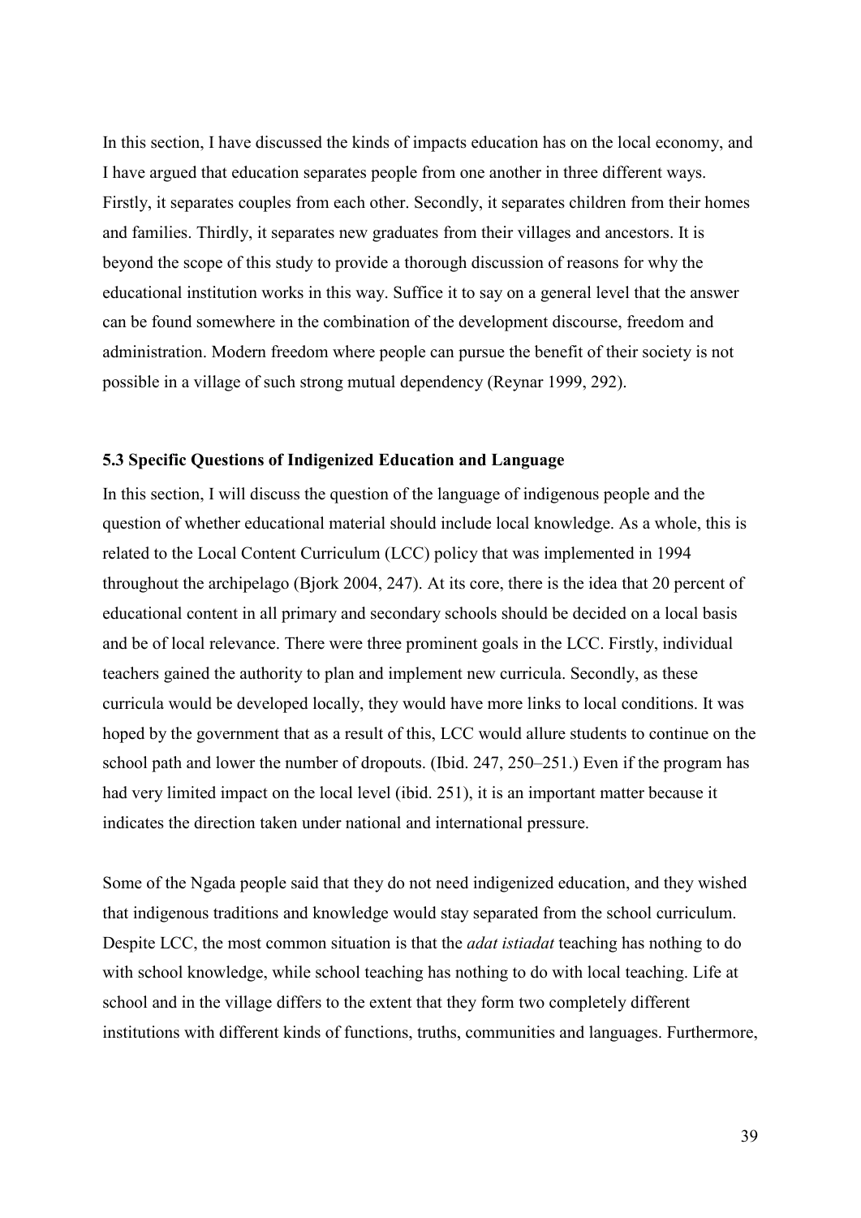In this section, I have discussed the kinds of impacts education has on the local economy, and I have argued that education separates people from one another in three different ways. Firstly, it separates couples from each other. Secondly, it separates children from their homes and families. Thirdly, it separates new graduates from their villages and ancestors. It is beyond the scope of this study to provide a thorough discussion of reasons for why the educational institution works in this way. Suffice it to say on a general level that the answer can be found somewhere in the combination of the development discourse, freedom and administration. Modern freedom where people can pursue the benefit of their society is not possible in a village of such strong mutual dependency (Reynar 1999, 292).

### 5.3 Specific Questions of Indigenized Education and Language

In this section, I will discuss the question of the language of indigenous people and the question of whether educational material should include local knowledge. As a whole, this is related to the Local Content Curriculum (LCC) policy that was implemented in 1994 throughout the archipelago (Bjork 2004, 247). At its core, there is the idea that 20 percent of educational content in all primary and secondary schools should be decided on a local basis and be of local relevance. There were three prominent goals in the LCC. Firstly, individual teachers gained the authority to plan and implement new curricula. Secondly, as these curricula would be developed locally, they would have more links to local conditions. It was hoped by the government that as a result of this, LCC would allure students to continue on the school path and lower the number of dropouts. (Ibid. 247, 250–251.) Even if the program has had very limited impact on the local level (ibid. 251), it is an important matter because it indicates the direction taken under national and international pressure.

Some of the Ngada people said that they do not need indigenized education, and they wished that indigenous traditions and knowledge would stay separated from the school curriculum. Despite LCC, the most common situation is that the *adat istiadat* teaching has nothing to do with school knowledge, while school teaching has nothing to do with local teaching. Life at school and in the village differs to the extent that they form two completely different institutions with different kinds of functions, truths, communities and languages. Furthermore,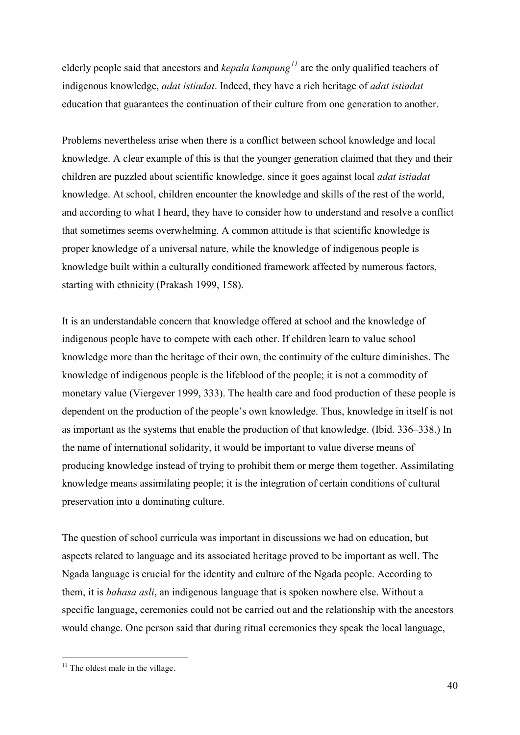elderly people said that ancestors and *kepala kampung*[11] are the only qualified teachers of indigenous knowledge, *adat istiadat*. Indeed, they have a rich heritage of *adat istiadat* education that guarantees the continuation of their culture from one generation to another.

Problems nevertheless arise when there is a conflict between school knowledge and local knowledge. A clear example of this is that the younger generation claimed that they and their children are puzzled about scientific knowledge, since it goes against local *adat istiadat* knowledge. At school, children encounter the knowledge and skills of the rest of the world, and according to what I heard, they have to consider how to understand and resolve a conflict that sometimes seems overwhelming. A common attitude is that scientific knowledge is proper knowledge of a universal nature, while the knowledge of indigenous people is knowledge built within a culturally conditioned framework affected by numerous factors, starting with ethnicity (Prakash 1999, 158).

It is an understandable concern that knowledge offered at school and the knowledge of indigenous people have to compete with each other. If children learn to value school knowledge more than the heritage of their own, the continuity of the culture diminishes. The knowledge of indigenous people is the lifeblood of the people; it is not a commodity of monetary value (Viergever 1999, 333). The health care and food production of these people is dependent on the production of the people's own knowledge. Thus, knowledge in itself is not as important as the systems that enable the production of that knowledge. (Ibid. 336–338.) In the name of international solidarity, it would be important to value diverse means of producing knowledge instead of trying to prohibit them or merge them together. Assimilating knowledge means assimilating people; it is the integration of certain conditions of cultural preservation into a dominating culture.

The question of school curricula was important in discussions we had on education, but aspects related to language and its associated heritage proved to be important as well. The Ngada language is crucial for the identity and culture of the Ngada people. According to them, it is *bahasa asli*, an indigenous language that is spoken nowhere else. Without a specific language, ceremonies could not be carried out and the relationship with the ancestors would change. One person said that during ritual ceremonies they speak the local language,

[11] The oldest male in the village.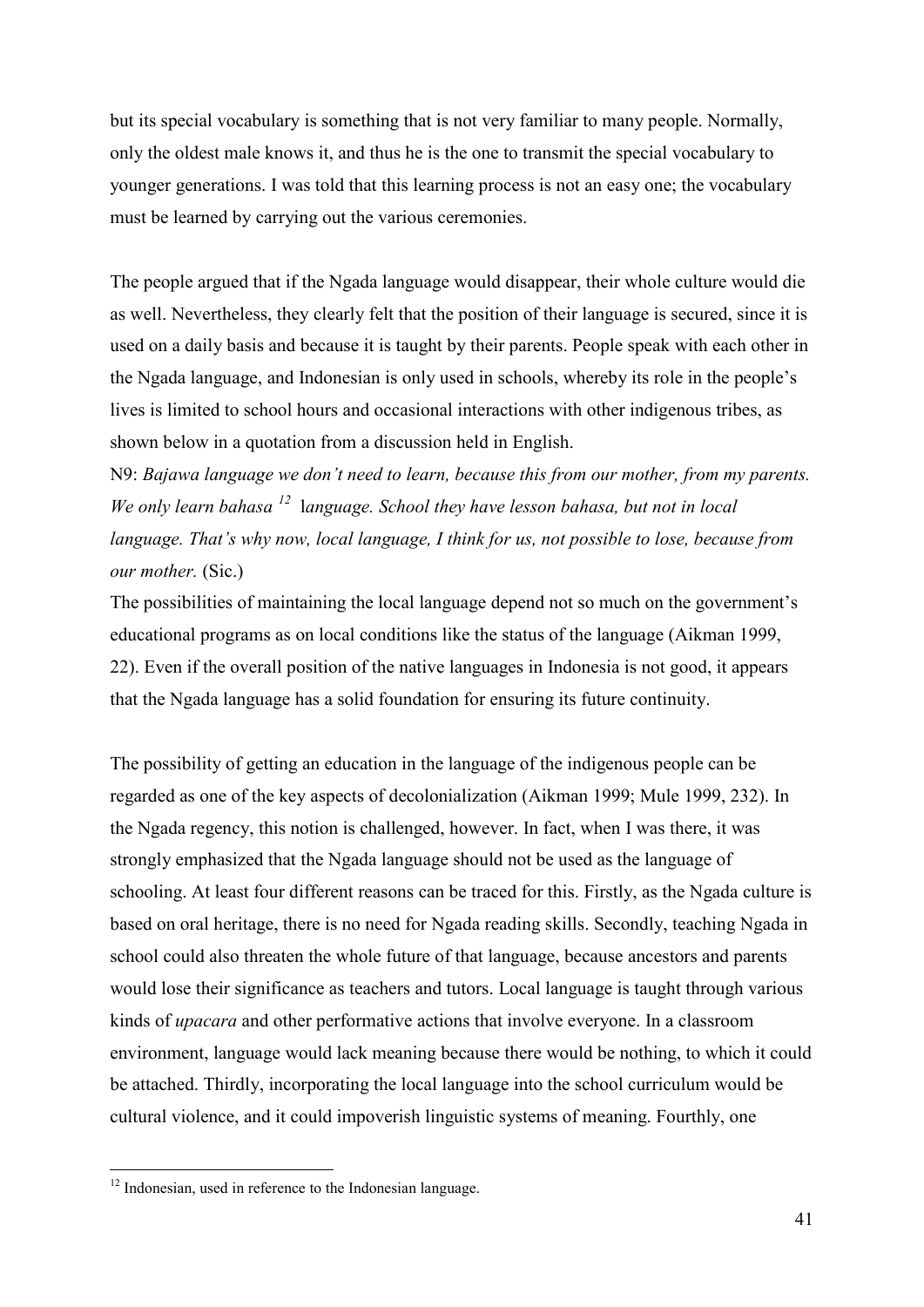but its special vocabulary is something that is not very familiar to many people. Normally, only the oldest male knows it, and thus he is the one to transmit the special vocabulary to younger generations. I was told that this learning process is not an easy one; the vocabulary must be learned by carrying out the various ceremonies.

The people argued that if the Ngada language would disappear, their whole culture would die as well. Nevertheless, they clearly felt that the position of their language is secured, since it is used on a daily basis and because it is taught by their parents. People speak with each other in the Ngada language, and Indonesian is only used in schools, whereby its role in the people's lives is limited to school hours and occasional interactions with other indigenous tribes, as shown below in a quotation from a discussion held in English.

N9: *Bajawa language we don't need to learn, because this from our mother, from my parents. We only learn bahasa* [12] *language. School they have lesson bahasa, but not in local language. That's why now, local language, I think for us, not possible to lose, because from our mother.* (Sic.)

The possibilities of maintaining the local language depend not so much on the government's educational programs as on local conditions like the status of the language (Aikman 1999, 22). Even if the overall position of the native languages in Indonesia is not good, it appears that the Ngada language has a solid foundation for ensuring its future continuity.

The possibility of getting an education in the language of the indigenous people can be regarded as one of the key aspects of decolonialization (Aikman 1999; Mule 1999, 232). In the Ngada regency, this notion is challenged, however. In fact, when I was there, it was strongly emphasized that the Ngada language should not be used as the language of schooling. At least four different reasons can be traced for this. Firstly, as the Ngada culture is based on oral heritage, there is no need for Ngada reading skills. Secondly, teaching Ngada in school could also threaten the whole future of that language, because ancestors and parents would lose their significance as teachers and tutors. Local language is taught through various kinds of *upacara* and other performative actions that involve everyone. In a classroom environment, language would lack meaning because there would be nothing, to which it could be attached. Thirdly, incorporating the local language into the school curriculum would be cultural violence, and it could impoverish linguistic systems of meaning. Fourthly, one

[12] Indonesian, used in reference to the Indonesian language.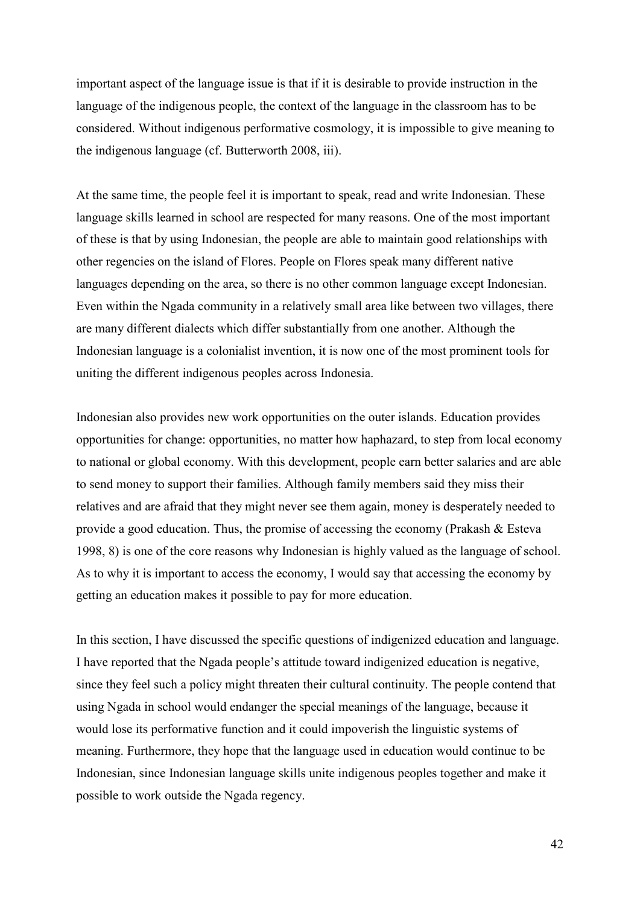important aspect of the language issue is that if it is desirable to provide instruction in the language of the indigenous people, the context of the language in the classroom has to be considered. Without indigenous performative cosmology, it is impossible to give meaning to the indigenous language (cf. Butterworth 2008, iii).

At the same time, the people feel it is important to speak, read and write Indonesian. These language skills learned in school are respected for many reasons. One of the most important of these is that by using Indonesian, the people are able to maintain good relationships with other regencies on the island of Flores. People on Flores speak many different native languages depending on the area, so there is no other common language except Indonesian. Even within the Ngada community in a relatively small area like between two villages, there are many different dialects which differ substantially from one another. Although the Indonesian language is a colonialist invention, it is now one of the most prominent tools for uniting the different indigenous peoples across Indonesia.

Indonesian also provides new work opportunities on the outer islands. Education provides opportunities for change: opportunities, no matter how haphazard, to step from local economy to national or global economy. With this development, people earn better salaries and are able to send money to support their families. Although family members said they miss their relatives and are afraid that they might never see them again, money is desperately needed to provide a good education. Thus, the promise of accessing the economy (Prakash & Esteva 1998, 8) is one of the core reasons why Indonesian is highly valued as the language of school. As to why it is important to access the economy, I would say that accessing the economy by getting an education makes it possible to pay for more education.

In this section, I have discussed the specific questions of indigenized education and language. I have reported that the Ngada people's attitude toward indigenized education is negative, since they feel such a policy might threaten their cultural continuity. The people contend that using Ngada in school would endanger the special meanings of the language, because it would lose its performative function and it could impoverish the linguistic systems of meaning. Furthermore, they hope that the language used in education would continue to be Indonesian, since Indonesian language skills unite indigenous peoples together and make it possible to work outside the Ngada regency.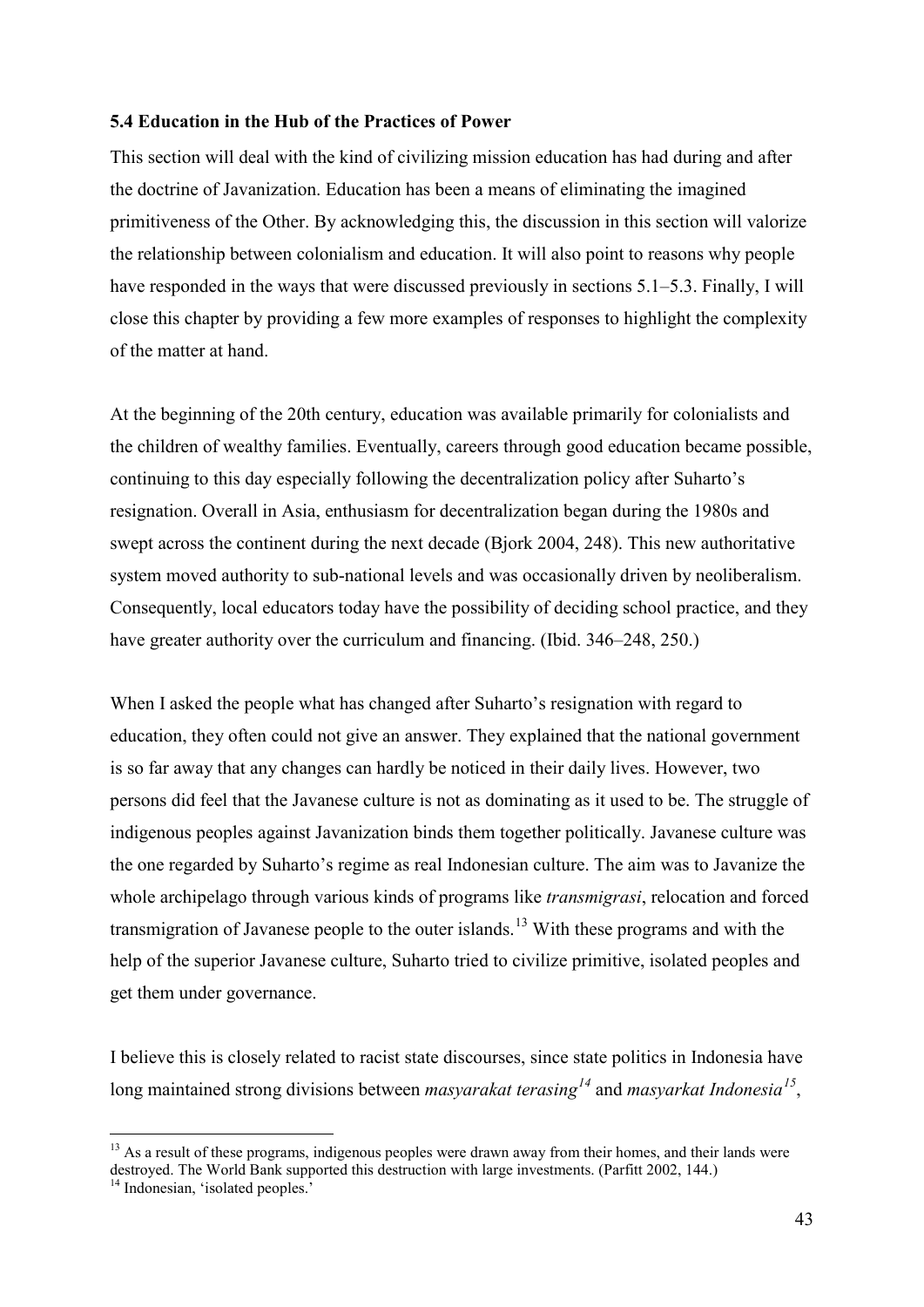### 5.4 Education in the Hub of the Practices of Power

This section will deal with the kind of civilizing mission education has had during and after the doctrine of Javanization. Education has been a means of eliminating the imagined primitiveness of the Other. By acknowledging this, the discussion in this section will valorize the relationship between colonialism and education. It will also point to reasons why people have responded in the ways that were discussed previously in sections 5.1–5.3. Finally, I will close this chapter by providing a few more examples of responses to highlight the complexity of the matter at hand.

At the beginning of the 20th century, education was available primarily for colonialists and the children of wealthy families. Eventually, careers through good education became possible, continuing to this day especially following the decentralization policy after Suharto's resignation. Overall in Asia, enthusiasm for decentralization began during the 1980s and swept across the continent during the next decade (Bjork 2004, 248). This new authoritative system moved authority to sub-national levels and was occasionally driven by neoliberalism. Consequently, local educators today have the possibility of deciding school practice, and they have greater authority over the curriculum and financing. (Ibid. 346–248, 250.)

When I asked the people what has changed after Suharto's resignation with regard to education, they often could not give an answer. They explained that the national government is so far away that any changes can hardly be noticed in their daily lives. However, two persons did feel that the Javanese culture is not as dominating as it used to be. The struggle of indigenous peoples against Javanization binds them together politically. Javanese culture was the one regarded by Suharto's regime as real Indonesian culture. The aim was to Javanize the whole archipelago through various kinds of programs like *transmigrasi*, relocation and forced transmigration of Javanese people to the outer islands.[13] With these programs and with the help of the superior Javanese culture, Suharto tried to civilize primitive, isolated peoples and get them under governance.

I believe this is closely related to racist state discourses, since state politics in Indonesia have long maintained strong divisions between *masyarakat terasing*[14] and *masyarkat Indonesia*[15],

---

[13] As a result of these programs, indigenous peoples were drawn away from their homes, and their lands were destroyed. The World Bank supported this destruction with large investments. (Parfitt 2002, 144.)

[14] Indonesian, 'isolated peoples.'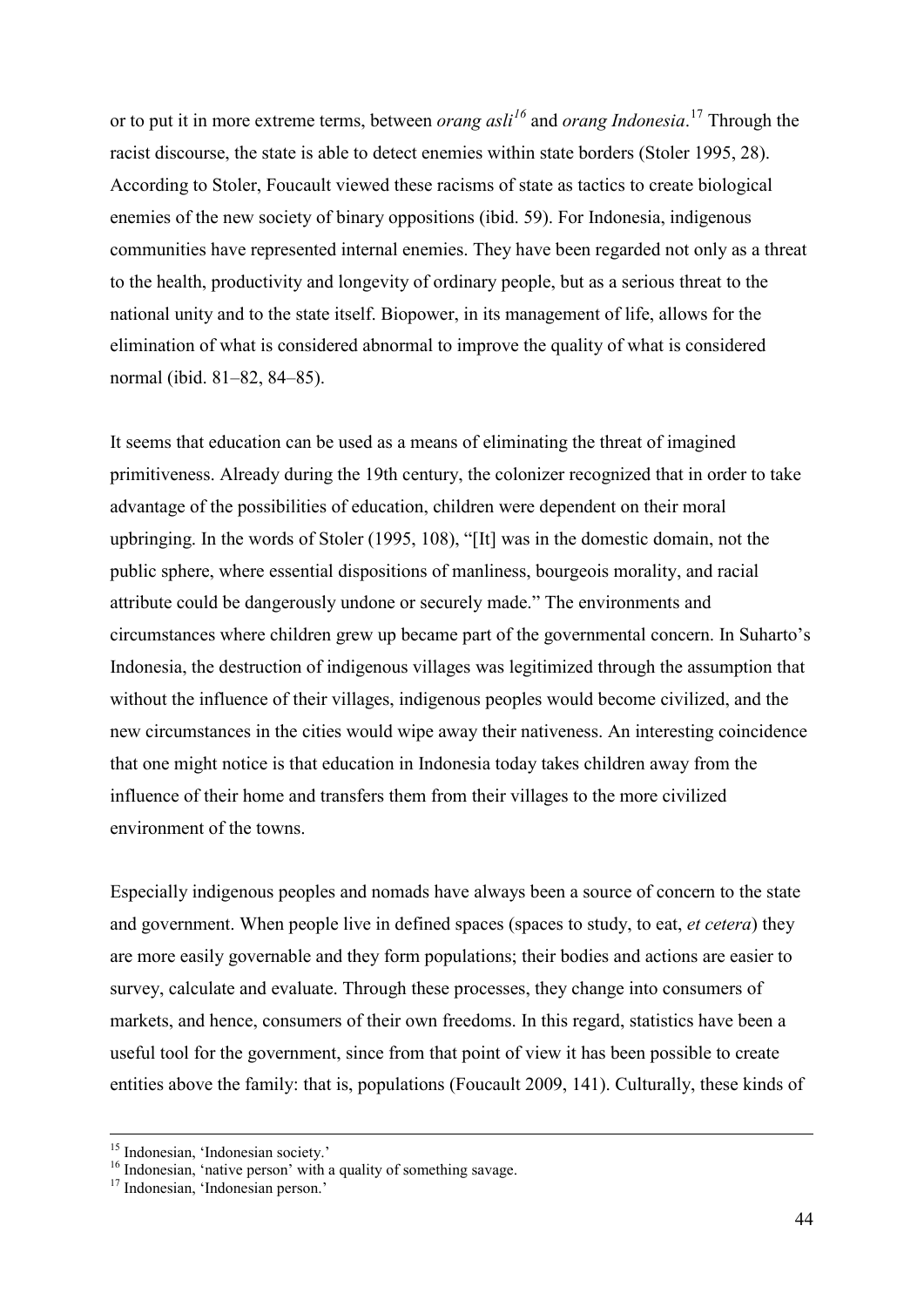or to put it in more extreme terms, between *orang asli*[16] and *orang Indonesia*.[17] Through the racist discourse, the state is able to detect enemies within state borders (Stoler 1995, 28). According to Stoler, Foucault viewed these racisms of state as tactics to create biological enemies of the new society of binary oppositions (ibid. 59). For Indonesia, indigenous communities have represented internal enemies. They have been regarded not only as a threat to the health, productivity and longevity of ordinary people, but as a serious threat to the national unity and to the state itself. Biopower, in its management of life, allows for the elimination of what is considered abnormal to improve the quality of what is considered normal (ibid. 81–82, 84–85).

It seems that education can be used as a means of eliminating the threat of imagined primitiveness. Already during the 19th century, the colonizer recognized that in order to take advantage of the possibilities of education, children were dependent on their moral upbringing. In the words of Stoler (1995, 108), "[It] was in the domestic domain, not the public sphere, where essential dispositions of manliness, bourgeois morality, and racial attribute could be dangerously undone or securely made." The environments and circumstances where children grew up became part of the governmental concern. In Suharto's Indonesia, the destruction of indigenous villages was legitimized through the assumption that without the influence of their villages, indigenous peoples would become civilized, and the new circumstances in the cities would wipe away their nativeness. An interesting coincidence that one might notice is that education in Indonesia today takes children away from the influence of their home and transfers them from their villages to the more civilized environment of the towns.

Especially indigenous peoples and nomads have always been a source of concern to the state and government. When people live in defined spaces (spaces to study, to eat, *et cetera*) they are more easily governable and they form populations; their bodies and actions are easier to survey, calculate and evaluate. Through these processes, they change into consumers of markets, and hence, consumers of their own freedoms. In this regard, statistics have been a useful tool for the government, since from that point of view it has been possible to create entities above the family: that is, populations (Foucault 2009, 141). Culturally, these kinds of

---

[15] Indonesian, 'Indonesian society.'

[16] Indonesian, 'native person' with a quality of something savage.

[17] Indonesian, 'Indonesian person.'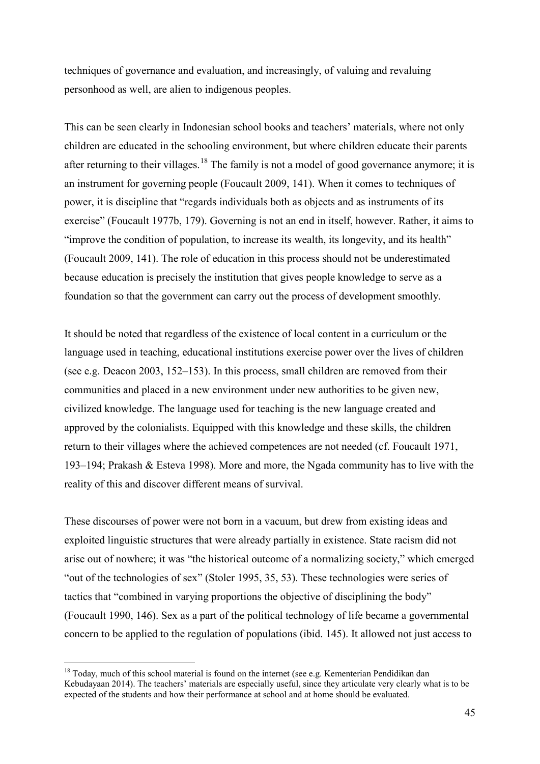techniques of governance and evaluation, and increasingly, of valuing and revaluing personhood as well, are alien to indigenous peoples.

This can be seen clearly in Indonesian school books and teachers' materials, where not only children are educated in the schooling environment, but where children educate their parents after returning to their villages.[18] The family is not a model of good governance anymore; it is an instrument for governing people (Foucault 2009, 141). When it comes to techniques of power, it is discipline that "regards individuals both as objects and as instruments of its exercise" (Foucault 1977b, 179). Governing is not an end in itself, however. Rather, it aims to "improve the condition of population, to increase its wealth, its longevity, and its health" (Foucault 2009, 141). The role of education in this process should not be underestimated because education is precisely the institution that gives people knowledge to serve as a foundation so that the government can carry out the process of development smoothly.

It should be noted that regardless of the existence of local content in a curriculum or the language used in teaching, educational institutions exercise power over the lives of children (see e.g. Deacon 2003, 152–153). In this process, small children are removed from their communities and placed in a new environment under new authorities to be given new, civilized knowledge. The language used for teaching is the new language created and approved by the colonialists. Equipped with this knowledge and these skills, the children return to their villages where the achieved competences are not needed (cf. Foucault 1971, 193–194; Prakash & Esteva 1998). More and more, the Ngada community has to live with the reality of this and discover different means of survival.

These discourses of power were not born in a vacuum, but drew from existing ideas and exploited linguistic structures that were already partially in existence. State racism did not arise out of nowhere; it was "the historical outcome of a normalizing society," which emerged "out of the technologies of sex" (Stoler 1995, 35, 53). These technologies were series of tactics that "combined in varying proportions the objective of disciplining the body" (Foucault 1990, 146). Sex as a part of the political technology of life became a governmental concern to be applied to the regulation of populations (ibid. 145). It allowed not just access to

[18] Today, much of this school material is found on the internet (see e.g. Kementerian Pendidikan dan Kebudayaan 2014). The teachers' materials are especially useful, since they articulate very clearly what is to be expected of the students and how their performance at school and at home should be evaluated.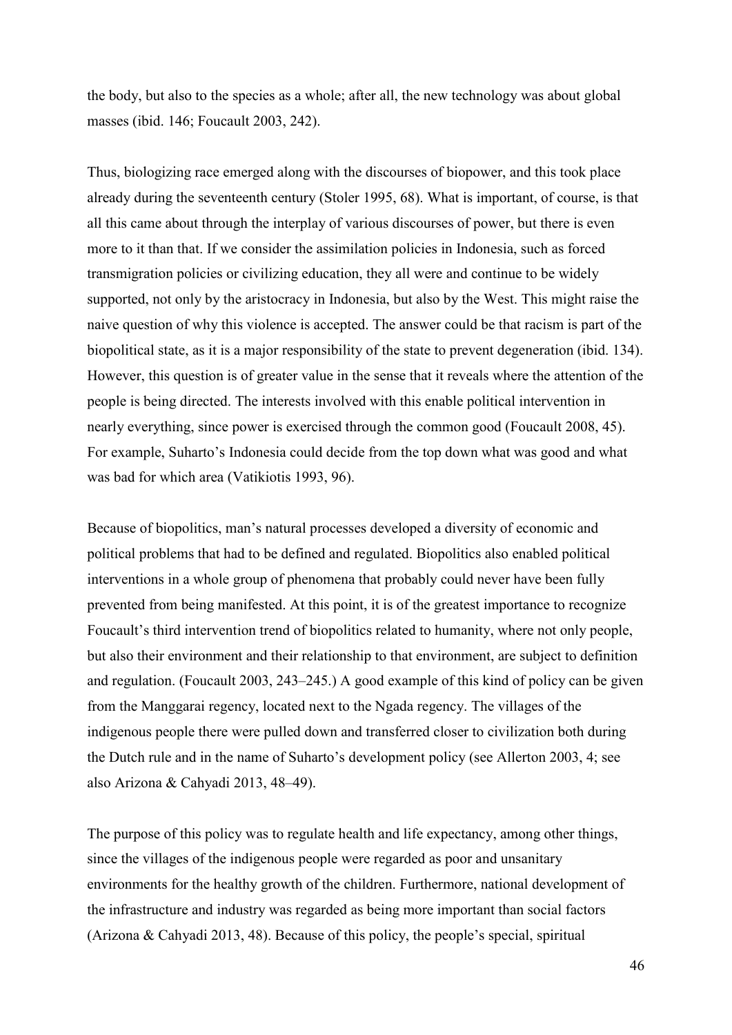the body, but also to the species as a whole; after all, the new technology was about global masses (ibid. 146; Foucault 2003, 242).

Thus, biologizing race emerged along with the discourses of biopower, and this took place already during the seventeenth century (Stoler 1995, 68). What is important, of course, is that all this came about through the interplay of various discourses of power, but there is even more to it than that. If we consider the assimilation policies in Indonesia, such as forced transmigration policies or civilizing education, they all were and continue to be widely supported, not only by the aristocracy in Indonesia, but also by the West. This might raise the naive question of why this violence is accepted. The answer could be that racism is part of the biopolitical state, as it is a major responsibility of the state to prevent degeneration (ibid. 134). However, this question is of greater value in the sense that it reveals where the attention of the people is being directed. The interests involved with this enable political intervention in nearly everything, since power is exercised through the common good (Foucault 2008, 45). For example, Suharto's Indonesia could decide from the top down what was good and what was bad for which area (Vatikiotis 1993, 96).

Because of biopolitics, man's natural processes developed a diversity of economic and political problems that had to be defined and regulated. Biopolitics also enabled political interventions in a whole group of phenomena that probably could never have been fully prevented from being manifested. At this point, it is of the greatest importance to recognize Foucault's third intervention trend of biopolitics related to humanity, where not only people, but also their environment and their relationship to that environment, are subject to definition and regulation. (Foucault 2003, 243–245.) A good example of this kind of policy can be given from the Manggarai regency, located next to the Ngada regency. The villages of the indigenous people there were pulled down and transferred closer to civilization both during the Dutch rule and in the name of Suharto's development policy (see Allerton 2003, 4; see also Arizona & Cahyadi 2013, 48–49).

The purpose of this policy was to regulate health and life expectancy, among other things, since the villages of the indigenous people were regarded as poor and unsanitary environments for the healthy growth of the children. Furthermore, national development of the infrastructure and industry was regarded as being more important than social factors (Arizona & Cahyadi 2013, 48). Because of this policy, the people's special, spiritual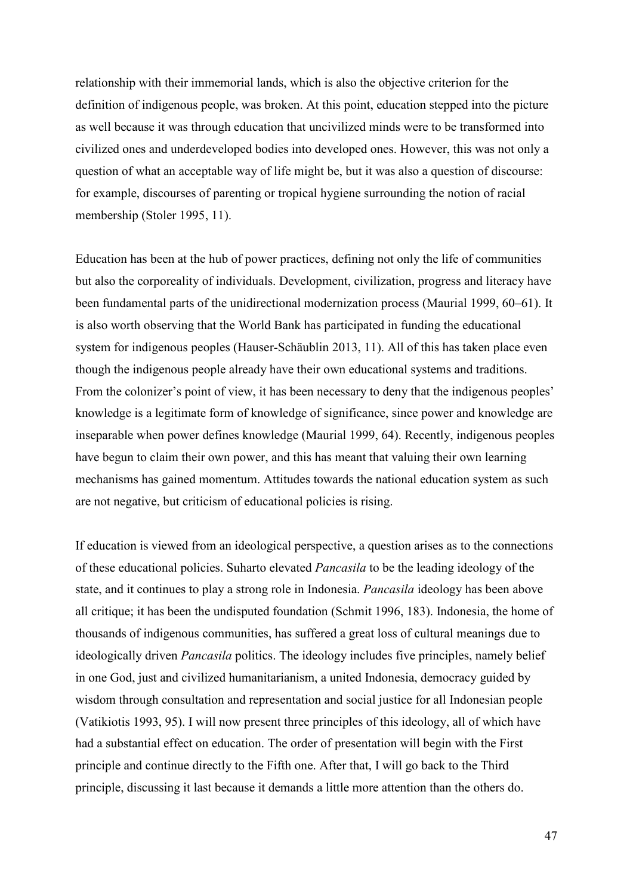relationship with their immemorial lands, which is also the objective criterion for the definition of indigenous people, was broken. At this point, education stepped into the picture as well because it was through education that uncivilized minds were to be transformed into civilized ones and underdeveloped bodies into developed ones. However, this was not only a question of what an acceptable way of life might be, but it was also a question of discourse: for example, discourses of parenting or tropical hygiene surrounding the notion of racial membership (Stoler 1995, 11).

Education has been at the hub of power practices, defining not only the life of communities but also the corporeality of individuals. Development, civilization, progress and literacy have been fundamental parts of the unidirectional modernization process (Maurial 1999, 60–61). It is also worth observing that the World Bank has participated in funding the educational system for indigenous peoples (Hauser-Schäublin 2013, 11). All of this has taken place even though the indigenous people already have their own educational systems and traditions. From the colonizer's point of view, it has been necessary to deny that the indigenous peoples' knowledge is a legitimate form of knowledge of significance, since power and knowledge are inseparable when power defines knowledge (Maurial 1999, 64). Recently, indigenous peoples have begun to claim their own power, and this has meant that valuing their own learning mechanisms has gained momentum. Attitudes towards the national education system as such are not negative, but criticism of educational policies is rising.

If education is viewed from an ideological perspective, a question arises as to the connections of these educational policies. Suharto elevated *Pancasila* to be the leading ideology of the state, and it continues to play a strong role in Indonesia. *Pancasila* ideology has been above all critique; it has been the undisputed foundation (Schmit 1996, 183). Indonesia, the home of thousands of indigenous communities, has suffered a great loss of cultural meanings due to ideologically driven *Pancasila* politics. The ideology includes five principles, namely belief in one God, just and civilized humanitarianism, a united Indonesia, democracy guided by wisdom through consultation and representation and social justice for all Indonesian people (Vatikiotis 1993, 95). I will now present three principles of this ideology, all of which have had a substantial effect on education. The order of presentation will begin with the First principle and continue directly to the Fifth one. After that, I will go back to the Third principle, discussing it last because it demands a little more attention than the others do.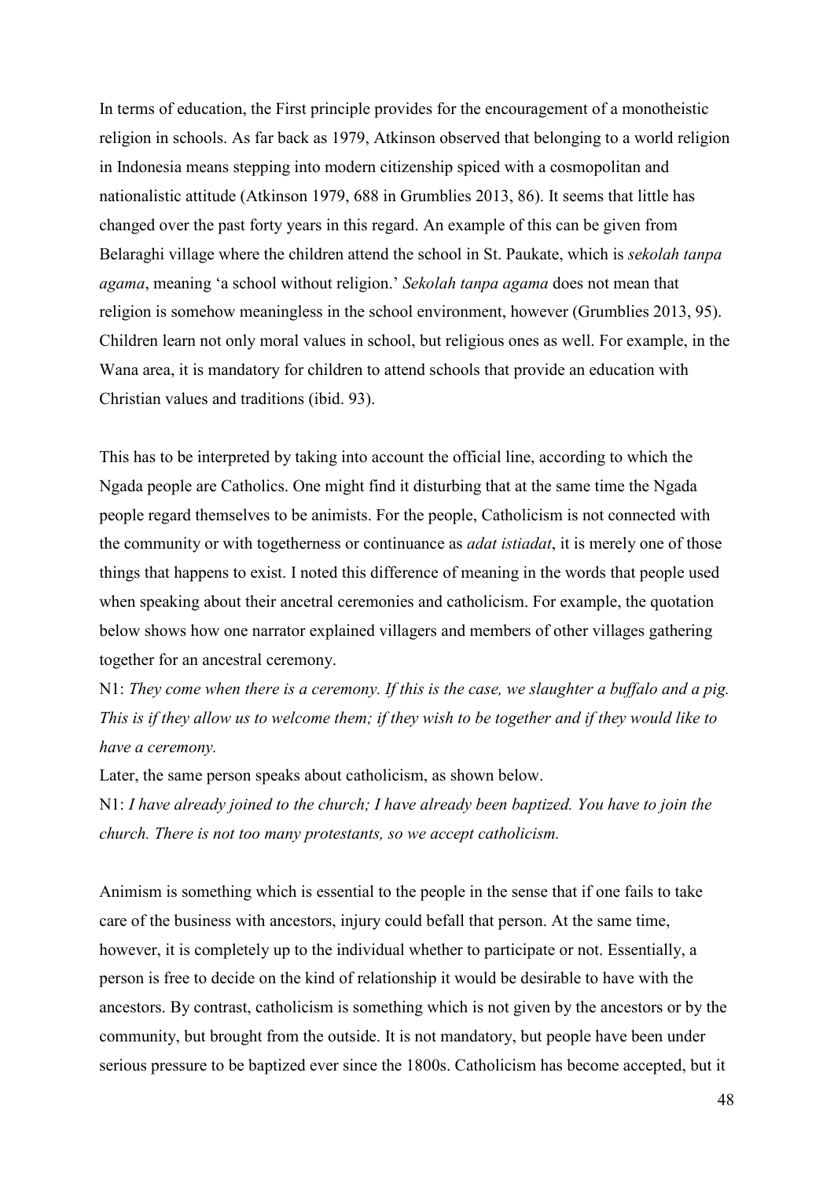In terms of education, the First principle provides for the encouragement of a monotheistic religion in schools. As far back as 1979, Atkinson observed that belonging to a world religion in Indonesia means stepping into modern citizenship spiced with a cosmopolitan and nationalistic attitude (Atkinson 1979, 688 in Grumblies 2013, 86). It seems that little has changed over the past forty years in this regard. An example of this can be given from Belaraghi village where the children attend the school in St. Paukate, which is *sekolah tanpa agama*, meaning 'a school without religion.' *Sekolah tanpa agama* does not mean that religion is somehow meaningless in the school environment, however (Grumblies 2013, 95). Children learn not only moral values in school, but religious ones as well. For example, in the Wana area, it is mandatory for children to attend schools that provide an education with Christian values and traditions (ibid. 93).

This has to be interpreted by taking into account the official line, according to which the Ngada people are Catholics. One might find it disturbing that at the same time the Ngada people regard themselves to be animists. For the people, Catholicism is not connected with the community or with togetherness or continuance as *adat istiadat*, it is merely one of those things that happens to exist. I noted this difference of meaning in the words that people used when speaking about their ancetral ceremonies and catholicism. For example, the quotation below shows how one narrator explained villagers and members of other villages gathering together for an ancestral ceremony.

N1: *They come when there is a ceremony. If this is the case, we slaughter a buffalo and a pig. This is if they allow us to welcome them; if they wish to be together and if they would like to have a ceremony.*

Later, the same person speaks about catholicism, as shown below.

N1: *I have already joined to the church; I have already been baptized. You have to join the church. There is not too many protestants, so we accept catholicism.*

Animism is something which is essential to the people in the sense that if one fails to take care of the business with ancestors, injury could befall that person. At the same time, however, it is completely up to the individual whether to participate or not. Essentially, a person is free to decide on the kind of relationship it would be desirable to have with the ancestors. By contrast, catholicism is something which is not given by the ancestors or by the community, but brought from the outside. It is not mandatory, but people have been under serious pressure to be baptized ever since the 1800s. Catholicism has become accepted, but it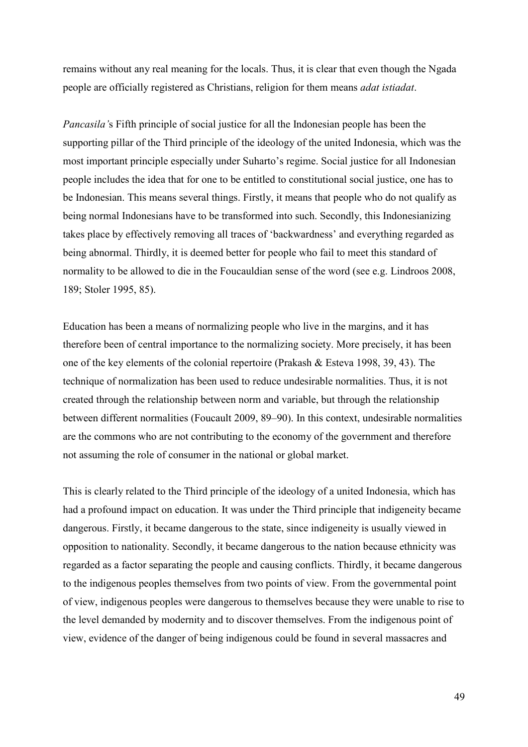remains without any real meaning for the locals. Thus, it is clear that even though the Ngada people are officially registered as Christians, religion for them means *adat istiadat*.

*Pancasila'*s Fifth principle of social justice for all the Indonesian people has been the supporting pillar of the Third principle of the ideology of the united Indonesia, which was the most important principle especially under Suharto's regime. Social justice for all Indonesian people includes the idea that for one to be entitled to constitutional social justice, one has to be Indonesian. This means several things. Firstly, it means that people who do not qualify as being normal Indonesians have to be transformed into such. Secondly, this Indonesianizing takes place by effectively removing all traces of 'backwardness' and everything regarded as being abnormal. Thirdly, it is deemed better for people who fail to meet this standard of normality to be allowed to die in the Foucauldian sense of the word (see e.g. Lindroos 2008, 189; Stoler 1995, 85).

Education has been a means of normalizing people who live in the margins, and it has therefore been of central importance to the normalizing society. More precisely, it has been one of the key elements of the colonial repertoire (Prakash & Esteva 1998, 39, 43). The technique of normalization has been used to reduce undesirable normalities. Thus, it is not created through the relationship between norm and variable, but through the relationship between different normalities (Foucault 2009, 89–90). In this context, undesirable normalities are the commons who are not contributing to the economy of the government and therefore not assuming the role of consumer in the national or global market.

This is clearly related to the Third principle of the ideology of a united Indonesia, which has had a profound impact on education. It was under the Third principle that indigeneity became dangerous. Firstly, it became dangerous to the state, since indigeneity is usually viewed in opposition to nationality. Secondly, it became dangerous to the nation because ethnicity was regarded as a factor separating the people and causing conflicts. Thirdly, it became dangerous to the indigenous peoples themselves from two points of view. From the governmental point of view, indigenous peoples were dangerous to themselves because they were unable to rise to the level demanded by modernity and to discover themselves. From the indigenous point of view, evidence of the danger of being indigenous could be found in several massacres and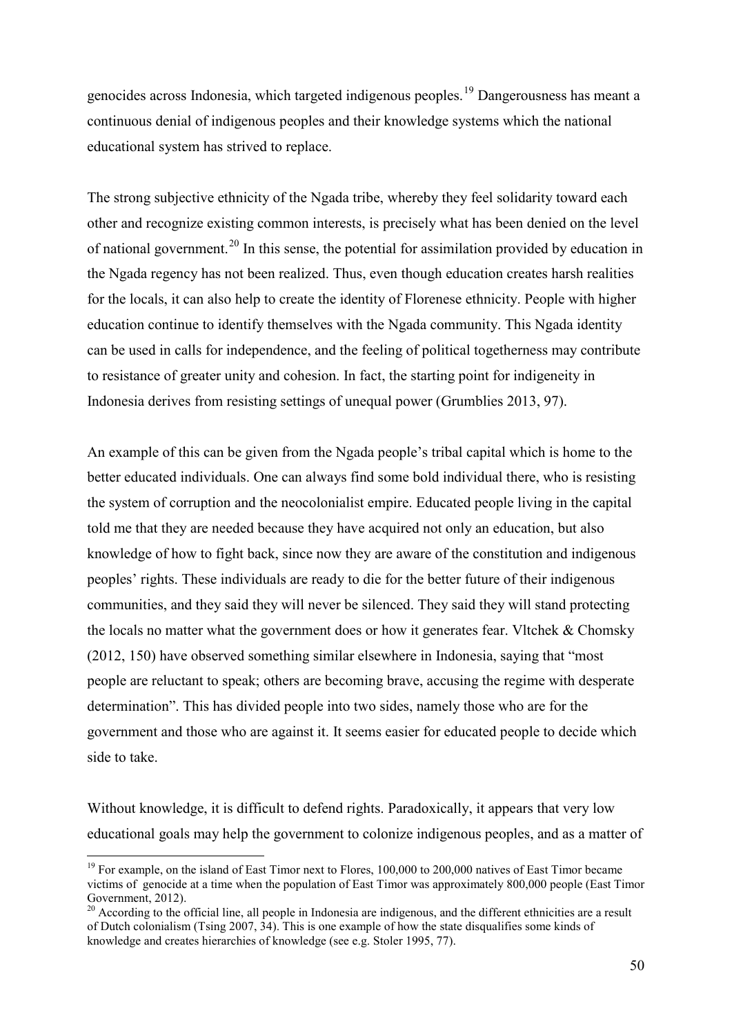genocides across Indonesia, which targeted indigenous peoples.[19] Dangerousness has meant a continuous denial of indigenous peoples and their knowledge systems which the national educational system has strived to replace.

The strong subjective ethnicity of the Ngada tribe, whereby they feel solidarity toward each other and recognize existing common interests, is precisely what has been denied on the level of national government.[20] In this sense, the potential for assimilation provided by education in the Ngada regency has not been realized. Thus, even though education creates harsh realities for the locals, it can also help to create the identity of Florenese ethnicity. People with higher education continue to identify themselves with the Ngada community. This Ngada identity can be used in calls for independence, and the feeling of political togetherness may contribute to resistance of greater unity and cohesion. In fact, the starting point for indigeneity in Indonesia derives from resisting settings of unequal power (Grumblies 2013, 97).

An example of this can be given from the Ngada people's tribal capital which is home to the better educated individuals. One can always find some bold individual there, who is resisting the system of corruption and the neocolonialist empire. Educated people living in the capital told me that they are needed because they have acquired not only an education, but also knowledge of how to fight back, since now they are aware of the constitution and indigenous peoples' rights. These individuals are ready to die for the better future of their indigenous communities, and they said they will never be silenced. They said they will stand protecting the locals no matter what the government does or how it generates fear. Vltchek & Chomsky (2012, 150) have observed something similar elsewhere in Indonesia, saying that "most people are reluctant to speak; others are becoming brave, accusing the regime with desperate determination". This has divided people into two sides, namely those who are for the government and those who are against it. It seems easier for educated people to decide which side to take.

Without knowledge, it is difficult to defend rights. Paradoxically, it appears that very low educational goals may help the government to colonize indigenous peoples, and as a matter of

[19] For example, on the island of East Timor next to Flores, 100,000 to 200,000 natives of East Timor became victims of genocide at a time when the population of East Timor was approximately 800,000 people (East Timor Government, 2012).

[20] According to the official line, all people in Indonesia are indigenous, and the different ethnicities are a result of Dutch colonialism (Tsing 2007, 34). This is one example of how the state disqualifies some kinds of knowledge and creates hierarchies of knowledge (see e.g. Stoler 1995, 77).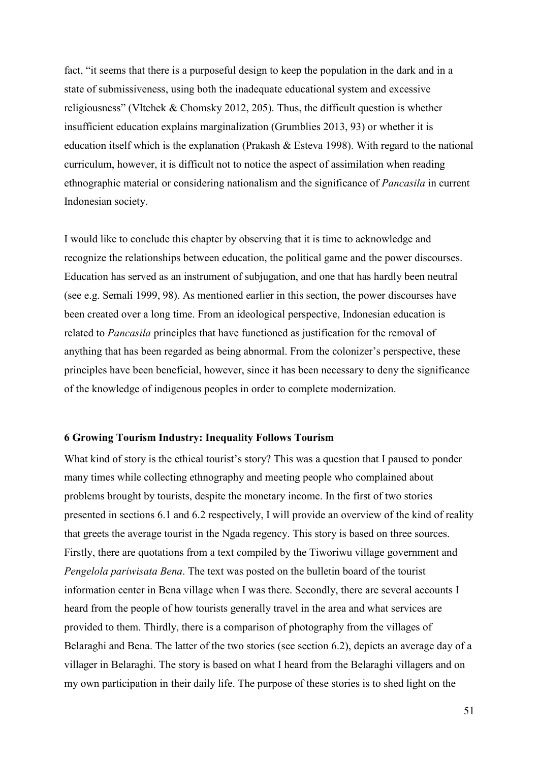fact, “it seems that there is a purposeful design to keep the population in the dark and in a state of submissiveness, using both the inadequate educational system and excessive religiousness” (Vltchek & Chomsky 2012, 205). Thus, the difficult question is whether insufficient education explains marginalization (Grumblies 2013, 93) or whether it is education itself which is the explanation (Prakash & Esteva 1998). With regard to the national curriculum, however, it is difficult not to notice the aspect of assimilation when reading ethnographic material or considering nationalism and the significance of *Pancasila* in current Indonesian society.

I would like to conclude this chapter by observing that it is time to acknowledge and recognize the relationships between education, the political game and the power discourses. Education has served as an instrument of subjugation, and one that has hardly been neutral (see e.g. Semali 1999, 98). As mentioned earlier in this section, the power discourses have been created over a long time. From an ideological perspective, Indonesian education is related to *Pancasila* principles that have functioned as justification for the removal of anything that has been regarded as being abnormal. From the colonizer’s perspective, these principles have been beneficial, however, since it has been necessary to deny the significance of the knowledge of indigenous peoples in order to complete modernization.

## 6 Growing Tourism Industry: Inequality Follows Tourism

What kind of story is the ethical tourist’s story? This was a question that I paused to ponder many times while collecting ethnography and meeting people who complained about problems brought by tourists, despite the monetary income. In the first of two stories presented in sections 6.1 and 6.2 respectively, I will provide an overview of the kind of reality that greets the average tourist in the Ngada regency. This story is based on three sources. Firstly, there are quotations from a text compiled by the Tiworiwu village government and *Pengelola pariwisata Bena*. The text was posted on the bulletin board of the tourist information center in Bena village when I was there. Secondly, there are several accounts I heard from the people of how tourists generally travel in the area and what services are provided to them. Thirdly, there is a comparison of photography from the villages of Belaraghi and Bena. The latter of the two stories (see section 6.2), depicts an average day of a villager in Belaraghi. The story is based on what I heard from the Belaraghi villagers and on my own participation in their daily life. The purpose of these stories is to shed light on the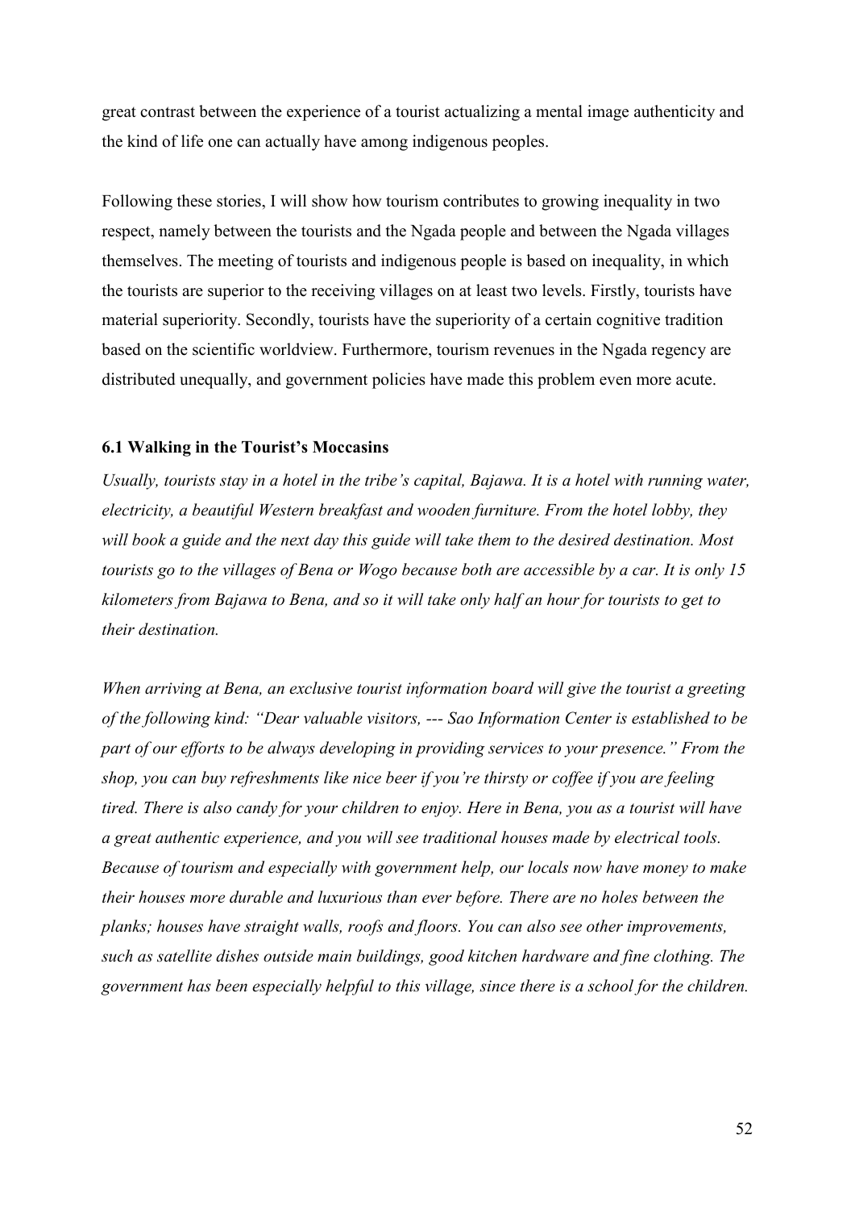great contrast between the experience of a tourist actualizing a mental image authenticity and the kind of life one can actually have among indigenous peoples.

Following these stories, I will show how tourism contributes to growing inequality in two respect, namely between the tourists and the Ngada people and between the Ngada villages themselves. The meeting of tourists and indigenous people is based on inequality, in which the tourists are superior to the receiving villages on at least two levels. Firstly, tourists have material superiority. Secondly, tourists have the superiority of a certain cognitive tradition based on the scientific worldview. Furthermore, tourism revenues in the Ngada regency are distributed unequally, and government policies have made this problem even more acute.

### 6.1 Walking in the Tourist's Moccasins

*Usually, tourists stay in a hotel in the tribe's capital, Bajawa. It is a hotel with running water, electricity, a beautiful Western breakfast and wooden furniture. From the hotel lobby, they will book a guide and the next day this guide will take them to the desired destination. Most tourists go to the villages of Bena or Wogo because both are accessible by a car. It is only 15 kilometers from Bajawa to Bena, and so it will take only half an hour for tourists to get to their destination.*

*When arriving at Bena, an exclusive tourist information board will give the tourist a greeting of the following kind: "Dear valuable visitors, --- Sao Information Center is established to be part of our efforts to be always developing in providing services to your presence." From the shop, you can buy refreshments like nice beer if you're thirsty or coffee if you are feeling tired. There is also candy for your children to enjoy. Here in Bena, you as a tourist will have a great authentic experience, and you will see traditional houses made by electrical tools. Because of tourism and especially with government help, our locals now have money to make their houses more durable and luxurious than ever before. There are no holes between the planks; houses have straight walls, roofs and floors. You can also see other improvements, such as satellite dishes outside main buildings, good kitchen hardware and fine clothing. The government has been especially helpful to this village, since there is a school for the children.*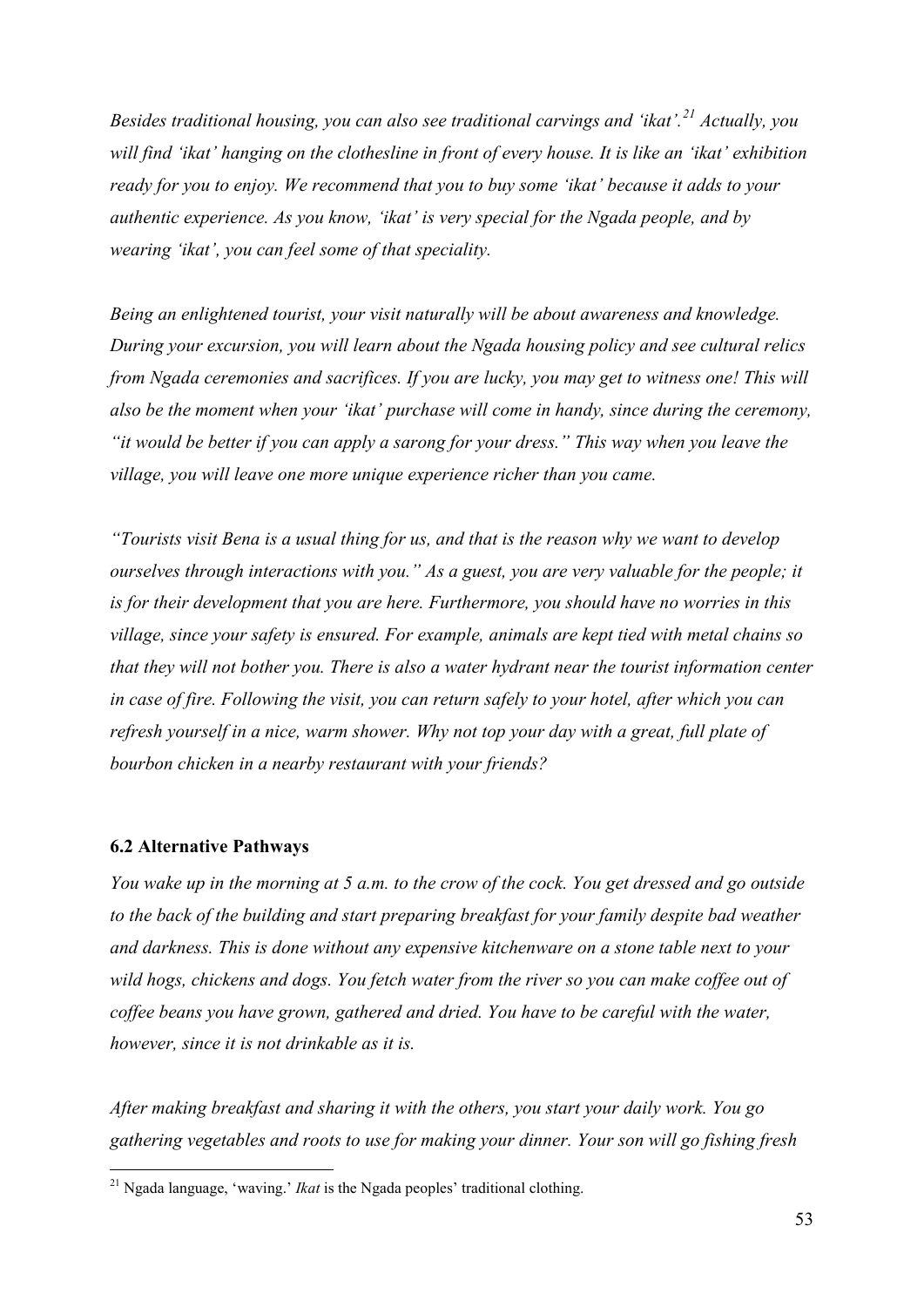*Besides traditional housing, you can also see traditional carvings and 'ikat'.*[21] *Actually, you will find 'ikat' hanging on the clothesline in front of every house. It is like an 'ikat' exhibition ready for you to enjoy. We recommend that you to buy some 'ikat' because it adds to your authentic experience. As you know, 'ikat' is very special for the Ngada people, and by wearing 'ikat', you can feel some of that speciality.*

*Being an enlightened tourist, your visit naturally will be about awareness and knowledge. During your excursion, you will learn about the Ngada housing policy and see cultural relics from Ngada ceremonies and sacrifices. If you are lucky, you may get to witness one! This will also be the moment when your 'ikat' purchase will come in handy, since during the ceremony, "it would be better if you can apply a sarong for your dress." This way when you leave the village, you will leave one more unique experience richer than you came.*

*"Tourists visit Bena is a usual thing for us, and that is the reason why we want to develop ourselves through interactions with you." As a guest, you are very valuable for the people; it is for their development that you are here. Furthermore, you should have no worries in this village, since your safety is ensured. For example, animals are kept tied with metal chains so that they will not bother you. There is also a water hydrant near the tourist information center in case of fire. Following the visit, you can return safely to your hotel, after which you can refresh yourself in a nice, warm shower. Why not top your day with a great, full plate of bourbon chicken in a nearby restaurant with your friends?*

### 6.2 Alternative Pathways

*You wake up in the morning at 5 a.m. to the crow of the cock. You get dressed and go outside to the back of the building and start preparing breakfast for your family despite bad weather and darkness. This is done without any expensive kitchenware on a stone table next to your wild hogs, chickens and dogs. You fetch water from the river so you can make coffee out of coffee beans you have grown, gathered and dried. You have to be careful with the water, however, since it is not drinkable as it is.*

*After making breakfast and sharing it with the others, you start your daily work. You go gathering vegetables and roots to use for making your dinner. Your son will go fishing fresh*

[21] Ngada language, 'waving.' *Ikat* is the Ngada peoples' traditional clothing.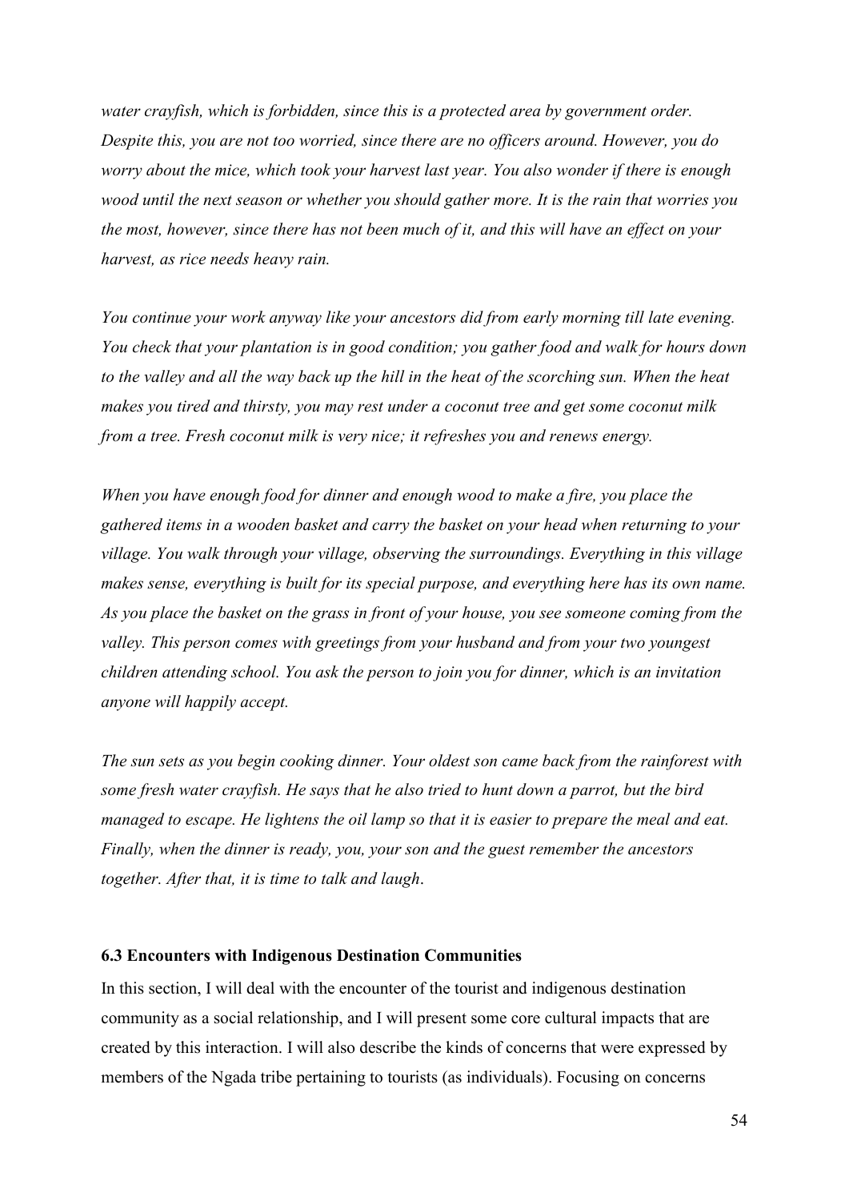*water crayfish, which is forbidden, since this is a protected area by government order. Despite this, you are not too worried, since there are no officers around. However, you do worry about the mice, which took your harvest last year. You also wonder if there is enough wood until the next season or whether you should gather more. It is the rain that worries you the most, however, since there has not been much of it, and this will have an effect on your harvest, as rice needs heavy rain.*

*You continue your work anyway like your ancestors did from early morning till late evening. You check that your plantation is in good condition; you gather food and walk for hours down to the valley and all the way back up the hill in the heat of the scorching sun. When the heat makes you tired and thirsty, you may rest under a coconut tree and get some coconut milk from a tree. Fresh coconut milk is very nice; it refreshes you and renews energy.*

*When you have enough food for dinner and enough wood to make a fire, you place the gathered items in a wooden basket and carry the basket on your head when returning to your village. You walk through your village, observing the surroundings. Everything in this village makes sense, everything is built for its special purpose, and everything here has its own name. As you place the basket on the grass in front of your house, you see someone coming from the valley. This person comes with greetings from your husband and from your two youngest children attending school. You ask the person to join you for dinner, which is an invitation anyone will happily accept.*

*The sun sets as you begin cooking dinner. Your oldest son came back from the rainforest with some fresh water crayfish. He says that he also tried to hunt down a parrot, but the bird managed to escape. He lightens the oil lamp so that it is easier to prepare the meal and eat. Finally, when the dinner is ready, you, your son and the guest remember the ancestors together. After that, it is time to talk and laugh*.

### 6.3 Encounters with Indigenous Destination Communities

In this section, I will deal with the encounter of the tourist and indigenous destination community as a social relationship, and I will present some core cultural impacts that are created by this interaction. I will also describe the kinds of concerns that were expressed by members of the Ngada tribe pertaining to tourists (as individuals). Focusing on concerns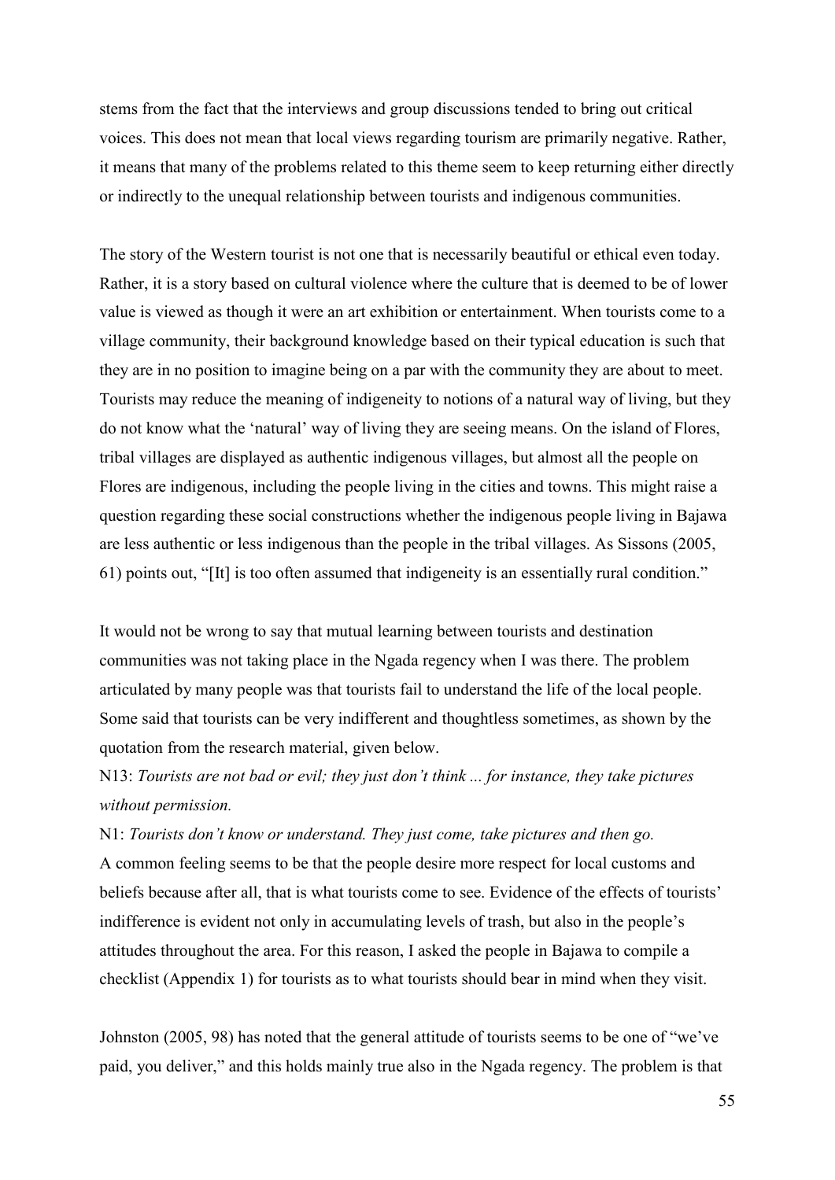stems from the fact that the interviews and group discussions tended to bring out critical voices. This does not mean that local views regarding tourism are primarily negative. Rather, it means that many of the problems related to this theme seem to keep returning either directly or indirectly to the unequal relationship between tourists and indigenous communities.

The story of the Western tourist is not one that is necessarily beautiful or ethical even today. Rather, it is a story based on cultural violence where the culture that is deemed to be of lower value is viewed as though it were an art exhibition or entertainment. When tourists come to a village community, their background knowledge based on their typical education is such that they are in no position to imagine being on a par with the community they are about to meet. Tourists may reduce the meaning of indigeneity to notions of a natural way of living, but they do not know what the 'natural' way of living they are seeing means. On the island of Flores, tribal villages are displayed as authentic indigenous villages, but almost all the people on Flores are indigenous, including the people living in the cities and towns. This might raise a question regarding these social constructions whether the indigenous people living in Bajawa are less authentic or less indigenous than the people in the tribal villages. As Sissons (2005, 61) points out, "[It] is too often assumed that indigeneity is an essentially rural condition."

It would not be wrong to say that mutual learning between tourists and destination communities was not taking place in the Ngada regency when I was there. The problem articulated by many people was that tourists fail to understand the life of the local people. Some said that tourists can be very indifferent and thoughtless sometimes, as shown by the quotation from the research material, given below.

N13: *Tourists are not bad or evil; they just don't think ... for instance, they take pictures without permission.*

N1: *Tourists don't know or understand. They just come, take pictures and then go.*

A common feeling seems to be that the people desire more respect for local customs and beliefs because after all, that is what tourists come to see. Evidence of the effects of tourists' indifference is evident not only in accumulating levels of trash, but also in the people's attitudes throughout the area. For this reason, I asked the people in Bajawa to compile a checklist (Appendix 1) for tourists as to what tourists should bear in mind when they visit.

Johnston (2005, 98) has noted that the general attitude of tourists seems to be one of "we've paid, you deliver," and this holds mainly true also in the Ngada regency. The problem is that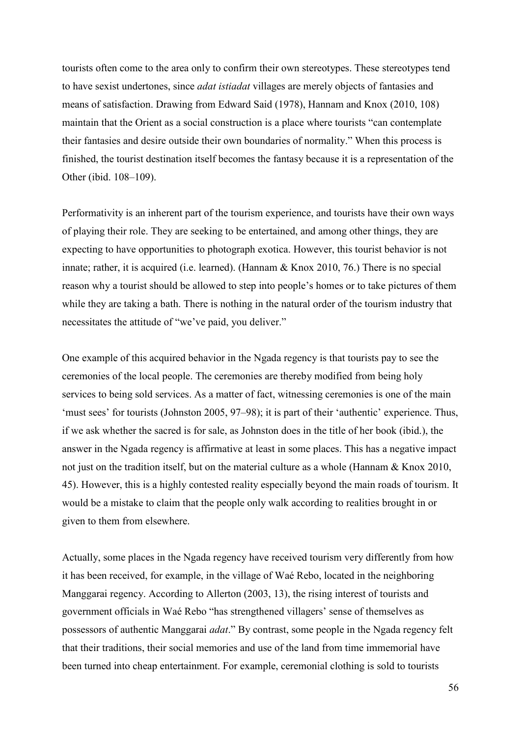tourists often come to the area only to confirm their own stereotypes. These stereotypes tend to have sexist undertones, since *adat istiadat* villages are merely objects of fantasies and means of satisfaction. Drawing from Edward Said (1978), Hannam and Knox (2010, 108) maintain that the Orient as a social construction is a place where tourists "can contemplate their fantasies and desire outside their own boundaries of normality." When this process is finished, the tourist destination itself becomes the fantasy because it is a representation of the Other (ibid. 108–109).

Performativity is an inherent part of the tourism experience, and tourists have their own ways of playing their role. They are seeking to be entertained, and among other things, they are expecting to have opportunities to photograph exotica. However, this tourist behavior is not innate; rather, it is acquired (i.e. learned). (Hannam & Knox 2010, 76.) There is no special reason why a tourist should be allowed to step into people's homes or to take pictures of them while they are taking a bath. There is nothing in the natural order of the tourism industry that necessitates the attitude of "we've paid, you deliver."

One example of this acquired behavior in the Ngada regency is that tourists pay to see the ceremonies of the local people. The ceremonies are thereby modified from being holy services to being sold services. As a matter of fact, witnessing ceremonies is one of the main 'must sees' for tourists (Johnston 2005, 97–98); it is part of their 'authentic' experience. Thus, if we ask whether the sacred is for sale, as Johnston does in the title of her book (ibid.), the answer in the Ngada regency is affirmative at least in some places. This has a negative impact not just on the tradition itself, but on the material culture as a whole (Hannam & Knox 2010, 45). However, this is a highly contested reality especially beyond the main roads of tourism. It would be a mistake to claim that the people only walk according to realities brought in or given to them from elsewhere.

Actually, some places in the Ngada regency have received tourism very differently from how it has been received, for example, in the village of Waé Rebo, located in the neighboring Manggarai regency. According to Allerton (2003, 13), the rising interest of tourists and government officials in Waé Rebo "has strengthened villagers' sense of themselves as possessors of authentic Manggarai *adat*." By contrast, some people in the Ngada regency felt that their traditions, their social memories and use of the land from time immemorial have been turned into cheap entertainment. For example, ceremonial clothing is sold to tourists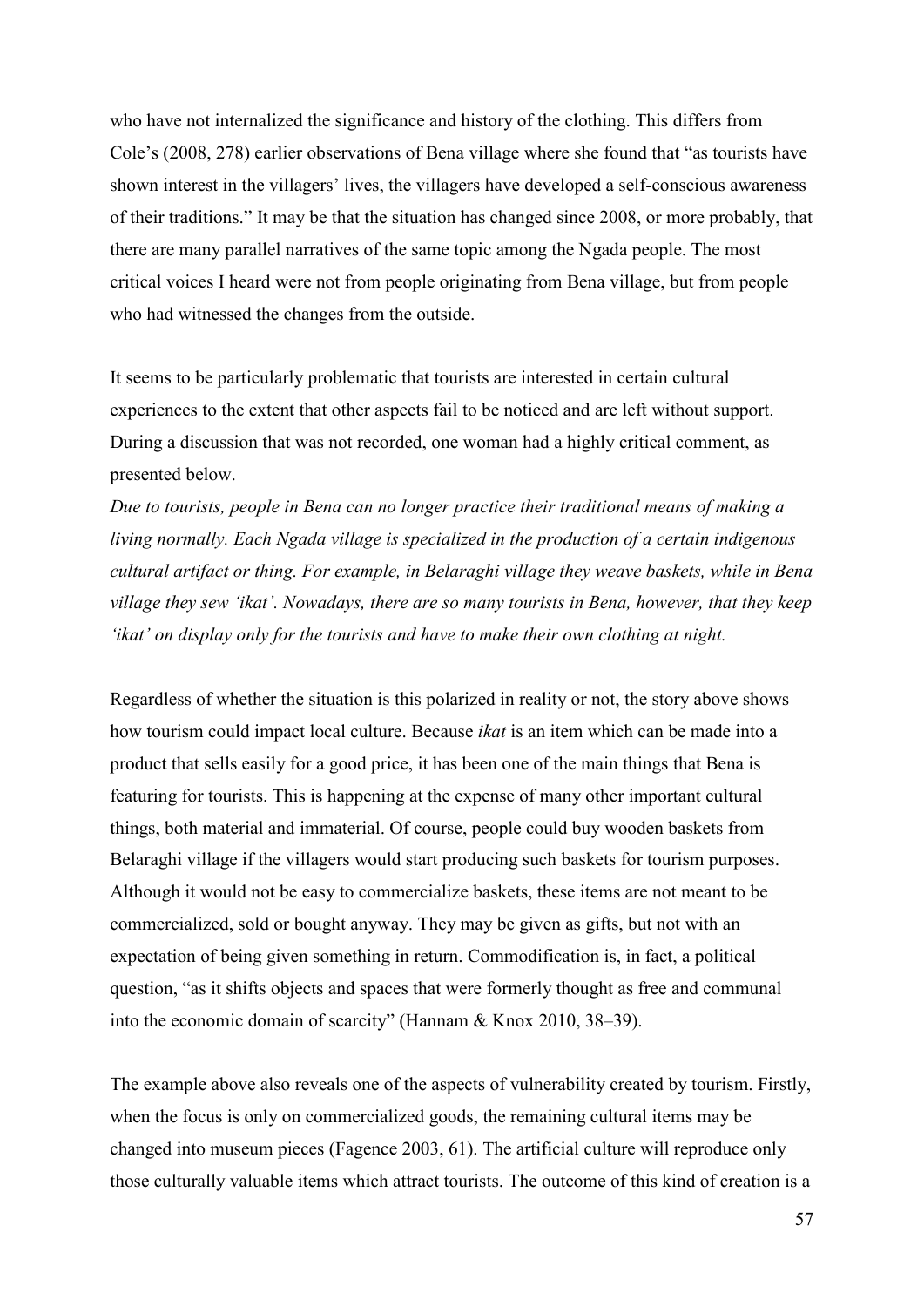who have not internalized the significance and history of the clothing. This differs from Cole's (2008, 278) earlier observations of Bena village where she found that "as tourists have shown interest in the villagers' lives, the villagers have developed a self-conscious awareness of their traditions." It may be that the situation has changed since 2008, or more probably, that there are many parallel narratives of the same topic among the Ngada people. The most critical voices I heard were not from people originating from Bena village, but from people who had witnessed the changes from the outside.

It seems to be particularly problematic that tourists are interested in certain cultural experiences to the extent that other aspects fail to be noticed and are left without support. During a discussion that was not recorded, one woman had a highly critical comment, as presented below.

*Due to tourists, people in Bena can no longer practice their traditional means of making a living normally. Each Ngada village is specialized in the production of a certain indigenous cultural artifact or thing. For example, in Belaraghi village they weave baskets, while in Bena village they sew 'ikat'. Nowadays, there are so many tourists in Bena, however, that they keep 'ikat' on display only for the tourists and have to make their own clothing at night.*

Regardless of whether the situation is this polarized in reality or not, the story above shows how tourism could impact local culture. Because *ikat* is an item which can be made into a product that sells easily for a good price, it has been one of the main things that Bena is featuring for tourists. This is happening at the expense of many other important cultural things, both material and immaterial. Of course, people could buy wooden baskets from Belaraghi village if the villagers would start producing such baskets for tourism purposes. Although it would not be easy to commercialize baskets, these items are not meant to be commercialized, sold or bought anyway. They may be given as gifts, but not with an expectation of being given something in return. Commodification is, in fact, a political question, "as it shifts objects and spaces that were formerly thought as free and communal into the economic domain of scarcity" (Hannam & Knox 2010, 38–39).

The example above also reveals one of the aspects of vulnerability created by tourism. Firstly, when the focus is only on commercialized goods, the remaining cultural items may be changed into museum pieces (Fagence 2003, 61). The artificial culture will reproduce only those culturally valuable items which attract tourists. The outcome of this kind of creation is a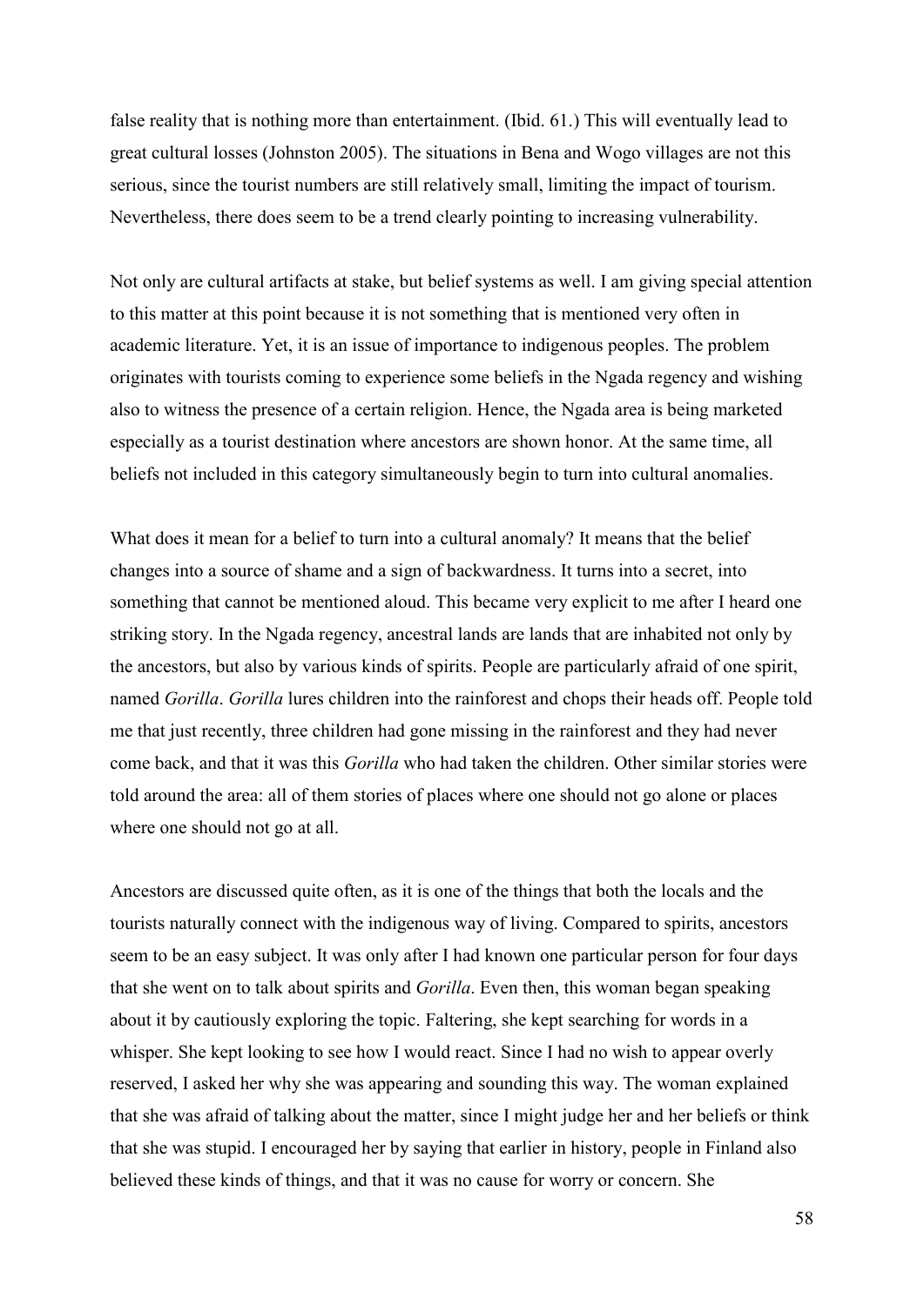false reality that is nothing more than entertainment. (Ibid. 61.) This will eventually lead to great cultural losses (Johnston 2005). The situations in Bena and Wogo villages are not this serious, since the tourist numbers are still relatively small, limiting the impact of tourism. Nevertheless, there does seem to be a trend clearly pointing to increasing vulnerability.

Not only are cultural artifacts at stake, but belief systems as well. I am giving special attention to this matter at this point because it is not something that is mentioned very often in academic literature. Yet, it is an issue of importance to indigenous peoples. The problem originates with tourists coming to experience some beliefs in the Ngada regency and wishing also to witness the presence of a certain religion. Hence, the Ngada area is being marketed especially as a tourist destination where ancestors are shown honor. At the same time, all beliefs not included in this category simultaneously begin to turn into cultural anomalies.

What does it mean for a belief to turn into a cultural anomaly? It means that the belief changes into a source of shame and a sign of backwardness. It turns into a secret, into something that cannot be mentioned aloud. This became very explicit to me after I heard one striking story. In the Ngada regency, ancestral lands are lands that are inhabited not only by the ancestors, but also by various kinds of spirits. People are particularly afraid of one spirit, named *Gorilla*. *Gorilla* lures children into the rainforest and chops their heads off. People told me that just recently, three children had gone missing in the rainforest and they had never come back, and that it was this *Gorilla* who had taken the children. Other similar stories were told around the area: all of them stories of places where one should not go alone or places where one should not go at all.

Ancestors are discussed quite often, as it is one of the things that both the locals and the tourists naturally connect with the indigenous way of living. Compared to spirits, ancestors seem to be an easy subject. It was only after I had known one particular person for four days that she went on to talk about spirits and *Gorilla*. Even then, this woman began speaking about it by cautiously exploring the topic. Faltering, she kept searching for words in a whisper. She kept looking to see how I would react. Since I had no wish to appear overly reserved, I asked her why she was appearing and sounding this way. The woman explained that she was afraid of talking about the matter, since I might judge her and her beliefs or think that she was stupid. I encouraged her by saying that earlier in history, people in Finland also believed these kinds of things, and that it was no cause for worry or concern. She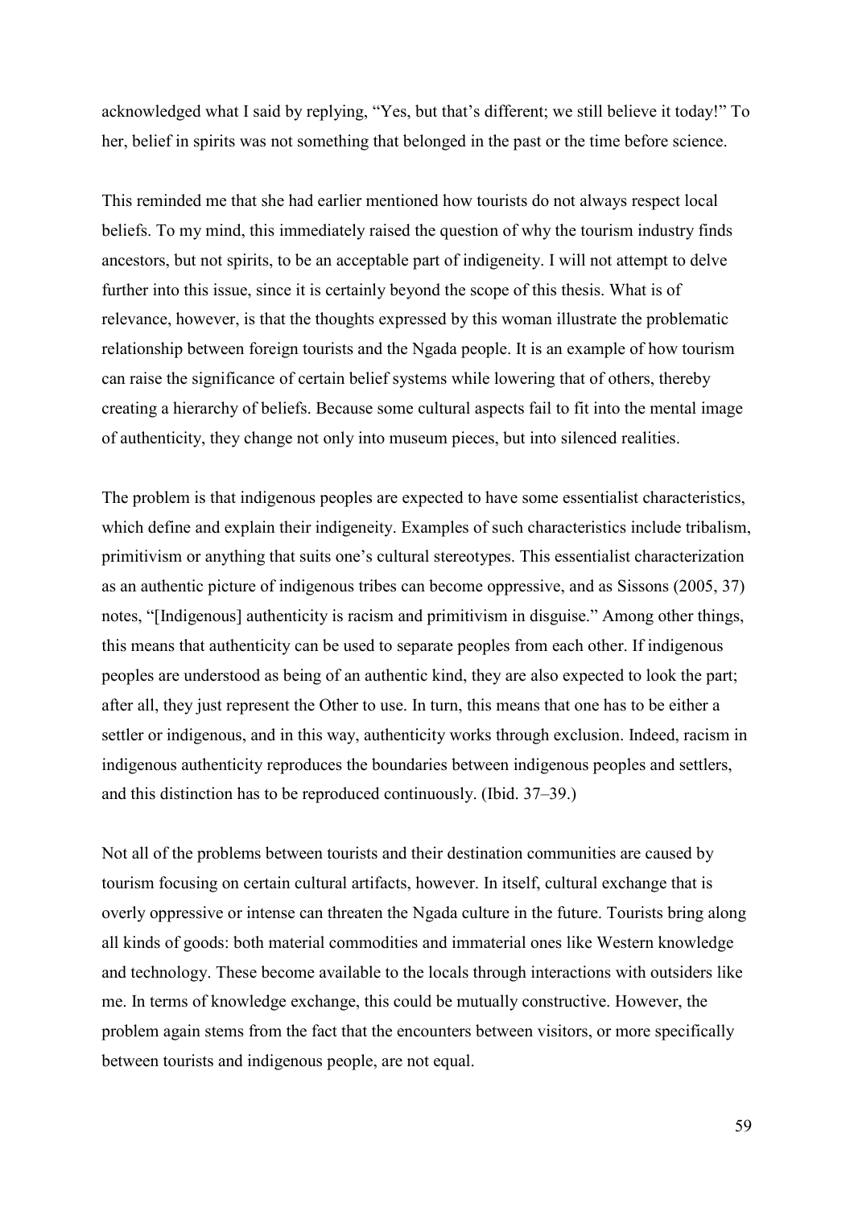acknowledged what I said by replying, "Yes, but that's different; we still believe it today!" To her, belief in spirits was not something that belonged in the past or the time before science.

This reminded me that she had earlier mentioned how tourists do not always respect local beliefs. To my mind, this immediately raised the question of why the tourism industry finds ancestors, but not spirits, to be an acceptable part of indigeneity. I will not attempt to delve further into this issue, since it is certainly beyond the scope of this thesis. What is of relevance, however, is that the thoughts expressed by this woman illustrate the problematic relationship between foreign tourists and the Ngada people. It is an example of how tourism can raise the significance of certain belief systems while lowering that of others, thereby creating a hierarchy of beliefs. Because some cultural aspects fail to fit into the mental image of authenticity, they change not only into museum pieces, but into silenced realities.

The problem is that indigenous peoples are expected to have some essentialist characteristics, which define and explain their indigeneity. Examples of such characteristics include tribalism, primitivism or anything that suits one's cultural stereotypes. This essentialist characterization as an authentic picture of indigenous tribes can become oppressive, and as Sissons (2005, 37) notes, "[Indigenous] authenticity is racism and primitivism in disguise." Among other things, this means that authenticity can be used to separate peoples from each other. If indigenous peoples are understood as being of an authentic kind, they are also expected to look the part; after all, they just represent the Other to use. In turn, this means that one has to be either a settler or indigenous, and in this way, authenticity works through exclusion. Indeed, racism in indigenous authenticity reproduces the boundaries between indigenous peoples and settlers, and this distinction has to be reproduced continuously. (Ibid. 37–39.)

Not all of the problems between tourists and their destination communities are caused by tourism focusing on certain cultural artifacts, however. In itself, cultural exchange that is overly oppressive or intense can threaten the Ngada culture in the future. Tourists bring along all kinds of goods: both material commodities and immaterial ones like Western knowledge and technology. These become available to the locals through interactions with outsiders like me. In terms of knowledge exchange, this could be mutually constructive. However, the problem again stems from the fact that the encounters between visitors, or more specifically between tourists and indigenous people, are not equal.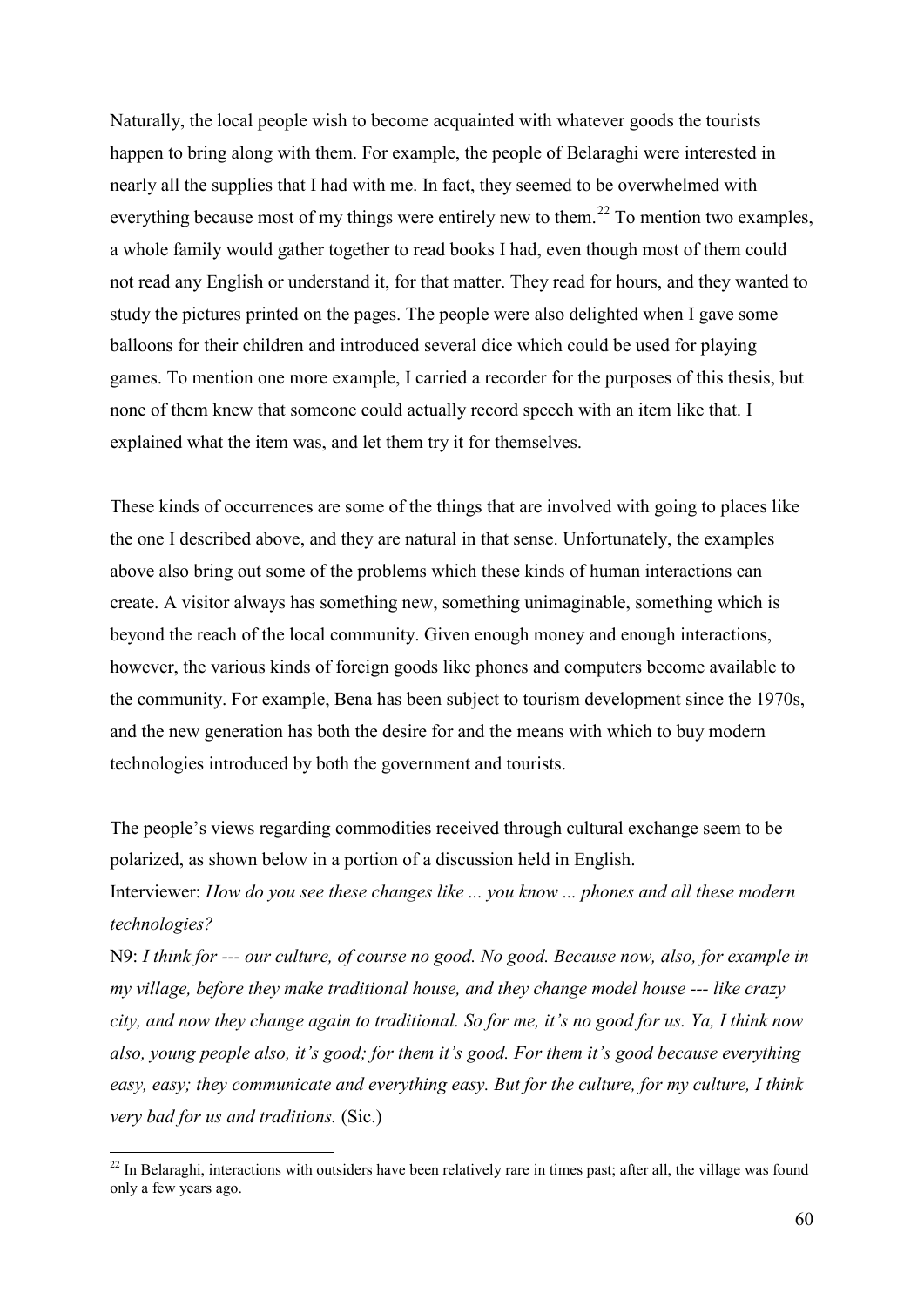Naturally, the local people wish to become acquainted with whatever goods the tourists happen to bring along with them. For example, the people of Belaraghi were interested in nearly all the supplies that I had with me. In fact, they seemed to be overwhelmed with everything because most of my things were entirely new to them.[22] To mention two examples, a whole family would gather together to read books I had, even though most of them could not read any English or understand it, for that matter. They read for hours, and they wanted to study the pictures printed on the pages. The people were also delighted when I gave some balloons for their children and introduced several dice which could be used for playing games. To mention one more example, I carried a recorder for the purposes of this thesis, but none of them knew that someone could actually record speech with an item like that. I explained what the item was, and let them try it for themselves.

These kinds of occurrences are some of the things that are involved with going to places like the one I described above, and they are natural in that sense. Unfortunately, the examples above also bring out some of the problems which these kinds of human interactions can create. A visitor always has something new, something unimaginable, something which is beyond the reach of the local community. Given enough money and enough interactions, however, the various kinds of foreign goods like phones and computers become available to the community. For example, Bena has been subject to tourism development since the 1970s, and the new generation has both the desire for and the means with which to buy modern technologies introduced by both the government and tourists.

The people's views regarding commodities received through cultural exchange seem to be polarized, as shown below in a portion of a discussion held in English.

Interviewer: *How do you see these changes like ... you know ... phones and all these modern technologies?*

N9: *I think for --- our culture, of course no good. No good. Because now, also, for example in my village, before they make traditional house, and they change model house --- like crazy city, and now they change again to traditional. So for me, it's no good for us. Ya, I think now also, young people also, it's good; for them it's good. For them it's good because everything easy, easy; they communicate and everything easy. But for the culture, for my culture, I think very bad for us and traditions.* (Sic.)

---

[22] In Belaraghi, interactions with outsiders have been relatively rare in times past; after all, the village was found only a few years ago.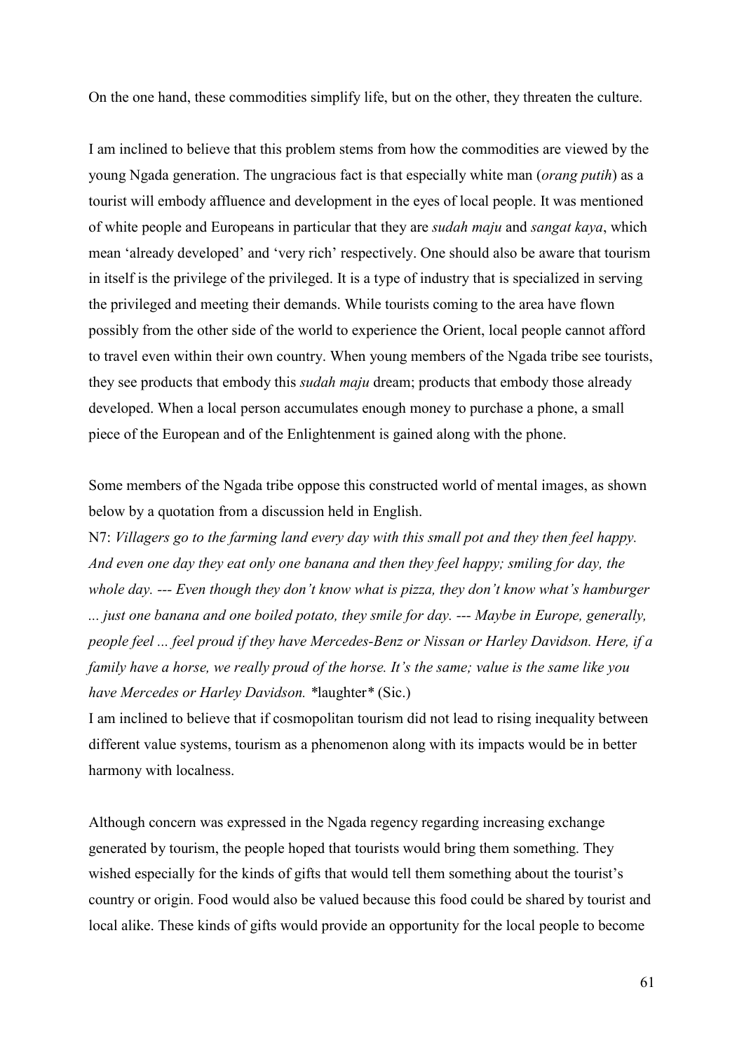On the one hand, these commodities simplify life, but on the other, they threaten the culture.

I am inclined to believe that this problem stems from how the commodities are viewed by the young Ngada generation. The ungracious fact is that especially white man (*orang putih*) as a tourist will embody affluence and development in the eyes of local people. It was mentioned of white people and Europeans in particular that they are *sudah maju* and *sangat kaya*, which mean 'already developed' and 'very rich' respectively. One should also be aware that tourism in itself is the privilege of the privileged. It is a type of industry that is specialized in serving the privileged and meeting their demands. While tourists coming to the area have flown possibly from the other side of the world to experience the Orient, local people cannot afford to travel even within their own country. When young members of the Ngada tribe see tourists, they see products that embody this *sudah maju* dream; products that embody those already developed. When a local person accumulates enough money to purchase a phone, a small piece of the European and of the Enlightenment is gained along with the phone.

Some members of the Ngada tribe oppose this constructed world of mental images, as shown below by a quotation from a discussion held in English.

N7: *Villagers go to the farming land every day with this small pot and they then feel happy. And even one day they eat only one banana and then they feel happy; smiling for day, the whole day. --- Even though they don't know what is pizza, they don't know what's hamburger ... just one banana and one boiled potato, they smile for day. --- Maybe in Europe, generally, people feel ... feel proud if they have Mercedes-Benz or Nissan or Harley Davidson. Here, if a family have a horse, we really proud of the horse. It's the same; value is the same like you have Mercedes or Harley Davidson.* \*laughter\* (Sic.)

I am inclined to believe that if cosmopolitan tourism did not lead to rising inequality between different value systems, tourism as a phenomenon along with its impacts would be in better harmony with localness.

Although concern was expressed in the Ngada regency regarding increasing exchange generated by tourism, the people hoped that tourists would bring them something. They wished especially for the kinds of gifts that would tell them something about the tourist's country or origin. Food would also be valued because this food could be shared by tourist and local alike. These kinds of gifts would provide an opportunity for the local people to become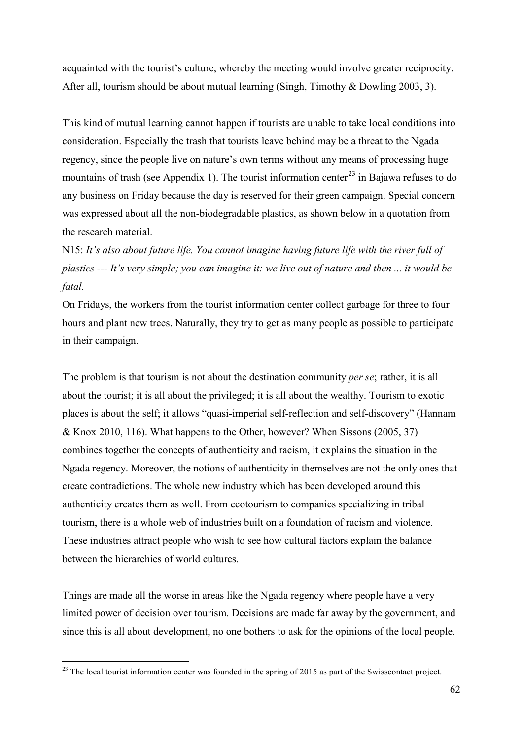acquainted with the tourist's culture, whereby the meeting would involve greater reciprocity. After all, tourism should be about mutual learning (Singh, Timothy & Dowling 2003, 3).

This kind of mutual learning cannot happen if tourists are unable to take local conditions into consideration. Especially the trash that tourists leave behind may be a threat to the Ngada regency, since the people live on nature's own terms without any means of processing huge mountains of trash (see Appendix 1). The tourist information center[23] in Bajawa refuses to do any business on Friday because the day is reserved for their green campaign. Special concern was expressed about all the non-biodegradable plastics, as shown below in a quotation from the research material.

N15: *It's also about future life. You cannot imagine having future life with the river full of plastics --- It's very simple; you can imagine it: we live out of nature and then ... it would be fatal.*

On Fridays, the workers from the tourist information center collect garbage for three to four hours and plant new trees. Naturally, they try to get as many people as possible to participate in their campaign.

The problem is that tourism is not about the destination community *per se*; rather, it is all about the tourist; it is all about the privileged; it is all about the wealthy. Tourism to exotic places is about the self; it allows "quasi-imperial self-reflection and self-discovery" (Hannam & Knox 2010, 116). What happens to the Other, however? When Sissons (2005, 37) combines together the concepts of authenticity and racism, it explains the situation in the Ngada regency. Moreover, the notions of authenticity in themselves are not the only ones that create contradictions. The whole new industry which has been developed around this authenticity creates them as well. From ecotourism to companies specializing in tribal tourism, there is a whole web of industries built on a foundation of racism and violence. These industries attract people who wish to see how cultural factors explain the balance between the hierarchies of world cultures.

Things are made all the worse in areas like the Ngada regency where people have a very limited power of decision over tourism. Decisions are made far away by the government, and since this is all about development, no one bothers to ask for the opinions of the local people.

[23] The local tourist information center was founded in the spring of 2015 as part of the Swisscontact project.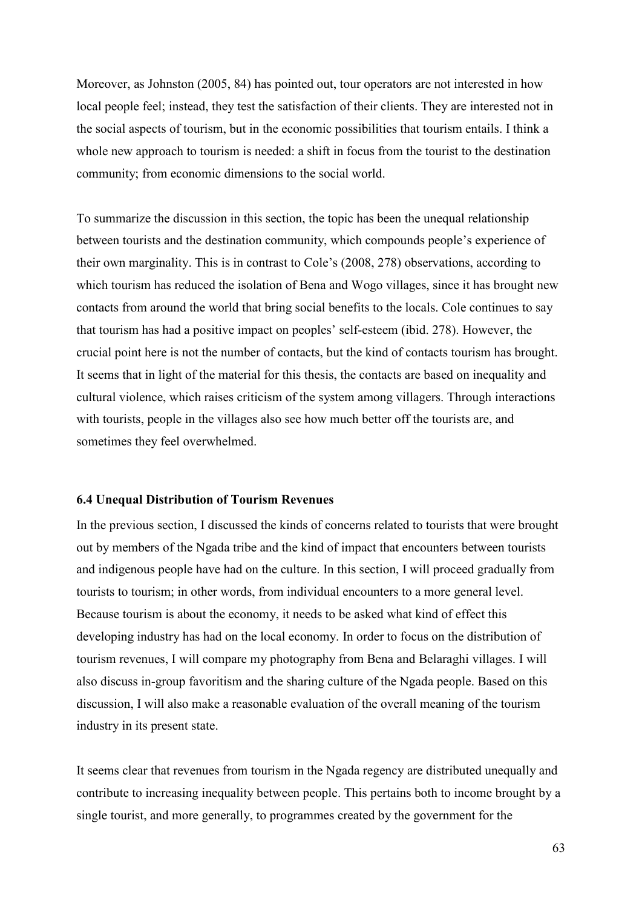Moreover, as Johnston (2005, 84) has pointed out, tour operators are not interested in how local people feel; instead, they test the satisfaction of their clients. They are interested not in the social aspects of tourism, but in the economic possibilities that tourism entails. I think a whole new approach to tourism is needed: a shift in focus from the tourist to the destination community; from economic dimensions to the social world.

To summarize the discussion in this section, the topic has been the unequal relationship between tourists and the destination community, which compounds people's experience of their own marginality. This is in contrast to Cole's (2008, 278) observations, according to which tourism has reduced the isolation of Bena and Wogo villages, since it has brought new contacts from around the world that bring social benefits to the locals. Cole continues to say that tourism has had a positive impact on peoples' self-esteem (ibid. 278). However, the crucial point here is not the number of contacts, but the kind of contacts tourism has brought. It seems that in light of the material for this thesis, the contacts are based on inequality and cultural violence, which raises criticism of the system among villagers. Through interactions with tourists, people in the villages also see how much better off the tourists are, and sometimes they feel overwhelmed.

### 6.4 Unequal Distribution of Tourism Revenues

In the previous section, I discussed the kinds of concerns related to tourists that were brought out by members of the Ngada tribe and the kind of impact that encounters between tourists and indigenous people have had on the culture. In this section, I will proceed gradually from tourists to tourism; in other words, from individual encounters to a more general level. Because tourism is about the economy, it needs to be asked what kind of effect this developing industry has had on the local economy. In order to focus on the distribution of tourism revenues, I will compare my photography from Bena and Belaraghi villages. I will also discuss in-group favoritism and the sharing culture of the Ngada people. Based on this discussion, I will also make a reasonable evaluation of the overall meaning of the tourism industry in its present state.

It seems clear that revenues from tourism in the Ngada regency are distributed unequally and contribute to increasing inequality between people. This pertains both to income brought by a single tourist, and more generally, to programmes created by the government for the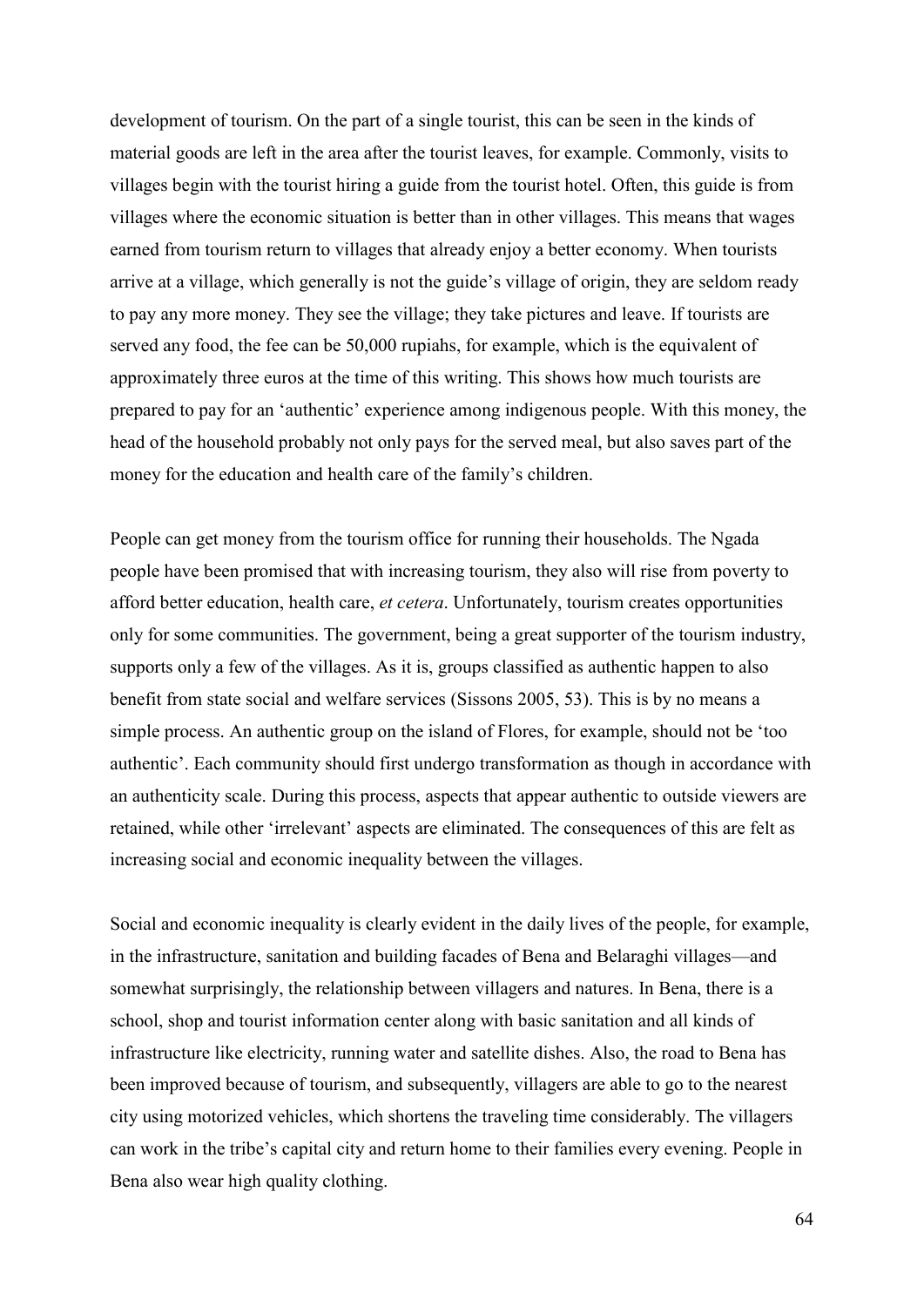development of tourism. On the part of a single tourist, this can be seen in the kinds of material goods are left in the area after the tourist leaves, for example. Commonly, visits to villages begin with the tourist hiring a guide from the tourist hotel. Often, this guide is from villages where the economic situation is better than in other villages. This means that wages earned from tourism return to villages that already enjoy a better economy. When tourists arrive at a village, which generally is not the guide's village of origin, they are seldom ready to pay any more money. They see the village; they take pictures and leave. If tourists are served any food, the fee can be 50,000 rupiahs, for example, which is the equivalent of approximately three euros at the time of this writing. This shows how much tourists are prepared to pay for an 'authentic' experience among indigenous people. With this money, the head of the household probably not only pays for the served meal, but also saves part of the money for the education and health care of the family's children.

People can get money from the tourism office for running their households. The Ngada people have been promised that with increasing tourism, they also will rise from poverty to afford better education, health care, *et cetera*. Unfortunately, tourism creates opportunities only for some communities. The government, being a great supporter of the tourism industry, supports only a few of the villages. As it is, groups classified as authentic happen to also benefit from state social and welfare services (Sissons 2005, 53). This is by no means a simple process. An authentic group on the island of Flores, for example, should not be 'too authentic'. Each community should first undergo transformation as though in accordance with an authenticity scale. During this process, aspects that appear authentic to outside viewers are retained, while other 'irrelevant' aspects are eliminated. The consequences of this are felt as increasing social and economic inequality between the villages.

Social and economic inequality is clearly evident in the daily lives of the people, for example, in the infrastructure, sanitation and building facades of Bena and Belaraghi villages—and somewhat surprisingly, the relationship between villagers and natures. In Bena, there is a school, shop and tourist information center along with basic sanitation and all kinds of infrastructure like electricity, running water and satellite dishes. Also, the road to Bena has been improved because of tourism, and subsequently, villagers are able to go to the nearest city using motorized vehicles, which shortens the traveling time considerably. The villagers can work in the tribe's capital city and return home to their families every evening. People in Bena also wear high quality clothing.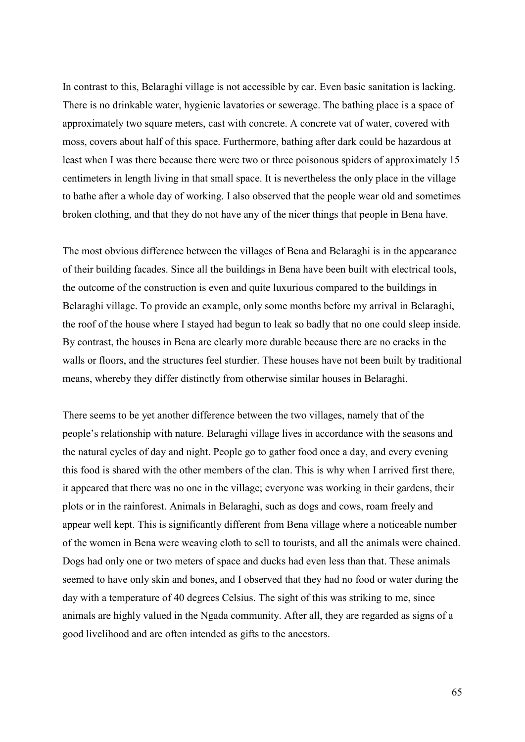In contrast to this, Belaraghi village is not accessible by car. Even basic sanitation is lacking. There is no drinkable water, hygienic lavatories or sewerage. The bathing place is a space of approximately two square meters, cast with concrete. A concrete vat of water, covered with moss, covers about half of this space. Furthermore, bathing after dark could be hazardous at least when I was there because there were two or three poisonous spiders of approximately 15 centimeters in length living in that small space. It is nevertheless the only place in the village to bathe after a whole day of working. I also observed that the people wear old and sometimes broken clothing, and that they do not have any of the nicer things that people in Bena have.

The most obvious difference between the villages of Bena and Belaraghi is in the appearance of their building facades. Since all the buildings in Bena have been built with electrical tools, the outcome of the construction is even and quite luxurious compared to the buildings in Belaraghi village. To provide an example, only some months before my arrival in Belaraghi, the roof of the house where I stayed had begun to leak so badly that no one could sleep inside. By contrast, the houses in Bena are clearly more durable because there are no cracks in the walls or floors, and the structures feel sturdier. These houses have not been built by traditional means, whereby they differ distinctly from otherwise similar houses in Belaraghi.

There seems to be yet another difference between the two villages, namely that of the people's relationship with nature. Belaraghi village lives in accordance with the seasons and the natural cycles of day and night. People go to gather food once a day, and every evening this food is shared with the other members of the clan. This is why when I arrived first there, it appeared that there was no one in the village; everyone was working in their gardens, their plots or in the rainforest. Animals in Belaraghi, such as dogs and cows, roam freely and appear well kept. This is significantly different from Bena village where a noticeable number of the women in Bena were weaving cloth to sell to tourists, and all the animals were chained. Dogs had only one or two meters of space and ducks had even less than that. These animals seemed to have only skin and bones, and I observed that they had no food or water during the day with a temperature of 40 degrees Celsius. The sight of this was striking to me, since animals are highly valued in the Ngada community. After all, they are regarded as signs of a good livelihood and are often intended as gifts to the ancestors.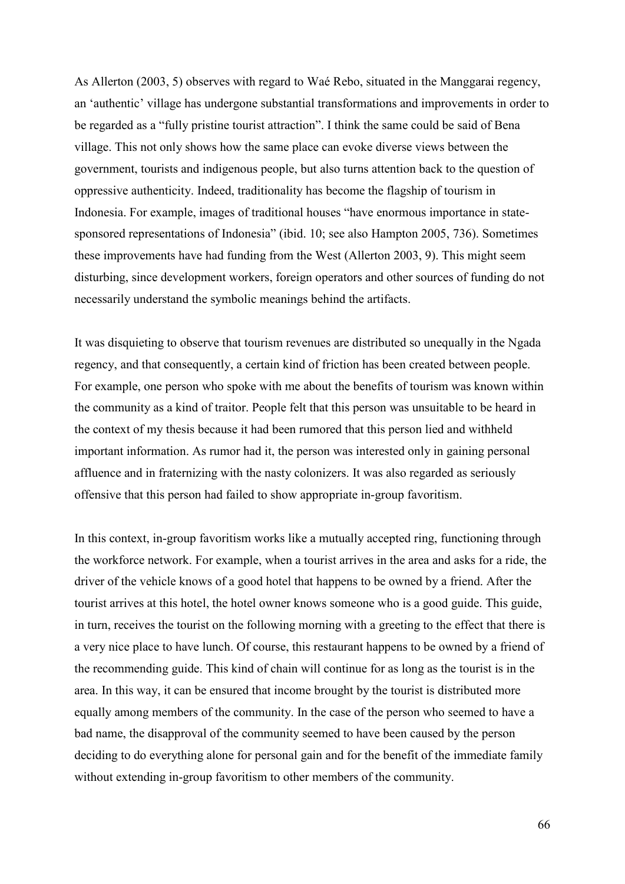As Allerton (2003, 5) observes with regard to Waé Rebo, situated in the Manggarai regency, an 'authentic' village has undergone substantial transformations and improvements in order to be regarded as a "fully pristine tourist attraction". I think the same could be said of Bena village. This not only shows how the same place can evoke diverse views between the government, tourists and indigenous people, but also turns attention back to the question of oppressive authenticity. Indeed, traditionality has become the flagship of tourism in Indonesia. For example, images of traditional houses "have enormous importance in state-sponsored representations of Indonesia" (ibid. 10; see also Hampton 2005, 736). Sometimes these improvements have had funding from the West (Allerton 2003, 9). This might seem disturbing, since development workers, foreign operators and other sources of funding do not necessarily understand the symbolic meanings behind the artifacts.

It was disquieting to observe that tourism revenues are distributed so unequally in the Ngada regency, and that consequently, a certain kind of friction has been created between people. For example, one person who spoke with me about the benefits of tourism was known within the community as a kind of traitor. People felt that this person was unsuitable to be heard in the context of my thesis because it had been rumored that this person lied and withheld important information. As rumor had it, the person was interested only in gaining personal affluence and in fraternizing with the nasty colonizers. It was also regarded as seriously offensive that this person had failed to show appropriate in-group favoritism.

In this context, in-group favoritism works like a mutually accepted ring, functioning through the workforce network. For example, when a tourist arrives in the area and asks for a ride, the driver of the vehicle knows of a good hotel that happens to be owned by a friend. After the tourist arrives at this hotel, the hotel owner knows someone who is a good guide. This guide, in turn, receives the tourist on the following morning with a greeting to the effect that there is a very nice place to have lunch. Of course, this restaurant happens to be owned by a friend of the recommending guide. This kind of chain will continue for as long as the tourist is in the area. In this way, it can be ensured that income brought by the tourist is distributed more equally among members of the community. In the case of the person who seemed to have a bad name, the disapproval of the community seemed to have been caused by the person deciding to do everything alone for personal gain and for the benefit of the immediate family without extending in-group favoritism to other members of the community.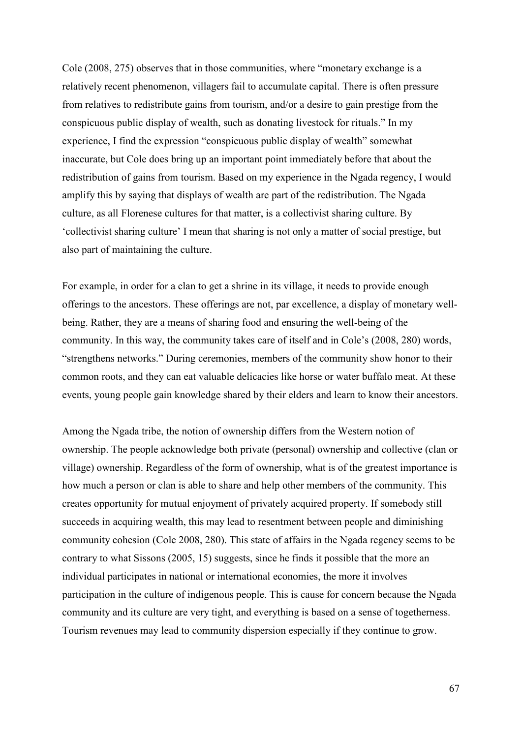Cole (2008, 275) observes that in those communities, where "monetary exchange is a relatively recent phenomenon, villagers fail to accumulate capital. There is often pressure from relatives to redistribute gains from tourism, and/or a desire to gain prestige from the conspicuous public display of wealth, such as donating livestock for rituals." In my experience, I find the expression "conspicuous public display of wealth" somewhat inaccurate, but Cole does bring up an important point immediately before that about the redistribution of gains from tourism. Based on my experience in the Ngada regency, I would amplify this by saying that displays of wealth are part of the redistribution. The Ngada culture, as all Florenese cultures for that matter, is a collectivist sharing culture. By 'collectivist sharing culture' I mean that sharing is not only a matter of social prestige, but also part of maintaining the culture.

For example, in order for a clan to get a shrine in its village, it needs to provide enough offerings to the ancestors. These offerings are not, par excellence, a display of monetary well-being. Rather, they are a means of sharing food and ensuring the well-being of the community. In this way, the community takes care of itself and in Cole's (2008, 280) words, "strengthens networks." During ceremonies, members of the community show honor to their common roots, and they can eat valuable delicacies like horse or water buffalo meat. At these events, young people gain knowledge shared by their elders and learn to know their ancestors.

Among the Ngada tribe, the notion of ownership differs from the Western notion of ownership. The people acknowledge both private (personal) ownership and collective (clan or village) ownership. Regardless of the form of ownership, what is of the greatest importance is how much a person or clan is able to share and help other members of the community. This creates opportunity for mutual enjoyment of privately acquired property. If somebody still succeeds in acquiring wealth, this may lead to resentment between people and diminishing community cohesion (Cole 2008, 280). This state of affairs in the Ngada regency seems to be contrary to what Sissons (2005, 15) suggests, since he finds it possible that the more an individual participates in national or international economies, the more it involves participation in the culture of indigenous people. This is cause for concern because the Ngada community and its culture are very tight, and everything is based on a sense of togetherness. Tourism revenues may lead to community dispersion especially if they continue to grow.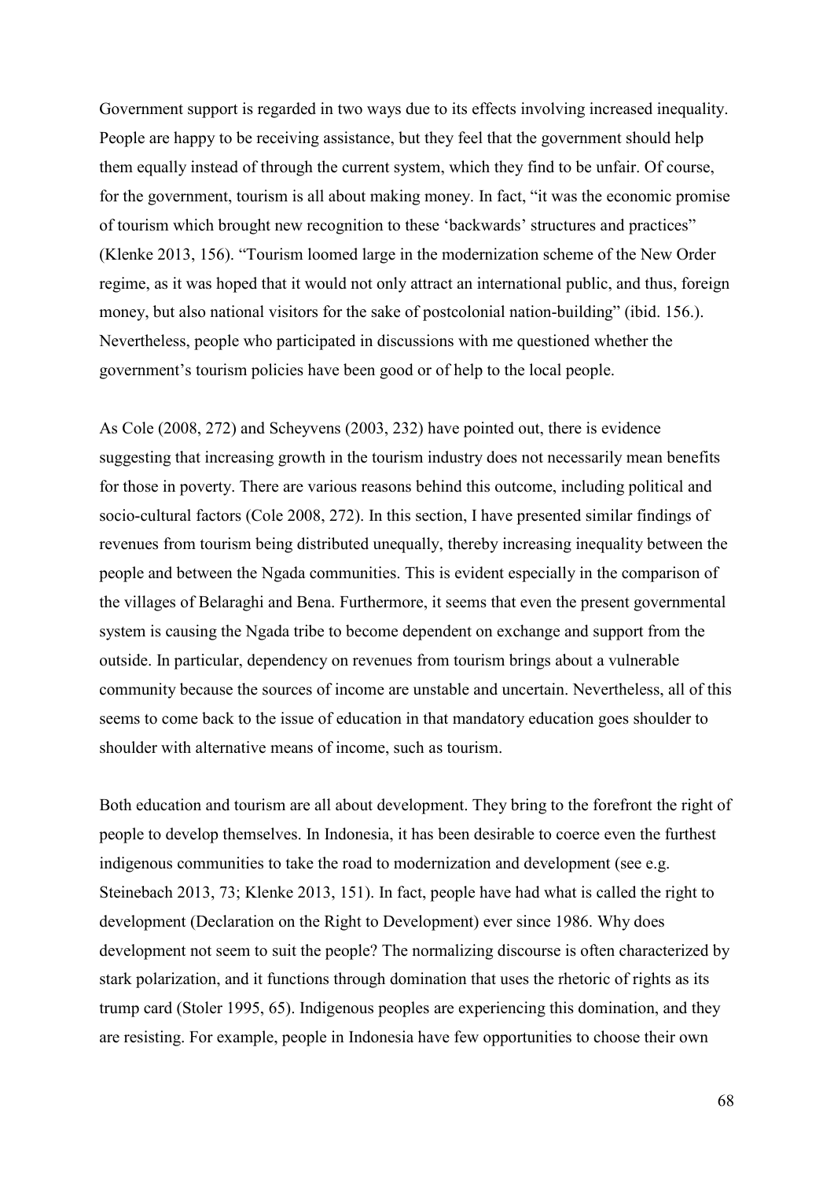Government support is regarded in two ways due to its effects involving increased inequality. People are happy to be receiving assistance, but they feel that the government should help them equally instead of through the current system, which they find to be unfair. Of course, for the government, tourism is all about making money. In fact, "it was the economic promise of tourism which brought new recognition to these 'backwards' structures and practices" (Klenke 2013, 156). "Tourism loomed large in the modernization scheme of the New Order regime, as it was hoped that it would not only attract an international public, and thus, foreign money, but also national visitors for the sake of postcolonial nation-building" (ibid. 156.). Nevertheless, people who participated in discussions with me questioned whether the government's tourism policies have been good or of help to the local people.

As Cole (2008, 272) and Scheyvens (2003, 232) have pointed out, there is evidence suggesting that increasing growth in the tourism industry does not necessarily mean benefits for those in poverty. There are various reasons behind this outcome, including political and socio-cultural factors (Cole 2008, 272). In this section, I have presented similar findings of revenues from tourism being distributed unequally, thereby increasing inequality between the people and between the Ngada communities. This is evident especially in the comparison of the villages of Belaraghi and Bena. Furthermore, it seems that even the present governmental system is causing the Ngada tribe to become dependent on exchange and support from the outside. In particular, dependency on revenues from tourism brings about a vulnerable community because the sources of income are unstable and uncertain. Nevertheless, all of this seems to come back to the issue of education in that mandatory education goes shoulder to shoulder with alternative means of income, such as tourism.

Both education and tourism are all about development. They bring to the forefront the right of people to develop themselves. In Indonesia, it has been desirable to coerce even the furthest indigenous communities to take the road to modernization and development (see e.g. Steinebach 2013, 73; Klenke 2013, 151). In fact, people have had what is called the right to development (Declaration on the Right to Development) ever since 1986. Why does development not seem to suit the people? The normalizing discourse is often characterized by stark polarization, and it functions through domination that uses the rhetoric of rights as its trump card (Stoler 1995, 65). Indigenous peoples are experiencing this domination, and they are resisting. For example, people in Indonesia have few opportunities to choose their own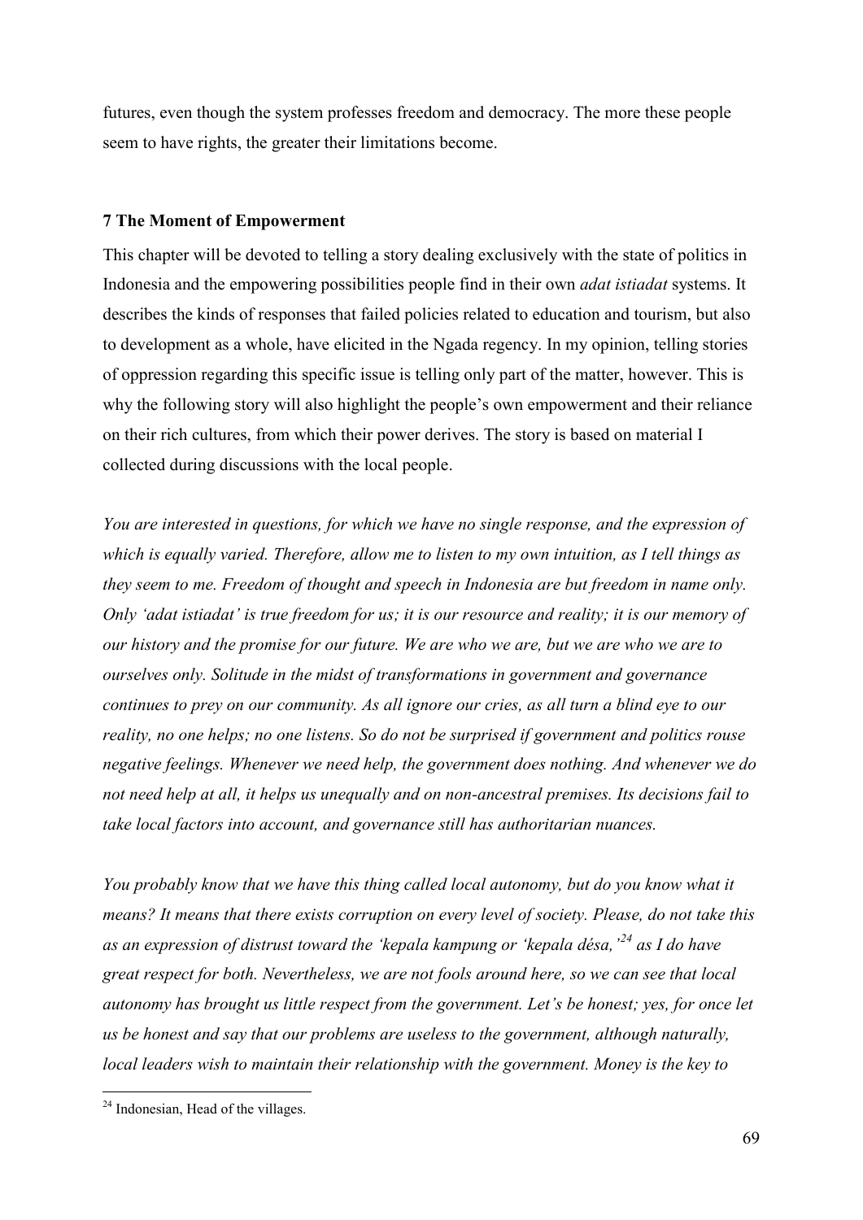futures, even though the system professes freedom and democracy. The more these people seem to have rights, the greater their limitations become.

## 7 The Moment of Empowerment

This chapter will be devoted to telling a story dealing exclusively with the state of politics in Indonesia and the empowering possibilities people find in their own *adat istiadat* systems. It describes the kinds of responses that failed policies related to education and tourism, but also to development as a whole, have elicited in the Ngada regency. In my opinion, telling stories of oppression regarding this specific issue is telling only part of the matter, however. This is why the following story will also highlight the people's own empowerment and their reliance on their rich cultures, from which their power derives. The story is based on material I collected during discussions with the local people.

*You are interested in questions, for which we have no single response, and the expression of which is equally varied. Therefore, allow me to listen to my own intuition, as I tell things as they seem to me. Freedom of thought and speech in Indonesia are but freedom in name only. Only 'adat istiadat' is true freedom for us; it is our resource and reality; it is our memory of our history and the promise for our future. We are who we are, but we are who we are to ourselves only. Solitude in the midst of transformations in government and governance continues to prey on our community. As all ignore our cries, as all turn a blind eye to our reality, no one helps; no one listens. So do not be surprised if government and politics rouse negative feelings. Whenever we need help, the government does nothing. And whenever we do not need help at all, it helps us unequally and on non-ancestral premises. Its decisions fail to take local factors into account, and governance still has authoritarian nuances.*

*You probably know that we have this thing called local autonomy, but do you know what it means? It means that there exists corruption on every level of society. Please, do not take this as an expression of distrust toward the 'kepala kampung or 'kepala désa,'*[24] *as I do have great respect for both. Nevertheless, we are not fools around here, so we can see that local autonomy has brought us little respect from the government. Let's be honest; yes, for once let us be honest and say that our problems are useless to the government, although naturally, local leaders wish to maintain their relationship with the government. Money is the key to*

[24] Indonesian, Head of the villages.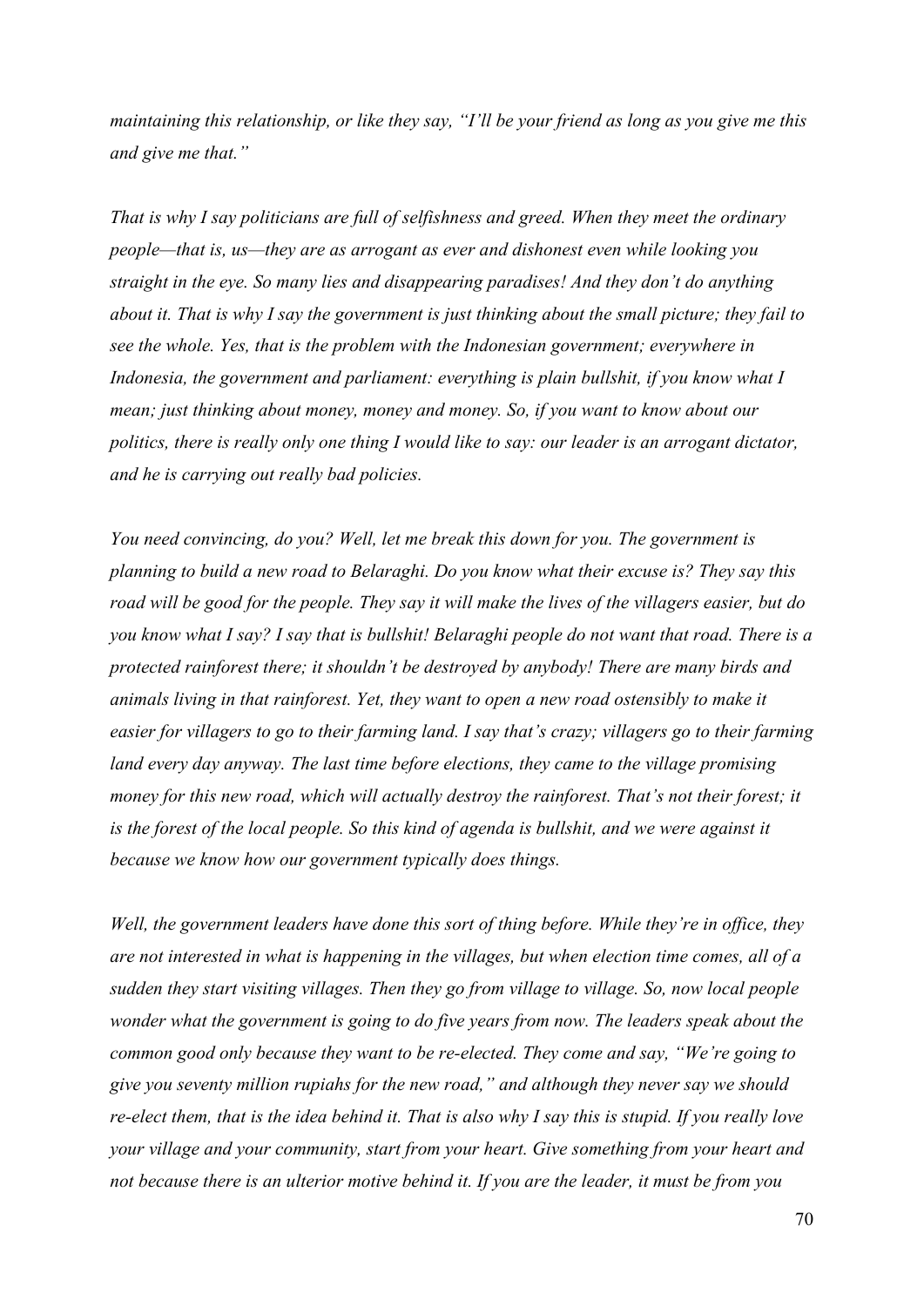*maintaining this relationship, or like they say, "I'll be your friend as long as you give me this and give me that."*

*That is why I say politicians are full of selfishness and greed. When they meet the ordinary people—that is, us—they are as arrogant as ever and dishonest even while looking you straight in the eye. So many lies and disappearing paradises! And they don't do anything about it. That is why I say the government is just thinking about the small picture; they fail to see the whole. Yes, that is the problem with the Indonesian government; everywhere in Indonesia, the government and parliament: everything is plain bullshit, if you know what I mean; just thinking about money, money and money. So, if you want to know about our politics, there is really only one thing I would like to say: our leader is an arrogant dictator, and he is carrying out really bad policies.*

*You need convincing, do you? Well, let me break this down for you. The government is planning to build a new road to Belaraghi. Do you know what their excuse is? They say this road will be good for the people. They say it will make the lives of the villagers easier, but do you know what I say? I say that is bullshit! Belaraghi people do not want that road. There is a protected rainforest there; it shouldn't be destroyed by anybody! There are many birds and animals living in that rainforest. Yet, they want to open a new road ostensibly to make it easier for villagers to go to their farming land. I say that's crazy; villagers go to their farming land every day anyway. The last time before elections, they came to the village promising money for this new road, which will actually destroy the rainforest. That's not their forest; it is the forest of the local people. So this kind of agenda is bullshit, and we were against it because we know how our government typically does things.*

*Well, the government leaders have done this sort of thing before. While they're in office, they are not interested in what is happening in the villages, but when election time comes, all of a sudden they start visiting villages. Then they go from village to village. So, now local people wonder what the government is going to do five years from now. The leaders speak about the common good only because they want to be re-elected. They come and say, "We're going to give you seventy million rupiahs for the new road," and although they never say we should re-elect them, that is the idea behind it. That is also why I say this is stupid. If you really love your village and your community, start from your heart. Give something from your heart and not because there is an ulterior motive behind it. If you are the leader, it must be from you*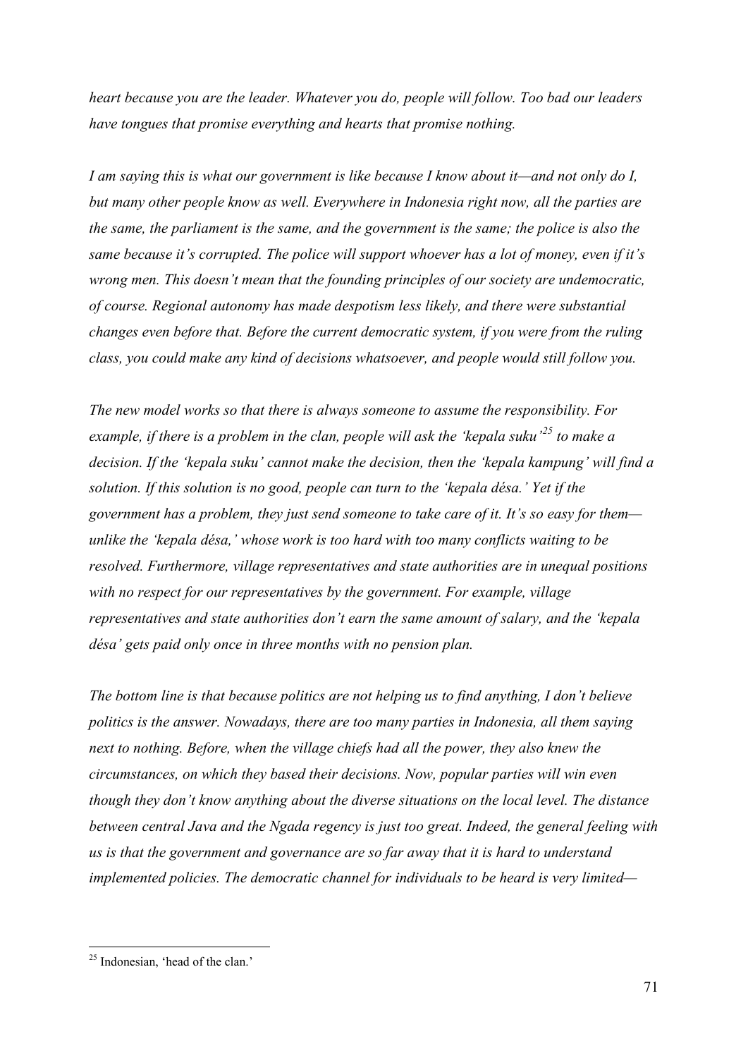*heart because you are the leader. Whatever you do, people will follow. Too bad our leaders have tongues that promise everything and hearts that promise nothing.*

*I am saying this is what our government is like because I know about it—and not only do I, but many other people know as well. Everywhere in Indonesia right now, all the parties are the same, the parliament is the same, and the government is the same; the police is also the same because it's corrupted. The police will support whoever has a lot of money, even if it's wrong men. This doesn't mean that the founding principles of our society are undemocratic, of course. Regional autonomy has made despotism less likely, and there were substantial changes even before that. Before the current democratic system, if you were from the ruling class, you could make any kind of decisions whatsoever, and people would still follow you.*

*The new model works so that there is always someone to assume the responsibility. For example, if there is a problem in the clan, people will ask the 'kepala suku'*[25] *to make a decision. If the 'kepala suku' cannot make the decision, then the 'kepala kampung' will find a solution. If this solution is no good, people can turn to the 'kepala désa.' Yet if the government has a problem, they just send someone to take care of it. It's so easy for them—unlike the 'kepala désa,' whose work is too hard with too many conflicts waiting to be resolved. Furthermore, village representatives and state authorities are in unequal positions with no respect for our representatives by the government. For example, village representatives and state authorities don't earn the same amount of salary, and the 'kepala désa' gets paid only once in three months with no pension plan.*

*The bottom line is that because politics are not helping us to find anything, I don't believe politics is the answer. Nowadays, there are too many parties in Indonesia, all them saying next to nothing. Before, when the village chiefs had all the power, they also knew the circumstances, on which they based their decisions. Now, popular parties will win even though they don't know anything about the diverse situations on the local level. The distance between central Java and the Ngada regency is just too great. Indeed, the general feeling with us is that the government and governance are so far away that it is hard to understand implemented policies. The democratic channel for individuals to be heard is very limited—*

[25] Indonesian, 'head of the clan.'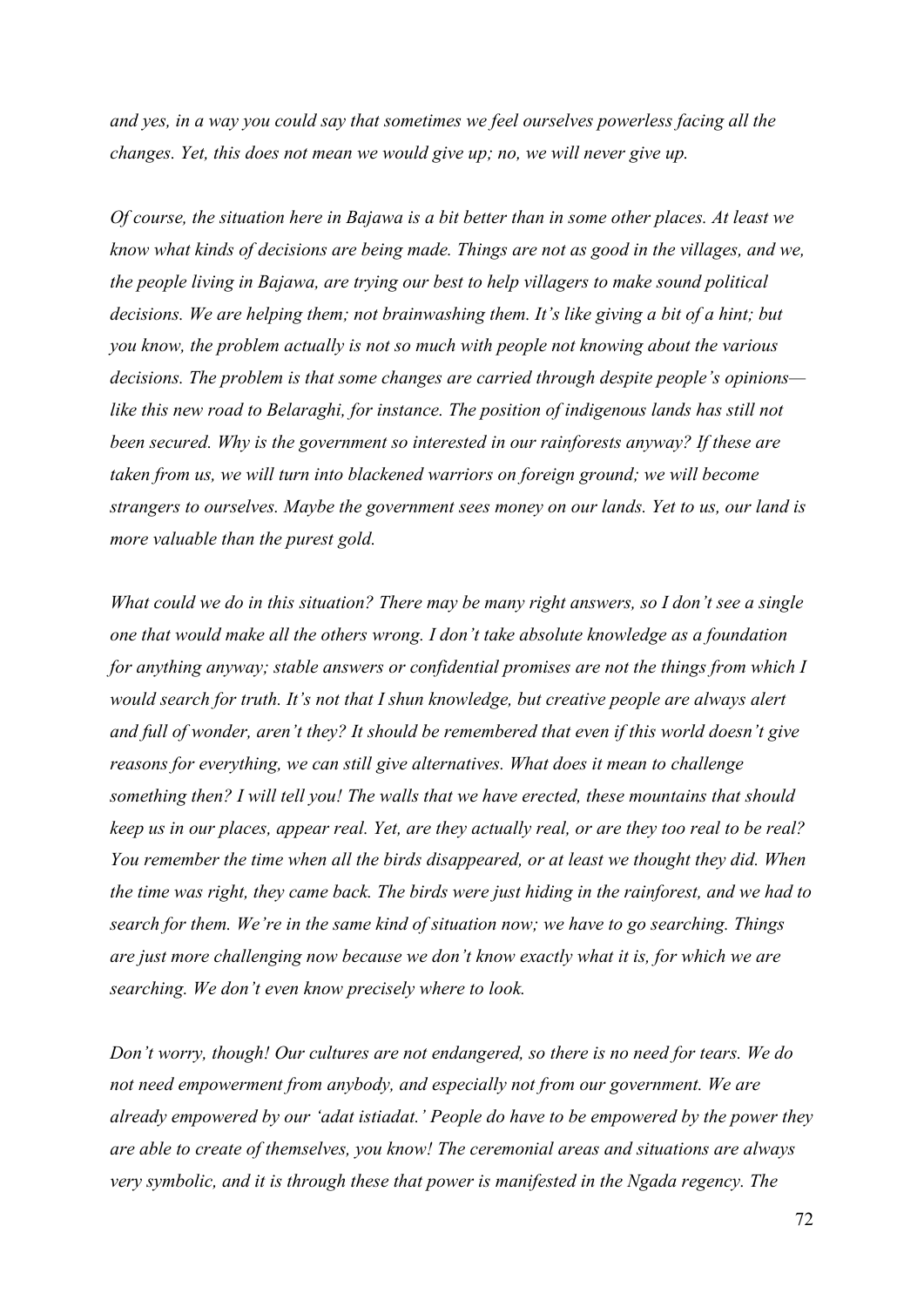*and yes, in a way you could say that sometimes we feel ourselves powerless facing all the changes. Yet, this does not mean we would give up; no, we will never give up.*

*Of course, the situation here in Bajawa is a bit better than in some other places. At least we know what kinds of decisions are being made. Things are not as good in the villages, and we, the people living in Bajawa, are trying our best to help villagers to make sound political decisions. We are helping them; not brainwashing them. It's like giving a bit of a hint; but you know, the problem actually is not so much with people not knowing about the various decisions. The problem is that some changes are carried through despite people's opinions—like this new road to Belaraghi, for instance. The position of indigenous lands has still not been secured. Why is the government so interested in our rainforests anyway? If these are taken from us, we will turn into blackened warriors on foreign ground; we will become strangers to ourselves. Maybe the government sees money on our lands. Yet to us, our land is more valuable than the purest gold.*

*What could we do in this situation? There may be many right answers, so I don't see a single one that would make all the others wrong. I don't take absolute knowledge as a foundation for anything anyway; stable answers or confidential promises are not the things from which I would search for truth. It's not that I shun knowledge, but creative people are always alert and full of wonder, aren't they? It should be remembered that even if this world doesn't give reasons for everything, we can still give alternatives. What does it mean to challenge something then? I will tell you! The walls that we have erected, these mountains that should keep us in our places, appear real. Yet, are they actually real, or are they too real to be real? You remember the time when all the birds disappeared, or at least we thought they did. When the time was right, they came back. The birds were just hiding in the rainforest, and we had to search for them. We're in the same kind of situation now; we have to go searching. Things are just more challenging now because we don't know exactly what it is, for which we are searching. We don't even know precisely where to look.*

*Don't worry, though! Our cultures are not endangered, so there is no need for tears. We do not need empowerment from anybody, and especially not from our government. We are already empowered by our 'adat istiadat.' People do have to be empowered by the power they are able to create of themselves, you know! The ceremonial areas and situations are always very symbolic, and it is through these that power is manifested in the Ngada regency. The*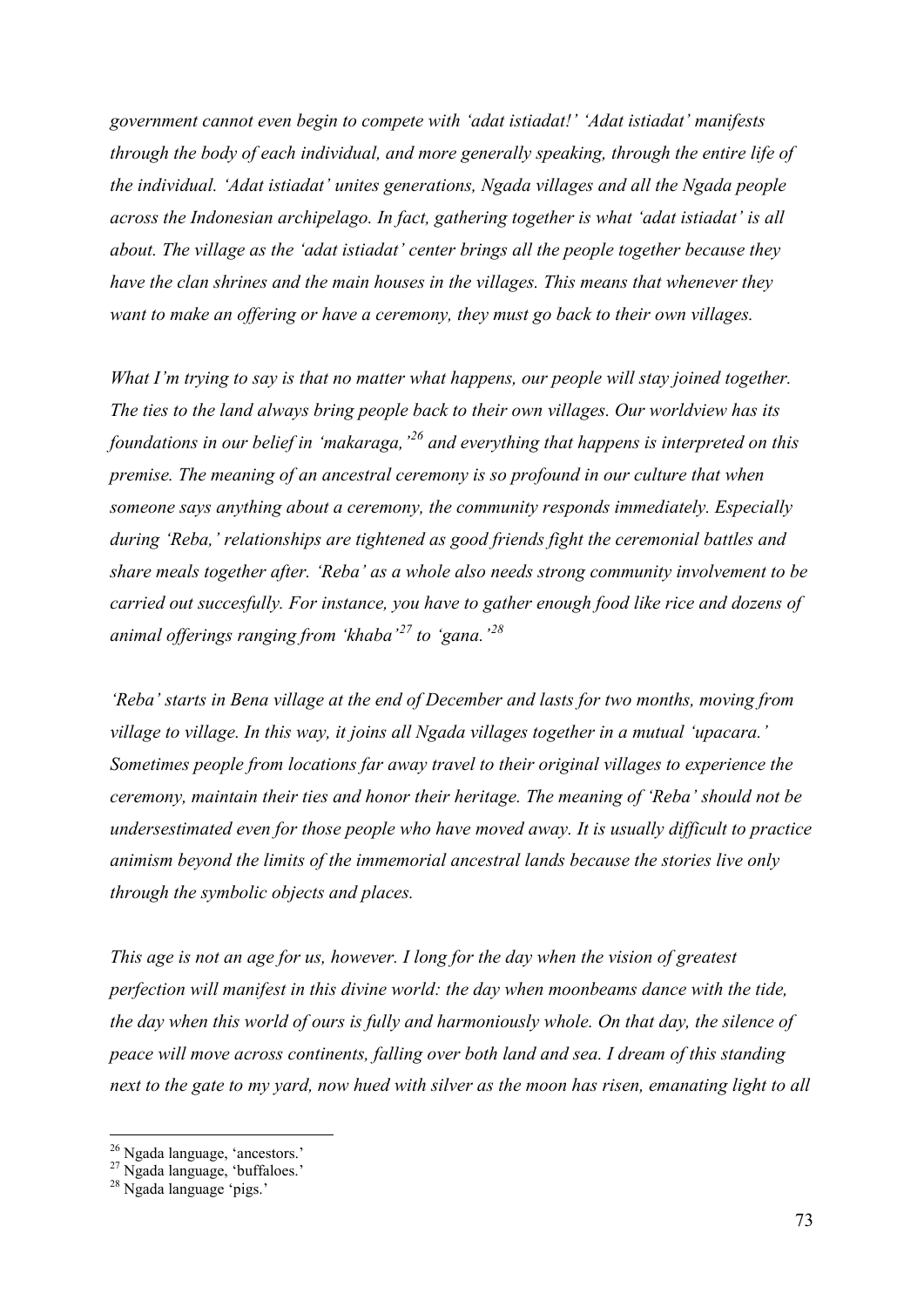*government cannot even begin to compete with 'adat istiadat!' 'Adat istiadat' manifests through the body of each individual, and more generally speaking, through the entire life of the individual. 'Adat istiadat' unites generations, Ngada villages and all the Ngada people across the Indonesian archipelago. In fact, gathering together is what 'adat istiadat' is all about. The village as the 'adat istiadat' center brings all the people together because they have the clan shrines and the main houses in the villages. This means that whenever they want to make an offering or have a ceremony, they must go back to their own villages.*

*What I'm trying to say is that no matter what happens, our people will stay joined together. The ties to the land always bring people back to their own villages. Our worldview has its foundations in our belief in 'makaraga,'*[26] *and everything that happens is interpreted on this premise. The meaning of an ancestral ceremony is so profound in our culture that when someone says anything about a ceremony, the community responds immediately. Especially during 'Reba,' relationships are tightened as good friends fight the ceremonial battles and share meals together after. 'Reba' as a whole also needs strong community involvement to be carried out succesfully. For instance, you have to gather enough food like rice and dozens of animal offerings ranging from 'khaba'*[27] *to 'gana.'*[28]

*'Reba' starts in Bena village at the end of December and lasts for two months, moving from village to village. In this way, it joins all Ngada villages together in a mutual 'upacara.' Sometimes people from locations far away travel to their original villages to experience the ceremony, maintain their ties and honor their heritage. The meaning of 'Reba' should not be undersestimated even for those people who have moved away. It is usually difficult to practice animism beyond the limits of the immemorial ancestral lands because the stories live only through the symbolic objects and places.*

*This age is not an age for us, however. I long for the day when the vision of greatest perfection will manifest in this divine world: the day when moonbeams dance with the tide, the day when this world of ours is fully and harmoniously whole. On that day, the silence of peace will move across continents, falling over both land and sea. I dream of this standing next to the gate to my yard, now hued with silver as the moon has risen, emanating light to all*

---

[26] Ngada language, 'ancestors.'

[27] Ngada language, 'buffaloes.'

[28] Ngada language 'pigs.'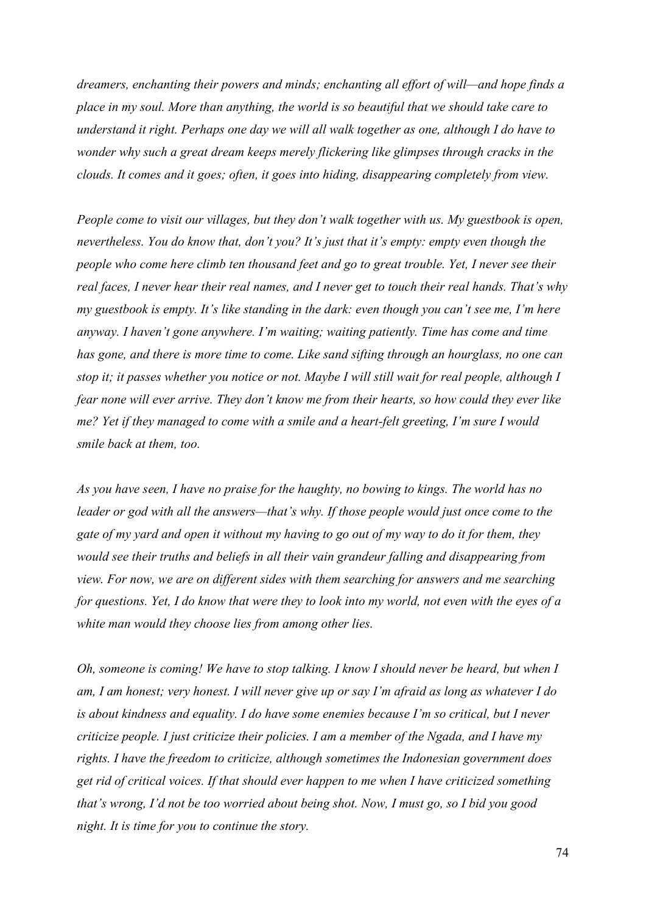*dreamers, enchanting their powers and minds; enchanting all effort of will—and hope finds a place in my soul. More than anything, the world is so beautiful that we should take care to understand it right. Perhaps one day we will all walk together as one, although I do have to wonder why such a great dream keeps merely flickering like glimpses through cracks in the clouds. It comes and it goes; often, it goes into hiding, disappearing completely from view.*

*People come to visit our villages, but they don't walk together with us. My guestbook is open, nevertheless. You do know that, don't you? It's just that it's empty: empty even though the people who come here climb ten thousand feet and go to great trouble. Yet, I never see their real faces, I never hear their real names, and I never get to touch their real hands. That's why my guestbook is empty. It's like standing in the dark: even though you can't see me, I'm here anyway. I haven't gone anywhere. I'm waiting; waiting patiently. Time has come and time has gone, and there is more time to come. Like sand sifting through an hourglass, no one can stop it; it passes whether you notice or not. Maybe I will still wait for real people, although I fear none will ever arrive. They don't know me from their hearts, so how could they ever like me? Yet if they managed to come with a smile and a heart-felt greeting, I'm sure I would smile back at them, too.*

*As you have seen, I have no praise for the haughty, no bowing to kings. The world has no leader or god with all the answers—that's why. If those people would just once come to the gate of my yard and open it without my having to go out of my way to do it for them, they would see their truths and beliefs in all their vain grandeur falling and disappearing from view. For now, we are on different sides with them searching for answers and me searching for questions. Yet, I do know that were they to look into my world, not even with the eyes of a white man would they choose lies from among other lies.*

*Oh, someone is coming! We have to stop talking. I know I should never be heard, but when I am, I am honest; very honest. I will never give up or say I'm afraid as long as whatever I do is about kindness and equality. I do have some enemies because I'm so critical, but I never criticize people. I just criticize their policies. I am a member of the Ngada, and I have my rights. I have the freedom to criticize, although sometimes the Indonesian government does get rid of critical voices. If that should ever happen to me when I have criticized something that's wrong, I'd not be too worried about being shot. Now, I must go, so I bid you good night. It is time for you to continue the story.*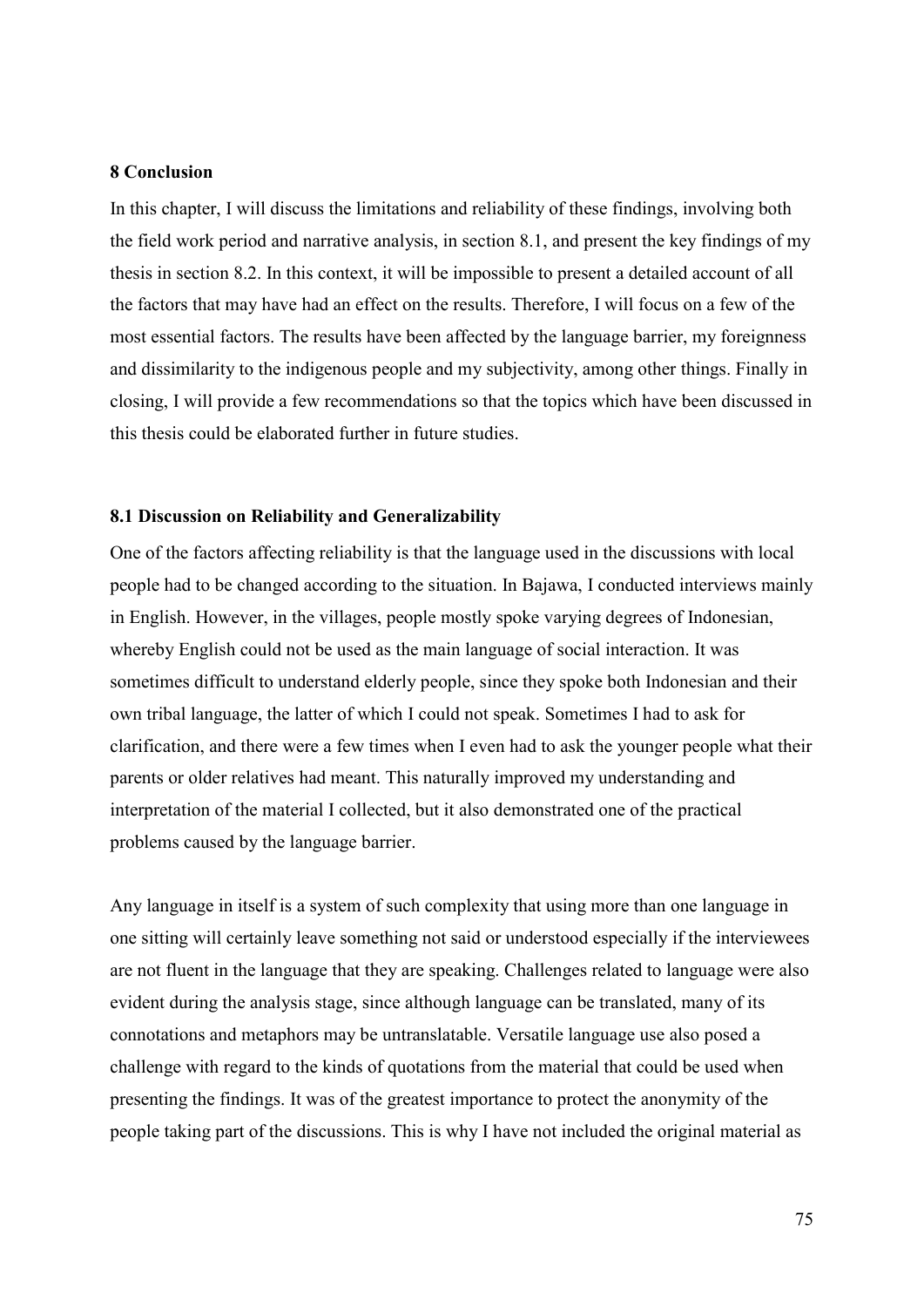## 8 Conclusion

In this chapter, I will discuss the limitations and reliability of these findings, involving both the field work period and narrative analysis, in section 8.1, and present the key findings of my thesis in section 8.2. In this context, it will be impossible to present a detailed account of all the factors that may have had an effect on the results. Therefore, I will focus on a few of the most essential factors. The results have been affected by the language barrier, my foreignness and dissimilarity to the indigenous people and my subjectivity, among other things. Finally in closing, I will provide a few recommendations so that the topics which have been discussed in this thesis could be elaborated further in future studies.

### 8.1 Discussion on Reliability and Generalizability

One of the factors affecting reliability is that the language used in the discussions with local people had to be changed according to the situation. In Bajawa, I conducted interviews mainly in English. However, in the villages, people mostly spoke varying degrees of Indonesian, whereby English could not be used as the main language of social interaction. It was sometimes difficult to understand elderly people, since they spoke both Indonesian and their own tribal language, the latter of which I could not speak. Sometimes I had to ask for clarification, and there were a few times when I even had to ask the younger people what their parents or older relatives had meant. This naturally improved my understanding and interpretation of the material I collected, but it also demonstrated one of the practical problems caused by the language barrier.

Any language in itself is a system of such complexity that using more than one language in one sitting will certainly leave something not said or understood especially if the interviewees are not fluent in the language that they are speaking. Challenges related to language were also evident during the analysis stage, since although language can be translated, many of its connotations and metaphors may be untranslatable. Versatile language use also posed a challenge with regard to the kinds of quotations from the material that could be used when presenting the findings. It was of the greatest importance to protect the anonymity of the people taking part of the discussions. This is why I have not included the original material as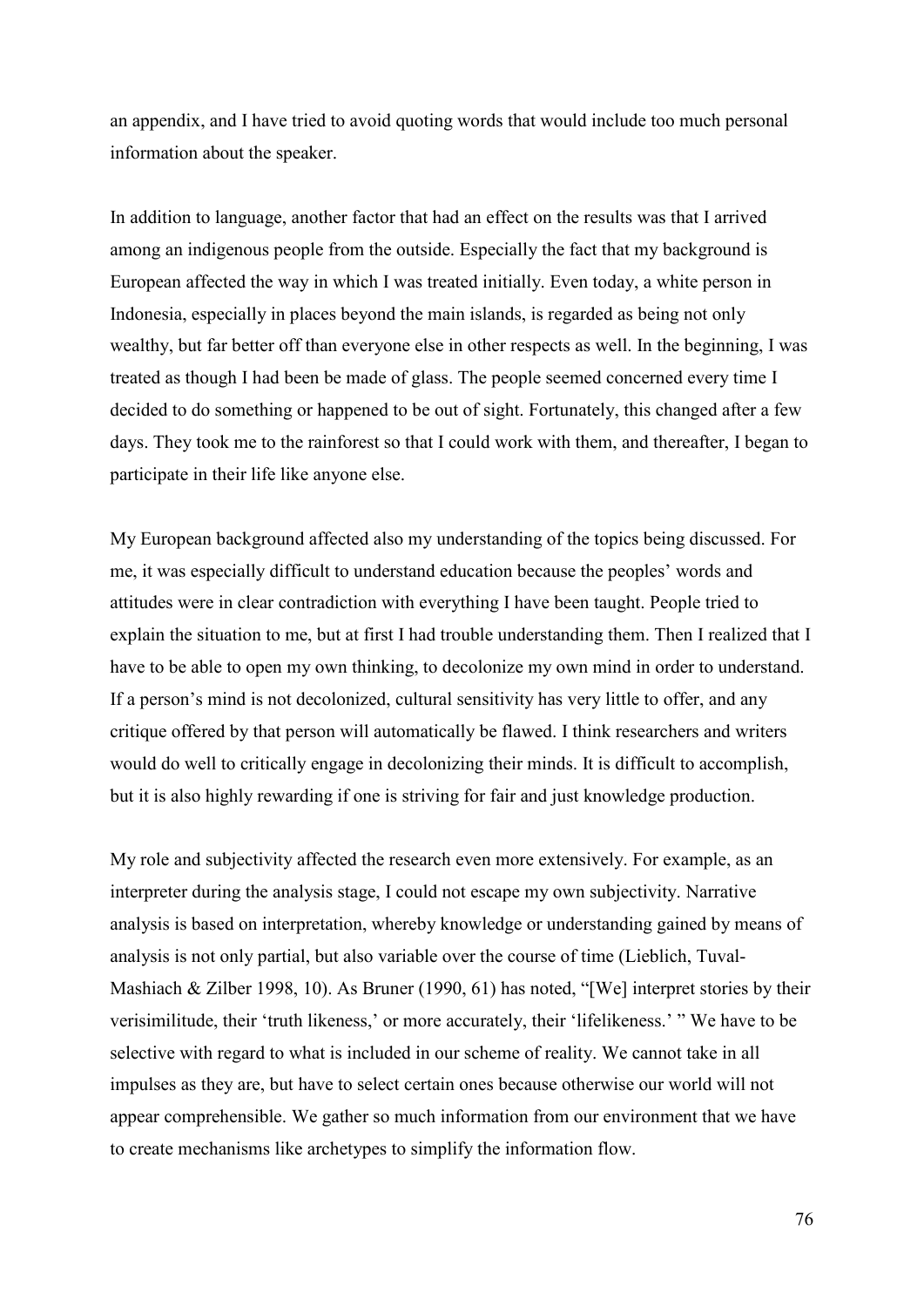an appendix, and I have tried to avoid quoting words that would include too much personal information about the speaker.

In addition to language, another factor that had an effect on the results was that I arrived among an indigenous people from the outside. Especially the fact that my background is European affected the way in which I was treated initially. Even today, a white person in Indonesia, especially in places beyond the main islands, is regarded as being not only wealthy, but far better off than everyone else in other respects as well. In the beginning, I was treated as though I had been be made of glass. The people seemed concerned every time I decided to do something or happened to be out of sight. Fortunately, this changed after a few days. They took me to the rainforest so that I could work with them, and thereafter, I began to participate in their life like anyone else.

My European background affected also my understanding of the topics being discussed. For me, it was especially difficult to understand education because the peoples' words and attitudes were in clear contradiction with everything I have been taught. People tried to explain the situation to me, but at first I had trouble understanding them. Then I realized that I have to be able to open my own thinking, to decolonize my own mind in order to understand. If a person's mind is not decolonized, cultural sensitivity has very little to offer, and any critique offered by that person will automatically be flawed. I think researchers and writers would do well to critically engage in decolonizing their minds. It is difficult to accomplish, but it is also highly rewarding if one is striving for fair and just knowledge production.

My role and subjectivity affected the research even more extensively. For example, as an interpreter during the analysis stage, I could not escape my own subjectivity. Narrative analysis is based on interpretation, whereby knowledge or understanding gained by means of analysis is not only partial, but also variable over the course of time (Lieblich, Tuval-Mashiach & Zilber 1998, 10). As Bruner (1990, 61) has noted, "[We] interpret stories by their verisimilitude, their 'truth likeness,' or more accurately, their 'lifelikeness.' " We have to be selective with regard to what is included in our scheme of reality. We cannot take in all impulses as they are, but have to select certain ones because otherwise our world will not appear comprehensible. We gather so much information from our environment that we have to create mechanisms like archetypes to simplify the information flow.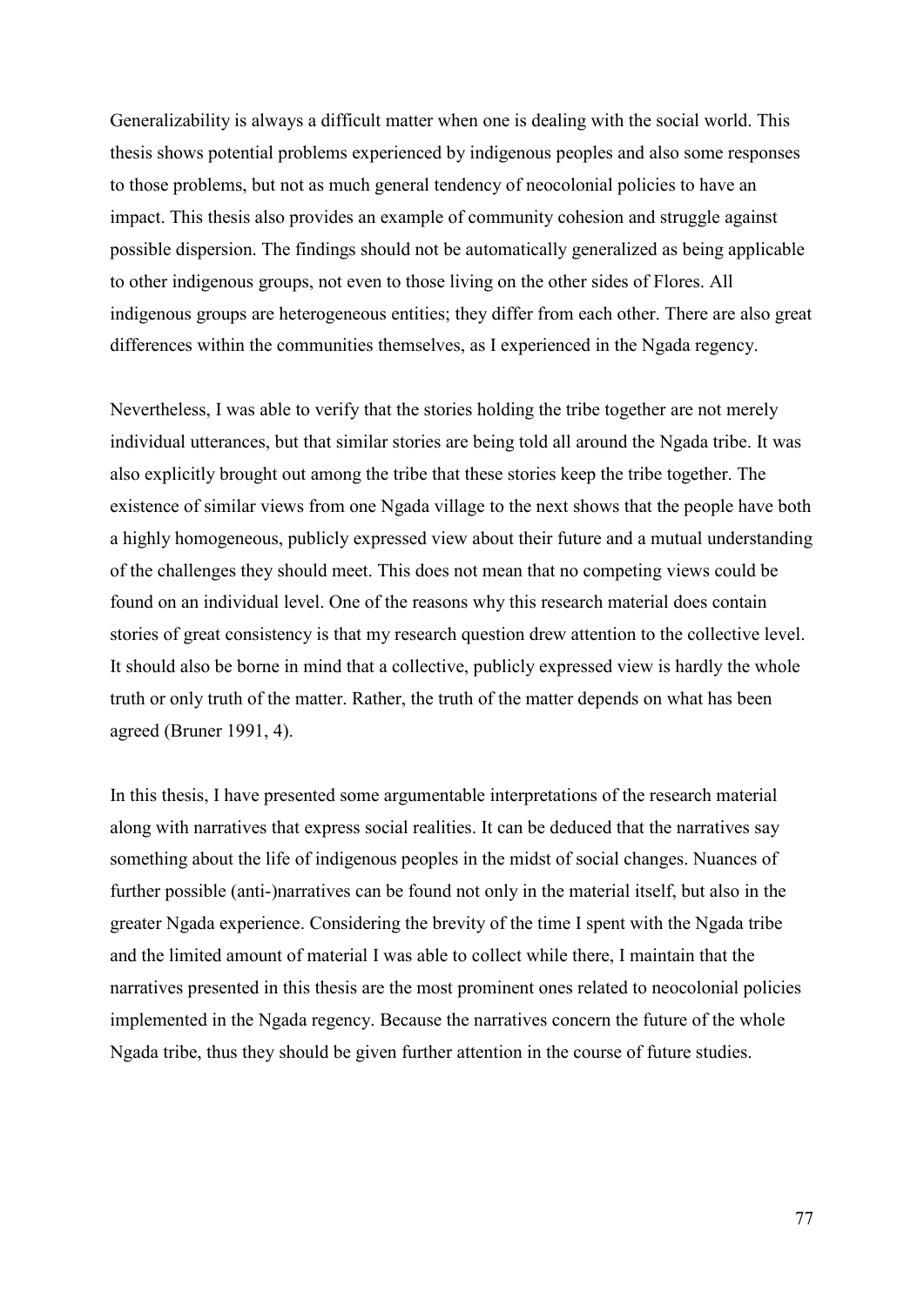Generalizability is always a difficult matter when one is dealing with the social world. This thesis shows potential problems experienced by indigenous peoples and also some responses to those problems, but not as much general tendency of neocolonial policies to have an impact. This thesis also provides an example of community cohesion and struggle against possible dispersion. The findings should not be automatically generalized as being applicable to other indigenous groups, not even to those living on the other sides of Flores. All indigenous groups are heterogeneous entities; they differ from each other. There are also great differences within the communities themselves, as I experienced in the Ngada regency.

Nevertheless, I was able to verify that the stories holding the tribe together are not merely individual utterances, but that similar stories are being told all around the Ngada tribe. It was also explicitly brought out among the tribe that these stories keep the tribe together. The existence of similar views from one Ngada village to the next shows that the people have both a highly homogeneous, publicly expressed view about their future and a mutual understanding of the challenges they should meet. This does not mean that no competing views could be found on an individual level. One of the reasons why this research material does contain stories of great consistency is that my research question drew attention to the collective level. It should also be borne in mind that a collective, publicly expressed view is hardly the whole truth or only truth of the matter. Rather, the truth of the matter depends on what has been agreed (Bruner 1991, 4).

In this thesis, I have presented some argumentable interpretations of the research material along with narratives that express social realities. It can be deduced that the narratives say something about the life of indigenous peoples in the midst of social changes. Nuances of further possible (anti-)narratives can be found not only in the material itself, but also in the greater Ngada experience. Considering the brevity of the time I spent with the Ngada tribe and the limited amount of material I was able to collect while there, I maintain that the narratives presented in this thesis are the most prominent ones related to neocolonial policies implemented in the Ngada regency. Because the narratives concern the future of the whole Ngada tribe, thus they should be given further attention in the course of future studies.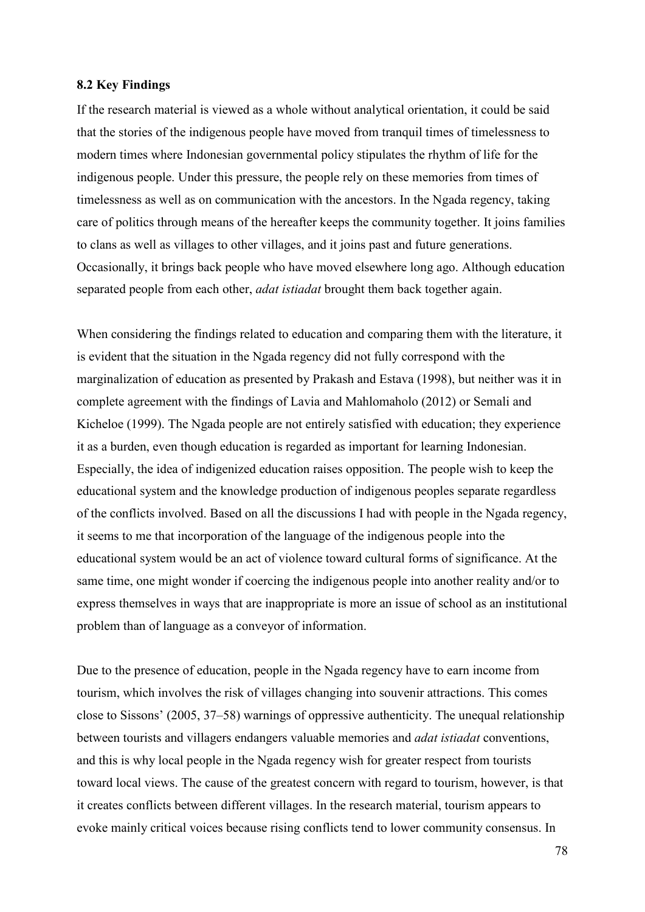### 8.2 Key Findings

If the research material is viewed as a whole without analytical orientation, it could be said that the stories of the indigenous people have moved from tranquil times of timelessness to modern times where Indonesian governmental policy stipulates the rhythm of life for the indigenous people. Under this pressure, the people rely on these memories from times of timelessness as well as on communication with the ancestors. In the Ngada regency, taking care of politics through means of the hereafter keeps the community together. It joins families to clans as well as villages to other villages, and it joins past and future generations. Occasionally, it brings back people who have moved elsewhere long ago. Although education separated people from each other, *adat istiadat* brought them back together again.

When considering the findings related to education and comparing them with the literature, it is evident that the situation in the Ngada regency did not fully correspond with the marginalization of education as presented by Prakash and Estava (1998), but neither was it in complete agreement with the findings of Lavia and Mahlomaholo (2012) or Semali and Kicheloe (1999). The Ngada people are not entirely satisfied with education; they experience it as a burden, even though education is regarded as important for learning Indonesian. Especially, the idea of indigenized education raises opposition. The people wish to keep the educational system and the knowledge production of indigenous peoples separate regardless of the conflicts involved. Based on all the discussions I had with people in the Ngada regency, it seems to me that incorporation of the language of the indigenous people into the educational system would be an act of violence toward cultural forms of significance. At the same time, one might wonder if coercing the indigenous people into another reality and/or to express themselves in ways that are inappropriate is more an issue of school as an institutional problem than of language as a conveyor of information.

Due to the presence of education, people in the Ngada regency have to earn income from tourism, which involves the risk of villages changing into souvenir attractions. This comes close to Sissons' (2005, 37–58) warnings of oppressive authenticity. The unequal relationship between tourists and villagers endangers valuable memories and *adat istiadat* conventions, and this is why local people in the Ngada regency wish for greater respect from tourists toward local views. The cause of the greatest concern with regard to tourism, however, is that it creates conflicts between different villages. In the research material, tourism appears to evoke mainly critical voices because rising conflicts tend to lower community consensus. In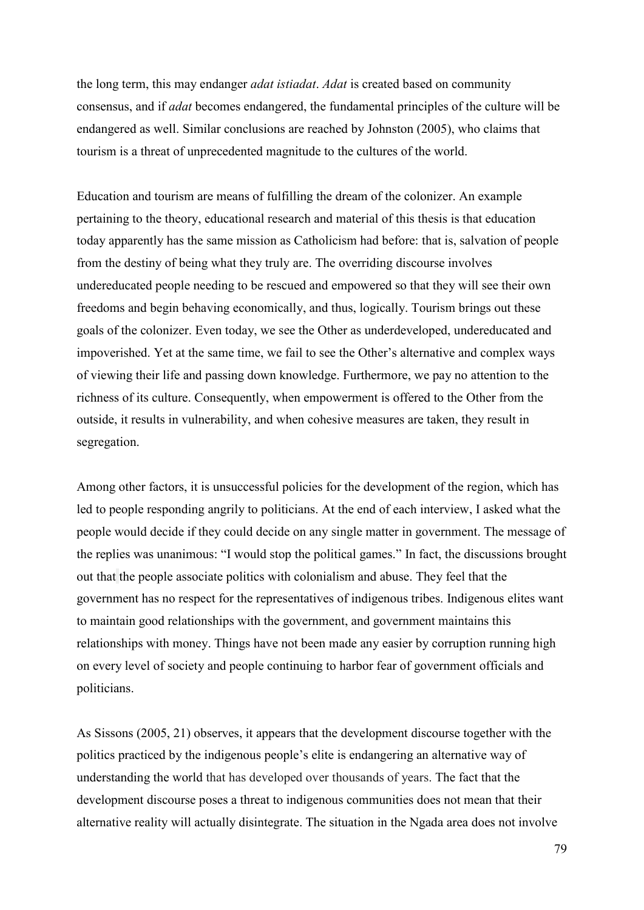the long term, this may endanger *adat istiadat*. *Adat* is created based on community consensus, and if *adat* becomes endangered, the fundamental principles of the culture will be endangered as well. Similar conclusions are reached by Johnston (2005), who claims that tourism is a threat of unprecedented magnitude to the cultures of the world.

Education and tourism are means of fulfilling the dream of the colonizer. An example pertaining to the theory, educational research and material of this thesis is that education today apparently has the same mission as Catholicism had before: that is, salvation of people from the destiny of being what they truly are. The overriding discourse involves undereducated people needing to be rescued and empowered so that they will see their own freedoms and begin behaving economically, and thus, logically. Tourism brings out these goals of the colonizer. Even today, we see the Other as underdeveloped, undereducated and impoverished. Yet at the same time, we fail to see the Other's alternative and complex ways of viewing their life and passing down knowledge. Furthermore, we pay no attention to the richness of its culture. Consequently, when empowerment is offered to the Other from the outside, it results in vulnerability, and when cohesive measures are taken, they result in segregation.

Among other factors, it is unsuccessful policies for the development of the region, which has led to people responding angrily to politicians. At the end of each interview, I asked what the people would decide if they could decide on any single matter in government. The message of the replies was unanimous: "I would stop the political games." In fact, the discussions brought out that the people associate politics with colonialism and abuse. They feel that the government has no respect for the representatives of indigenous tribes. Indigenous elites want to maintain good relationships with the government, and government maintains this relationships with money. Things have not been made any easier by corruption running high on every level of society and people continuing to harbor fear of government officials and politicians.

As Sissons (2005, 21) observes, it appears that the development discourse together with the politics practiced by the indigenous people's elite is endangering an alternative way of understanding the world that has developed over thousands of years. The fact that the development discourse poses a threat to indigenous communities does not mean that their alternative reality will actually disintegrate. The situation in the Ngada area does not involve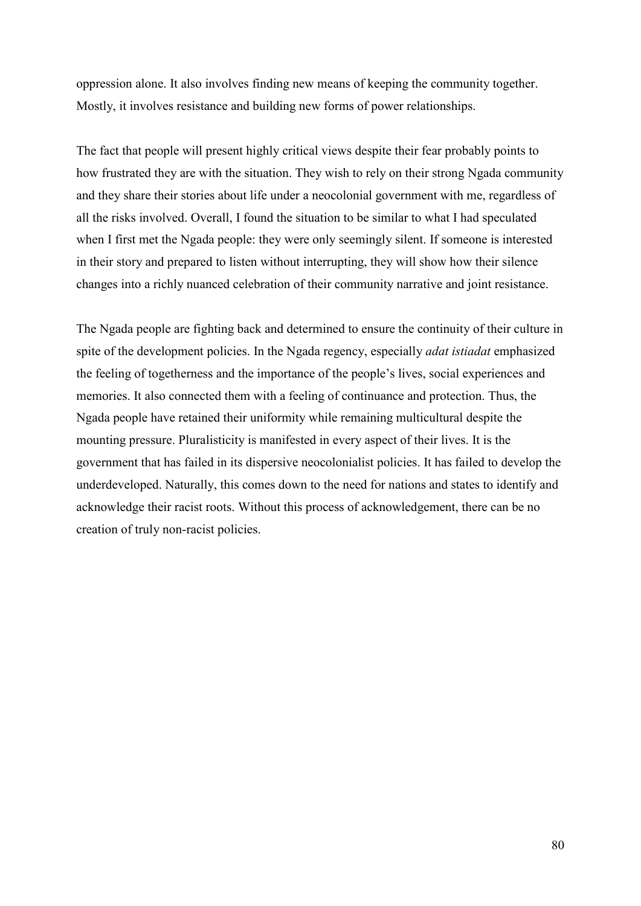oppression alone. It also involves finding new means of keeping the community together. Mostly, it involves resistance and building new forms of power relationships.

The fact that people will present highly critical views despite their fear probably points to how frustrated they are with the situation. They wish to rely on their strong Ngada community and they share their stories about life under a neocolonial government with me, regardless of all the risks involved. Overall, I found the situation to be similar to what I had speculated when I first met the Ngada people: they were only seemingly silent. If someone is interested in their story and prepared to listen without interrupting, they will show how their silence changes into a richly nuanced celebration of their community narrative and joint resistance.

The Ngada people are fighting back and determined to ensure the continuity of their culture in spite of the development policies. In the Ngada regency, especially *adat istiadat* emphasized the feeling of togetherness and the importance of the people's lives, social experiences and memories. It also connected them with a feeling of continuance and protection. Thus, the Ngada people have retained their uniformity while remaining multicultural despite the mounting pressure. Pluralisticity is manifested in every aspect of their lives. It is the government that has failed in its dispersive neocolonialist policies. It has failed to develop the underdeveloped. Naturally, this comes down to the need for nations and states to identify and acknowledge their racist roots. Without this process of acknowledgement, there can be no creation of truly non-racist policies.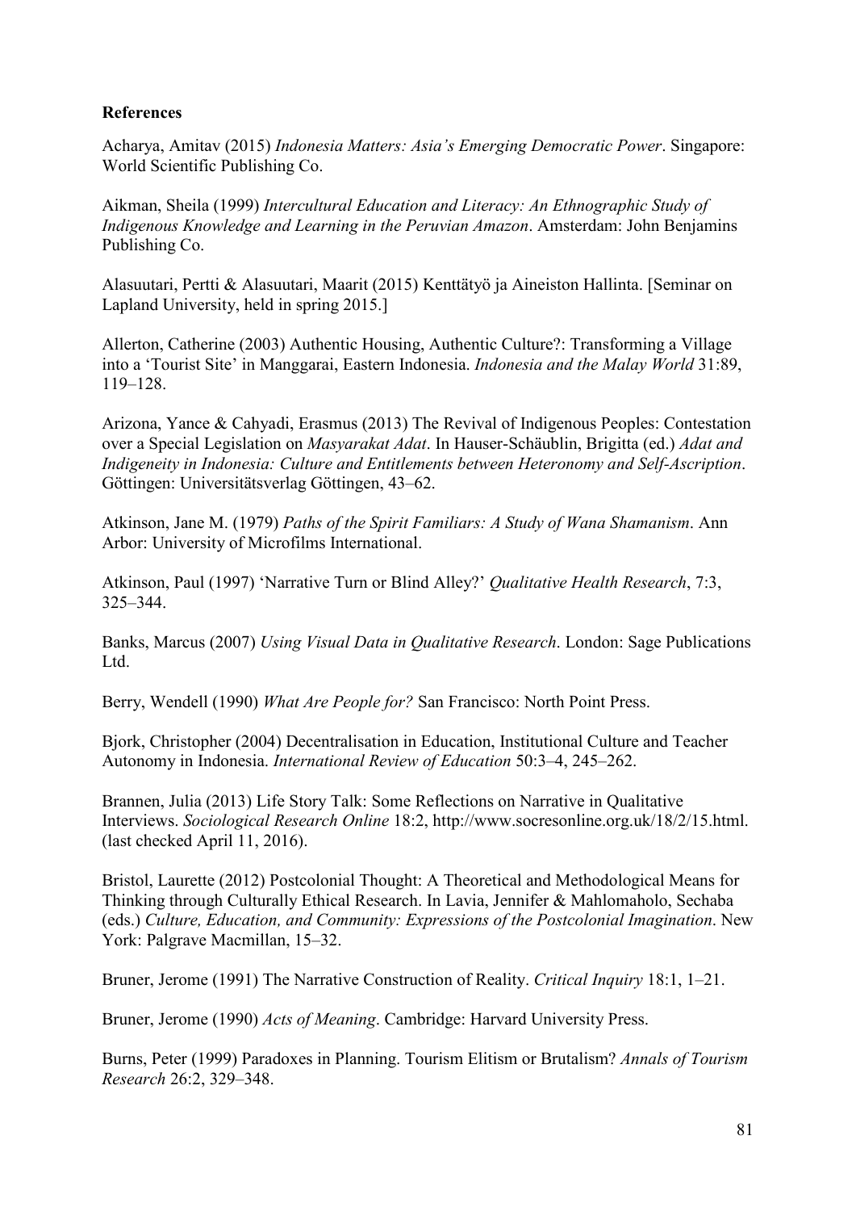**References**

Acharya, Amitav (2015) *Indonesia Matters: Asia's Emerging Democratic Power*. Singapore: World Scientific Publishing Co.

Aikman, Sheila (1999) *Intercultural Education and Literacy: An Ethnographic Study of Indigenous Knowledge and Learning in the Peruvian Amazon*. Amsterdam: John Benjamins Publishing Co.

Alasuutari, Pertti & Alasuutari, Maarit (2015) Kenttätyö ja Aineiston Hallinta. [Seminar on Lapland University, held in spring 2015.]

Allerton, Catherine (2003) Authentic Housing, Authentic Culture?: Transforming a Village into a 'Tourist Site' in Manggarai, Eastern Indonesia. *Indonesia and the Malay World* 31:89, 119–128.

Arizona, Yance & Cahyadi, Erasmus (2013) The Revival of Indigenous Peoples: Contestation over a Special Legislation on *Masyarakat Adat*. In Hauser-Schäublin, Brigitta (ed.) *Adat and Indigeneity in Indonesia: Culture and Entitlements between Heteronomy and Self-Ascription*. Göttingen: Universitätsverlag Göttingen, 43–62.

Atkinson, Jane M. (1979) *Paths of the Spirit Familiars: A Study of Wana Shamanism*. Ann Arbor: University of Microfilms International.

Atkinson, Paul (1997) 'Narrative Turn or Blind Alley?' *Qualitative Health Research*, 7:3, 325–344.

Banks, Marcus (2007) *Using Visual Data in Qualitative Research*. London: Sage Publications Ltd.

Berry, Wendell (1990) *What Are People for?* San Francisco: North Point Press.

Bjork, Christopher (2004) Decentralisation in Education, Institutional Culture and Teacher Autonomy in Indonesia. *International Review of Education* 50:3–4, 245–262.

Brannen, Julia (2013) Life Story Talk: Some Reflections on Narrative in Qualitative Interviews. *Sociological Research Online* 18:2, http://www.socresonline.org.uk/18/2/15.html. (last checked April 11, 2016).

Bristol, Laurette (2012) Postcolonial Thought: A Theoretical and Methodological Means for Thinking through Culturally Ethical Research. In Lavia, Jennifer & Mahlomaholo, Sechaba (eds.) *Culture, Education, and Community: Expressions of the Postcolonial Imagination*. New York: Palgrave Macmillan, 15–32.

Bruner, Jerome (1991) The Narrative Construction of Reality. *Critical Inquiry* 18:1, 1–21.

Bruner, Jerome (1990) *Acts of Meaning*. Cambridge: Harvard University Press.

Burns, Peter (1999) Paradoxes in Planning. Tourism Elitism or Brutalism? *Annals of Tourism Research* 26:2, 329–348.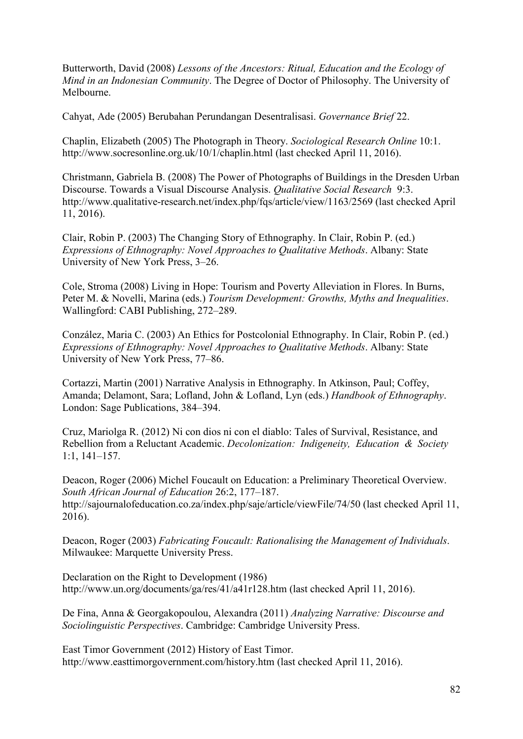Butterworth, David (2008) *Lessons of the Ancestors: Ritual, Education and the Ecology of Mind in an Indonesian Community*. The Degree of Doctor of Philosophy. The University of Melbourne.

Cahyat, Ade (2005) Berubahan Perundangan Desentralisasi. *Governance Brief* 22.

Chaplin, Elizabeth (2005) The Photograph in Theory. *Sociological Research Online* 10:1. http://www.socresonline.org.uk/10/1/chaplin.html (last checked April 11, 2016).

Christmann, Gabriela B. (2008) The Power of Photographs of Buildings in the Dresden Urban Discourse. Towards a Visual Discourse Analysis. *Qualitative Social Research* 9:3. http://www.qualitative-research.net/index.php/fqs/article/view/1163/2569 (last checked April 11, 2016).

Clair, Robin P. (2003) The Changing Story of Ethnography. In Clair, Robin P. (ed.) *Expressions of Ethnography: Novel Approaches to Qualitative Methods*. Albany: State University of New York Press, 3–26.

Cole, Stroma (2008) Living in Hope: Tourism and Poverty Alleviation in Flores. In Burns, Peter M. & Novelli, Marina (eds.) *Tourism Development: Growths, Myths and Inequalities*. Wallingford: CABI Publishing, 272–289.

Conzález, Maria C. (2003) An Ethics for Postcolonial Ethnography. In Clair, Robin P. (ed.) *Expressions of Ethnography: Novel Approaches to Qualitative Methods*. Albany: State University of New York Press, 77–86.

Cortazzi, Martin (2001) Narrative Analysis in Ethnography. In Atkinson, Paul; Coffey, Amanda; Delamont, Sara; Lofland, John & Lofland, Lyn (eds.) *Handbook of Ethnography*. London: Sage Publications, 384–394.

Cruz, Mariolga R. (2012) Ni con dios ni con el diablo: Tales of Survival, Resistance, and Rebellion from a Reluctant Academic. *Decolonization: Indigeneity, Education & Society* 1:1, 141–157.

Deacon, Roger (2006) Michel Foucault on Education: a Preliminary Theoretical Overview. *South African Journal of Education* 26:2, 177–187. http://sajournalofeducation.co.za/index.php/saje/article/viewFile/74/50 (last checked April 11, 2016).

Deacon, Roger (2003) *Fabricating Foucault: Rationalising the Management of Individuals*. Milwaukee: Marquette University Press.

Declaration on the Right to Development (1986) http://www.un.org/documents/ga/res/41/a41r128.htm (last checked April 11, 2016).

De Fina, Anna & Georgakopoulou, Alexandra (2011) *Analyzing Narrative: Discourse and Sociolinguistic Perspectives*. Cambridge: Cambridge University Press.

East Timor Government (2012) History of East Timor. http://www.easttimorgovernment.com/history.htm (last checked April 11, 2016).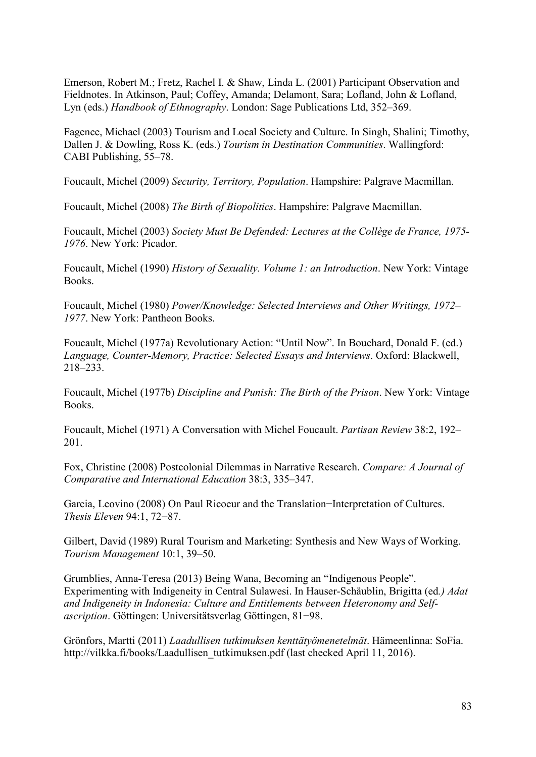Emerson, Robert M.; Fretz, Rachel I. & Shaw, Linda L. (2001) Participant Observation and Fieldnotes. In Atkinson, Paul; Coffey, Amanda; Delamont, Sara; Lofland, John & Lofland, Lyn (eds.) *Handbook of Ethnography*. London: Sage Publications Ltd, 352–369.

Fagence, Michael (2003) Tourism and Local Society and Culture. In Singh, Shalini; Timothy, Dallen J. & Dowling, Ross K. (eds.) *Tourism in Destination Communities*. Wallingford: CABI Publishing, 55–78.

Foucault, Michel (2009) *Security, Territory, Population*. Hampshire: Palgrave Macmillan.

Foucault, Michel (2008) *The Birth of Biopolitics*. Hampshire: Palgrave Macmillan.

Foucault, Michel (2003) *Society Must Be Defended: Lectures at the Collège de France, 1975-1976*. New York: Picador.

Foucault, Michel (1990) *History of Sexuality. Volume 1: an Introduction*. New York: Vintage Books.

Foucault, Michel (1980) *Power/Knowledge: Selected Interviews and Other Writings, 1972–1977*. New York: Pantheon Books.

Foucault, Michel (1977a) Revolutionary Action: "Until Now". In Bouchard, Donald F. (ed.) *Language, Counter-Memory, Practice: Selected Essays and Interviews*. Oxford: Blackwell, 218–233.

Foucault, Michel (1977b) *Discipline and Punish: The Birth of the Prison*. New York: Vintage Books.

Foucault, Michel (1971) A Conversation with Michel Foucault. *Partisan Review* 38:2, 192–201.

Fox, Christine (2008) Postcolonial Dilemmas in Narrative Research. *Compare: A Journal of Comparative and International Education* 38:3, 335–347.

Garcia, Leovino (2008) On Paul Ricoeur and the Translation−Interpretation of Cultures. *Thesis Eleven* 94:1, 72−87.

Gilbert, David (1989) Rural Tourism and Marketing: Synthesis and New Ways of Working. *Tourism Management* 10:1, 39–50.

Grumblies, Anna-Teresa (2013) Being Wana, Becoming an "Indigenous People". Experimenting with Indigeneity in Central Sulawesi. In Hauser-Schäublin, Brigitta (ed*.) Adat and Indigeneity in Indonesia: Culture and Entitlements between Heteronomy and Self-ascription*. Göttingen: Universitätsverlag Göttingen, 81−98.

Grönfors, Martti (2011) *Laadullisen tutkimuksen kenttätyömenetelmät*. Hämeenlinna: SoFia. http://vilkka.fi/books/Laadullisen_tutkimuksen.pdf (last checked April 11, 2016).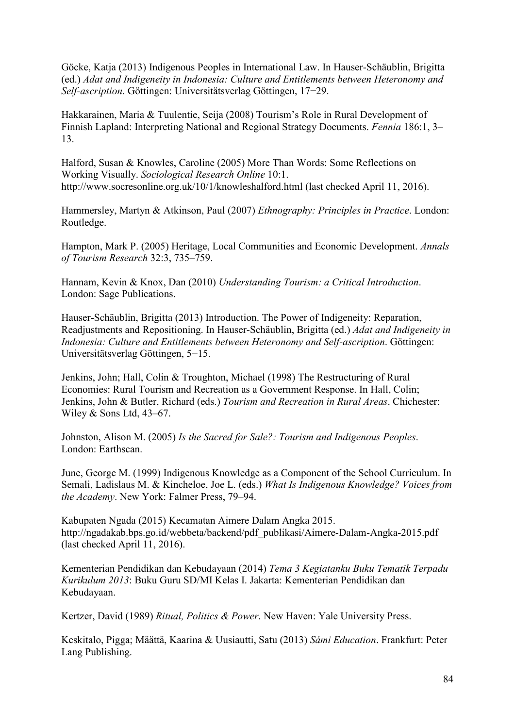Göcke, Katja (2013) Indigenous Peoples in International Law. In Hauser-Schäublin, Brigitta (ed.) *Adat and Indigeneity in Indonesia: Culture and Entitlements between Heteronomy and Self-ascription*. Göttingen: Universitätsverlag Göttingen, 17−29.

Hakkarainen, Maria & Tuulentie, Seija (2008) Tourism's Role in Rural Development of Finnish Lapland: Interpreting National and Regional Strategy Documents. *Fennia* 186:1, 3–13.

Halford, Susan & Knowles, Caroline (2005) More Than Words: Some Reflections on Working Visually. *Sociological Research Online* 10:1. http://www.socresonline.org.uk/10/1/knowleshalford.html (last checked April 11, 2016).

Hammersley, Martyn & Atkinson, Paul (2007) *Ethnography: Principles in Practice*. London: Routledge.

Hampton, Mark P. (2005) Heritage, Local Communities and Economic Development. *Annals of Tourism Research* 32:3, 735–759.

Hannam, Kevin & Knox, Dan (2010) *Understanding Tourism: a Critical Introduction*. London: Sage Publications.

Hauser-Schäublin, Brigitta (2013) Introduction. The Power of Indigeneity: Reparation, Readjustments and Repositioning. In Hauser-Schäublin, Brigitta (ed.) *Adat and Indigeneity in Indonesia: Culture and Entitlements between Heteronomy and Self-ascription*. Göttingen: Universitätsverlag Göttingen, 5−15.

Jenkins, John; Hall, Colin & Troughton, Michael (1998) The Restructuring of Rural Economies: Rural Tourism and Recreation as a Government Response. In Hall, Colin; Jenkins, John & Butler, Richard (eds.) *Tourism and Recreation in Rural Areas*. Chichester: Wiley & Sons Ltd, 43–67.

Johnston, Alison M. (2005) *Is the Sacred for Sale?: Tourism and Indigenous Peoples*. London: Earthscan.

June, George M. (1999) Indigenous Knowledge as a Component of the School Curriculum. In Semali, Ladislaus M. & Kincheloe, Joe L. (eds.) *What Is Indigenous Knowledge? Voices from the Academy*. New York: Falmer Press, 79–94.

Kabupaten Ngada (2015) Kecamatan Aimere Dalam Angka 2015. http://ngadakab.bps.go.id/webbeta/backend/pdf_publikasi/Aimere-Dalam-Angka-2015.pdf (last checked April 11, 2016).

Kementerian Pendidikan dan Kebudayaan (2014) *Tema 3 Kegiatanku Buku Tematik Terpadu Kurikulum 2013*: Buku Guru SD/MI Kelas I. Jakarta: Kementerian Pendidikan dan Kebudayaan.

Kertzer, David (1989) *Ritual, Politics & Power*. New Haven: Yale University Press.

Keskitalo, Pigga; Määttä, Kaarina & Uusiautti, Satu (2013) *Sámi Education*. Frankfurt: Peter Lang Publishing.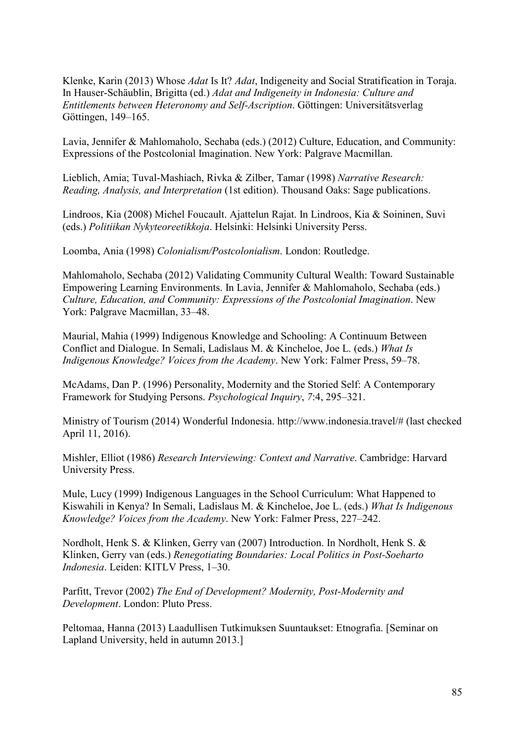Klenke, Karin (2013) Whose *Adat* Is It? *Adat*, Indigeneity and Social Stratification in Toraja. In Hauser-Schäublin, Brigitta (ed.) *Adat and Indigeneity in Indonesia: Culture and Entitlements between Heteronomy and Self-Ascription*. Göttingen: Universitätsverlag Göttingen, 149–165.

Lavia, Jennifer & Mahlomaholo, Sechaba (eds.) (2012) Culture, Education, and Community: Expressions of the Postcolonial Imagination. New York: Palgrave Macmillan.

Lieblich, Amia; Tuval-Mashiach, Rivka & Zilber, Tamar (1998) *Narrative Research: Reading, Analysis, and Interpretation* (1st edition). Thousand Oaks: Sage publications.

Lindroos, Kia (2008) Michel Foucault. Ajattelun Rajat. In Lindroos, Kia & Soininen, Suvi (eds.) *Politiikan Nykyteoreetikkoja*. Helsinki: Helsinki University Perss.

Loomba, Ania (1998) *Colonialism/Postcolonialism*. London: Routledge.

Mahlomaholo, Sechaba (2012) Validating Community Cultural Wealth: Toward Sustainable Empowering Learning Environments. In Lavia, Jennifer & Mahlomaholo, Sechaba (eds.) *Culture, Education, and Community: Expressions of the Postcolonial Imagination*. New York: Palgrave Macmillan, 33–48.

Maurial, Mahia (1999) Indigenous Knowledge and Schooling: A Continuum Between Conflict and Dialogue. In Semali, Ladislaus M. & Kincheloe, Joe L. (eds.) *What Is Indigenous Knowledge? Voices from the Academy*. New York: Falmer Press, 59–78.

McAdams, Dan P. (1996) Personality, Modernity and the Storied Self: A Contemporary Framework for Studying Persons. *Psychological Inquiry*, *7*:4, 295–321.

Ministry of Tourism (2014) Wonderful Indonesia. http://www.indonesia.travel/# (last checked April 11, 2016).

Mishler, Elliot (1986) *Research Interviewing: Context and Narrative*. Cambridge: Harvard University Press.

Mule, Lucy (1999) Indigenous Languages in the School Curriculum: What Happened to Kiswahili in Kenya? In Semali, Ladislaus M. & Kincheloe, Joe L. (eds.) *What Is Indigenous Knowledge? Voices from the Academy*. New York: Falmer Press, 227–242.

Nordholt, Henk S. & Klinken, Gerry van (2007) Introduction. In Nordholt, Henk S. & Klinken, Gerry van (eds.) *Renegotiating Boundaries: Local Politics in Post-Soeharto Indonesia*. Leiden: KITLV Press, 1–30.

Parfitt, Trevor (2002) *The End of Development? Modernity, Post-Modernity and Development*. London: Pluto Press.

Peltomaa, Hanna (2013) Laadullisen Tutkimuksen Suuntaukset: Etnografia. [Seminar on Lapland University, held in autumn 2013.]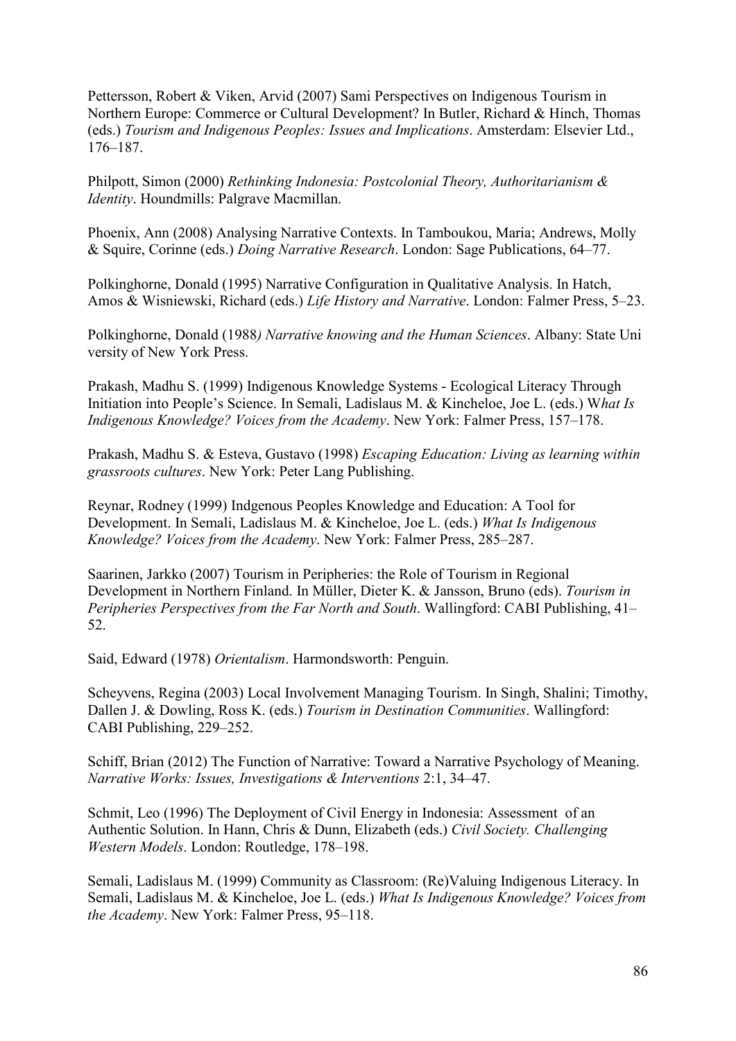Pettersson, Robert & Viken, Arvid (2007) Sami Perspectives on Indigenous Tourism in Northern Europe: Commerce or Cultural Development? In Butler, Richard & Hinch, Thomas (eds.) *Tourism and Indigenous Peoples: Issues and Implications*. Amsterdam: Elsevier Ltd., 176–187.

Philpott, Simon (2000) *Rethinking Indonesia: Postcolonial Theory, Authoritarianism & Identity*. Houndmills: Palgrave Macmillan.

Phoenix, Ann (2008) Analysing Narrative Contexts. In Tamboukou, Maria; Andrews, Molly & Squire, Corinne (eds.) *Doing Narrative Research*. London: Sage Publications, 64–77.

Polkinghorne, Donald (1995) Narrative Configuration in Qualitative Analysis. In Hatch, Amos & Wisniewski, Richard (eds.) *Life History and Narrative*. London: Falmer Press, 5–23.

Polkinghorne, Donald (1988*) Narrative knowing and the Human Sciences*. Albany: State Uni versity of New York Press.

Prakash, Madhu S. (1999) Indigenous Knowledge Systems - Ecological Literacy Through Initiation into People's Science. In Semali, Ladislaus M. & Kincheloe, Joe L. (eds.) W*hat Is Indigenous Knowledge? Voices from the Academy*. New York: Falmer Press, 157–178.

Prakash, Madhu S. & Esteva, Gustavo (1998) *Escaping Education: Living as learning within grassroots cultures*. New York: Peter Lang Publishing.

Reynar, Rodney (1999) Indgenous Peoples Knowledge and Education: A Tool for Development. In Semali, Ladislaus M. & Kincheloe, Joe L. (eds.) *What Is Indigenous Knowledge? Voices from the Academy*. New York: Falmer Press, 285–287.

Saarinen, Jarkko (2007) Tourism in Peripheries: the Role of Tourism in Regional Development in Northern Finland. In Müller, Dieter K. & Jansson, Bruno (eds). *Tourism in Peripheries Perspectives from the Far North and South*. Wallingford: CABI Publishing, 41–52.

Said, Edward (1978) *Orientalism*. Harmondsworth: Penguin.

Scheyvens, Regina (2003) Local Involvement Managing Tourism. In Singh, Shalini; Timothy, Dallen J. & Dowling, Ross K. (eds.) *Tourism in Destination Communities*. Wallingford: CABI Publishing, 229–252.

Schiff, Brian (2012) The Function of Narrative: Toward a Narrative Psychology of Meaning. *Narrative Works: Issues, Investigations & Interventions* 2:1, 34–47.

Schmit, Leo (1996) The Deployment of Civil Energy in Indonesia: Assessment of an Authentic Solution. In Hann, Chris & Dunn, Elizabeth (eds.) *Civil Society. Challenging Western Models*. London: Routledge, 178–198.

Semali, Ladislaus M. (1999) Community as Classroom: (Re)Valuing Indigenous Literacy. In Semali, Ladislaus M. & Kincheloe, Joe L. (eds.) *What Is Indigenous Knowledge? Voices from the Academy*. New York: Falmer Press, 95–118.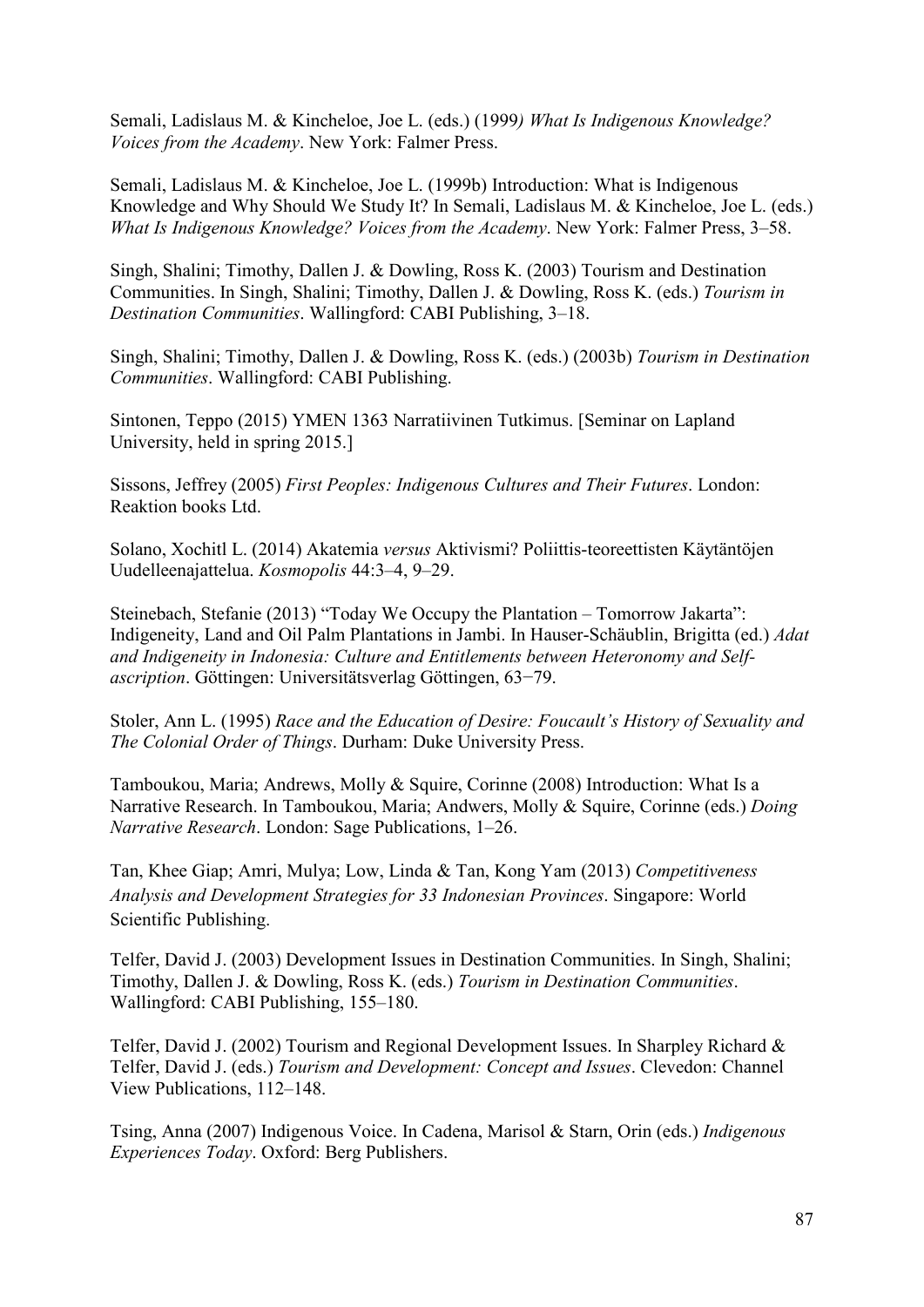Semali, Ladislaus M. & Kincheloe, Joe L. (eds.) (1999*) What Is Indigenous Knowledge? Voices from the Academy*. New York: Falmer Press.

Semali, Ladislaus M. & Kincheloe, Joe L. (1999b) Introduction: What is Indigenous Knowledge and Why Should We Study It? In Semali, Ladislaus M. & Kincheloe, Joe L. (eds.) *What Is Indigenous Knowledge? Voices from the Academy*. New York: Falmer Press, 3–58.

Singh, Shalini; Timothy, Dallen J. & Dowling, Ross K. (2003) Tourism and Destination Communities. In Singh, Shalini; Timothy, Dallen J. & Dowling, Ross K. (eds.) *Tourism in Destination Communities*. Wallingford: CABI Publishing, 3–18.

Singh, Shalini; Timothy, Dallen J. & Dowling, Ross K. (eds.) (2003b) *Tourism in Destination Communities*. Wallingford: CABI Publishing.

Sintonen, Teppo (2015) YMEN 1363 Narratiivinen Tutkimus. [Seminar on Lapland University, held in spring 2015.]

Sissons, Jeffrey (2005) *First Peoples: Indigenous Cultures and Their Futures*. London: Reaktion books Ltd.

Solano, Xochitl L. (2014) Akatemia *versus* Aktivismi? Poliittis-teoreettisten Käytäntöjen Uudelleenajattelua. *Kosmopolis* 44:3–4, 9–29.

Steinebach, Stefanie (2013) "Today We Occupy the Plantation – Tomorrow Jakarta": Indigeneity, Land and Oil Palm Plantations in Jambi. In Hauser-Schäublin, Brigitta (ed.) *Adat and Indigeneity in Indonesia: Culture and Entitlements between Heteronomy and Self-ascription*. Göttingen: Universitätsverlag Göttingen, 63−79.

Stoler, Ann L. (1995) *Race and the Education of Desire: Foucault's History of Sexuality and The Colonial Order of Things*. Durham: Duke University Press.

Tamboukou, Maria; Andrews, Molly & Squire, Corinne (2008) Introduction: What Is a Narrative Research. In Tamboukou, Maria; Andwers, Molly & Squire, Corinne (eds.) *Doing Narrative Research*. London: Sage Publications, 1–26.

Tan, Khee Giap; Amri, Mulya; Low, Linda & Tan, Kong Yam (2013) *Competitiveness Analysis and Development Strategies for 33 Indonesian Provinces*. Singapore: World Scientific Publishing.

Telfer, David J. (2003) Development Issues in Destination Communities. In Singh, Shalini; Timothy, Dallen J. & Dowling, Ross K. (eds.) *Tourism in Destination Communities*. Wallingford: CABI Publishing, 155–180.

Telfer, David J. (2002) Tourism and Regional Development Issues. In Sharpley Richard & Telfer, David J. (eds.) *Tourism and Development: Concept and Issues*. Clevedon: Channel View Publications, 112–148.

Tsing, Anna (2007) Indigenous Voice. In Cadena, Marisol & Starn, Orin (eds.) *Indigenous Experiences Today*. Oxford: Berg Publishers.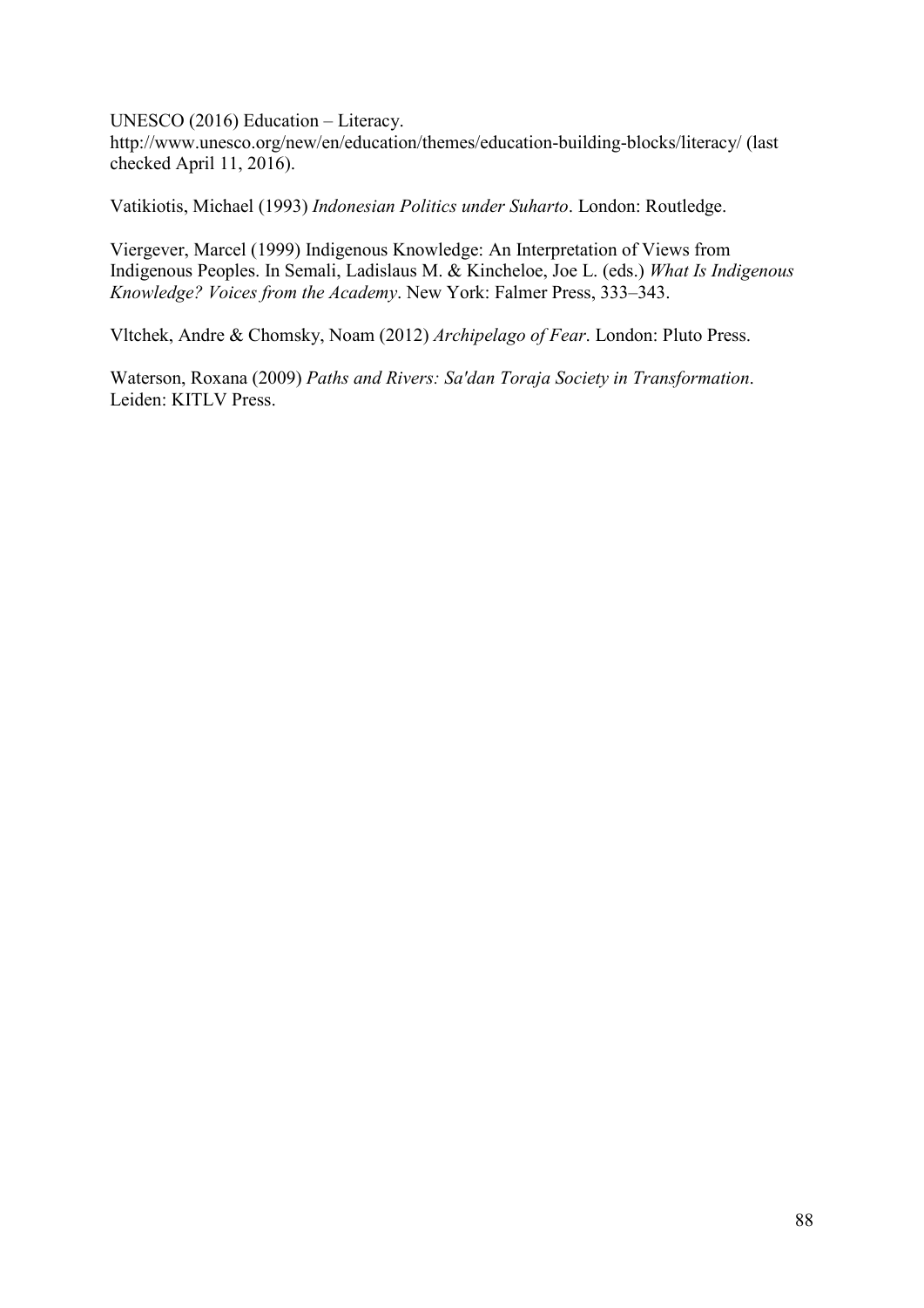UNESCO (2016) Education – Literacy. http://www.unesco.org/new/en/education/themes/education-building-blocks/literacy/ (last checked April 11, 2016).

Vatikiotis, Michael (1993) *Indonesian Politics under Suharto*. London: Routledge.

Viergever, Marcel (1999) Indigenous Knowledge: An Interpretation of Views from Indigenous Peoples. In Semali, Ladislaus M. & Kincheloe, Joe L. (eds.) *What Is Indigenous Knowledge? Voices from the Academy*. New York: Falmer Press, 333–343.

Vltchek, Andre & Chomsky, Noam (2012) *Archipelago of Fear*. London: Pluto Press.

Waterson, Roxana (2009) *Paths and Rivers: Sa'dan Toraja Society in Transformation*. Leiden: KITLV Press.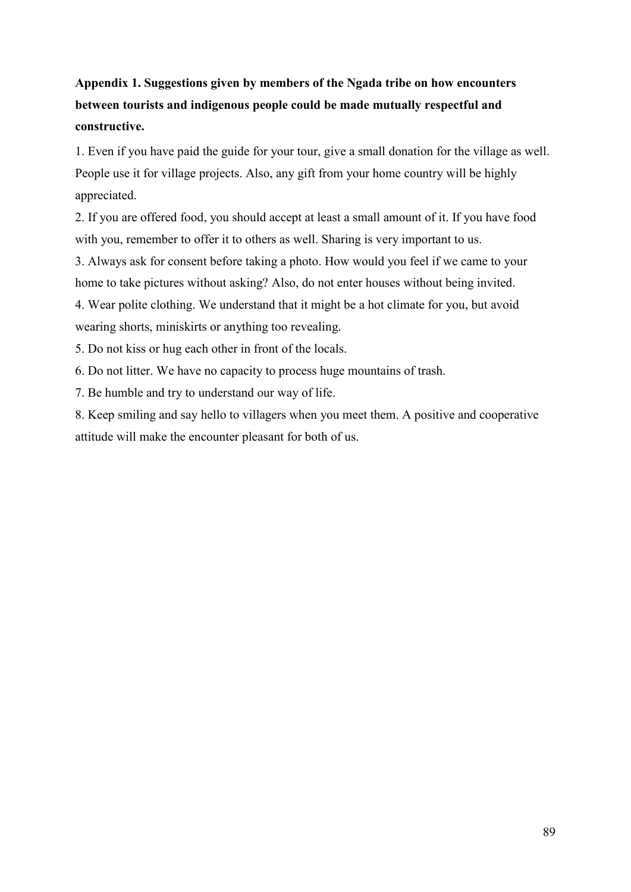**Appendix 1. Suggestions given by members of the Ngada tribe on how encounters between tourists and indigenous people could be made mutually respectful and constructive.**

1. Even if you have paid the guide for your tour, give a small donation for the village as well. People use it for village projects. Also, any gift from your home country will be highly appreciated.
2. If you are offered food, you should accept at least a small amount of it. If you have food with you, remember to offer it to others as well. Sharing is very important to us.
3. Always ask for consent before taking a photo. How would you feel if we came to your home to take pictures without asking? Also, do not enter houses without being invited.
4. Wear polite clothing. We understand that it might be a hot climate for you, but avoid wearing shorts, miniskirts or anything too revealing.
5. Do not kiss or hug each other in front of the locals.
6. Do not litter. We have no capacity to process huge mountains of trash.
7. Be humble and try to understand our way of life.
8. Keep smiling and say hello to villagers when you meet them. A positive and cooperative attitude will make the encounter pleasant for both of us.